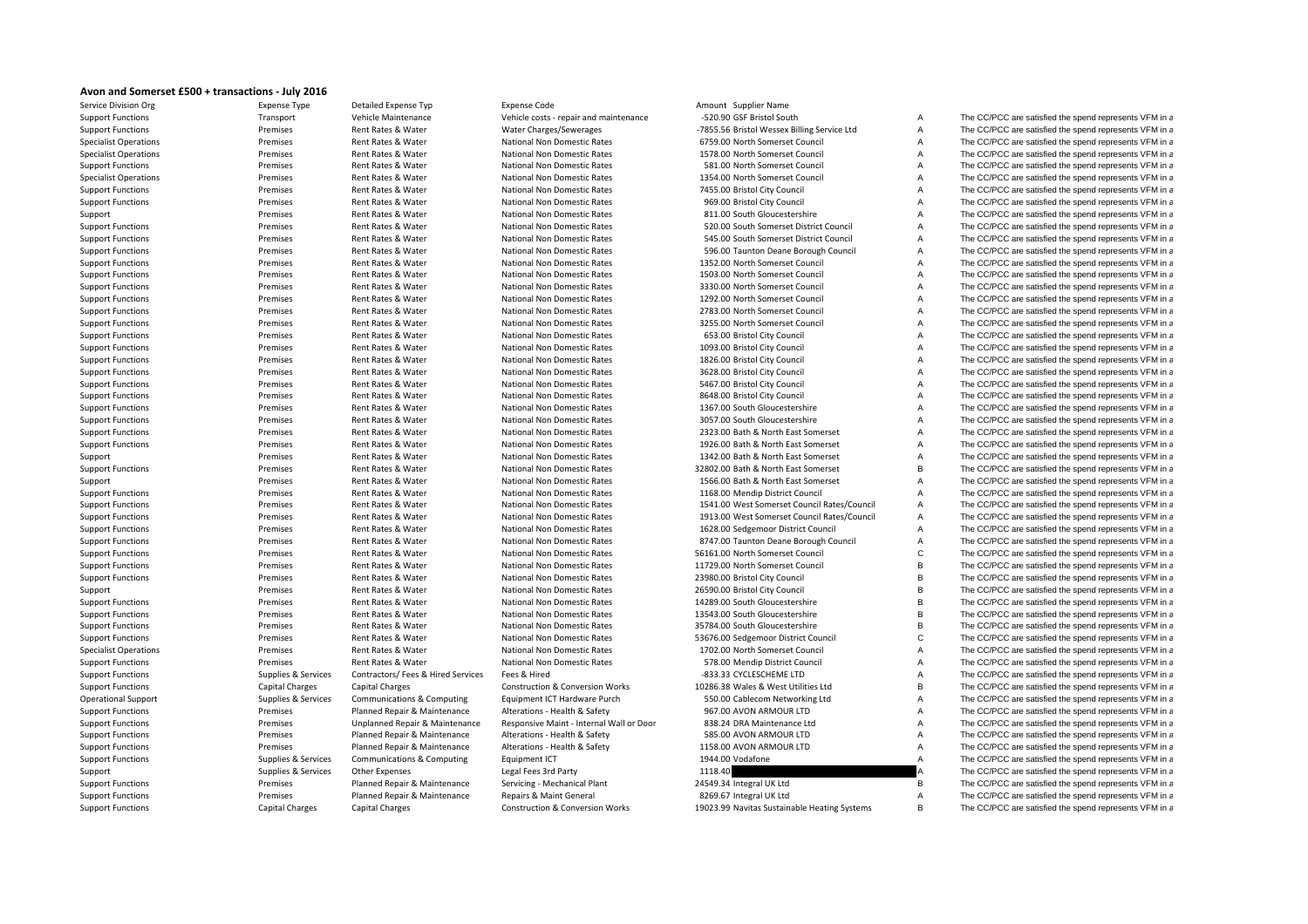## Avon and Somerset £500 + transactions - July 2016

| Service Division Org | Expense Type | Detailed Expense Typ | Expense Code | Amount | Supplier Name | | |
|---|---|---|---|---|---|---|---|
| Support Functions | Transport | Vehicle Maintenance | Vehicle costs - repair and maintenance | -520.90 | GSF Bristol South | A | The CC/PCC are satisfied the spend represents VFM in a |
| Support Functions | Premises | Rent Rates & Water | Water Charges/Sewerages | -7855.56 | Bristol Wessex Billing Service Ltd | A | The CC/PCC are satisfied the spend represents VFM in a |
| Specialist Operations | Premises | Rent Rates & Water | National Non Domestic Rates | 6759.00 | North Somerset Council | A | The CC/PCC are satisfied the spend represents VFM in a |
| Specialist Operations | Premises | Rent Rates & Water | National Non Domestic Rates | 1578.00 | North Somerset Council | A | The CC/PCC are satisfied the spend represents VFM in a |
| Support Functions | Premises | Rent Rates & Water | National Non Domestic Rates | 581.00 | North Somerset Council | A | The CC/PCC are satisfied the spend represents VFM in a |
| Specialist Operations | Premises | Rent Rates & Water | National Non Domestic Rates | 1354.00 | North Somerset Council | A | The CC/PCC are satisfied the spend represents VFM in a |
| Support Functions | Premises | Rent Rates & Water | National Non Domestic Rates | 7455.00 | Bristol City Council | A | The CC/PCC are satisfied the spend represents VFM in a |
| Support Functions | Premises | Rent Rates & Water | National Non Domestic Rates | 969.00 | Bristol City Council | A | The CC/PCC are satisfied the spend represents VFM in a |
| Support | Premises | Rent Rates & Water | National Non Domestic Rates | 811.00 | South Gloucestershire | A | The CC/PCC are satisfied the spend represents VFM in a |
| Support Functions | Premises | Rent Rates & Water | National Non Domestic Rates | 520.00 | South Somerset District Council | A | The CC/PCC are satisfied the spend represents VFM in a |
| Support Functions | Premises | Rent Rates & Water | National Non Domestic Rates | 545.00 | South Somerset District Council | A | The CC/PCC are satisfied the spend represents VFM in a |
| Support Functions | Premises | Rent Rates & Water | National Non Domestic Rates | 596.00 | Taunton Deane Borough Council | A | The CC/PCC are satisfied the spend represents VFM in a |
| Support Functions | Premises | Rent Rates & Water | National Non Domestic Rates | 1352.00 | North Somerset Council | A | The CC/PCC are satisfied the spend represents VFM in a |
| Support Functions | Premises | Rent Rates & Water | National Non Domestic Rates | 1503.00 | North Somerset Council | A | The CC/PCC are satisfied the spend represents VFM in a |
| Support Functions | Premises | Rent Rates & Water | National Non Domestic Rates | 3330.00 | North Somerset Council | A | The CC/PCC are satisfied the spend represents VFM in a |
| Support Functions | Premises | Rent Rates & Water | National Non Domestic Rates | 1292.00 | North Somerset Council | A | The CC/PCC are satisfied the spend represents VFM in a |
| Support Functions | Premises | Rent Rates & Water | National Non Domestic Rates | 2783.00 | North Somerset Council | A | The CC/PCC are satisfied the spend represents VFM in a |
| Support Functions | Premises | Rent Rates & Water | National Non Domestic Rates | 3255.00 | North Somerset Council | A | The CC/PCC are satisfied the spend represents VFM in a |
| Support Functions | Premises | Rent Rates & Water | National Non Domestic Rates | 653.00 | Bristol City Council | A | The CC/PCC are satisfied the spend represents VFM in a |
| Support Functions | Premises | Rent Rates & Water | National Non Domestic Rates | 1093.00 | Bristol City Council | A | The CC/PCC are satisfied the spend represents VFM in a |
| Support Functions | Premises | Rent Rates & Water | National Non Domestic Rates | 1826.00 | Bristol City Council | A | The CC/PCC are satisfied the spend represents VFM in a |
| Support Functions | Premises | Rent Rates & Water | National Non Domestic Rates | 3628.00 | Bristol City Council | A | The CC/PCC are satisfied the spend represents VFM in a |
| Support Functions | Premises | Rent Rates & Water | National Non Domestic Rates | 5467.00 | Bristol City Council | A | The CC/PCC are satisfied the spend represents VFM in a |
| Support Functions | Premises | Rent Rates & Water | National Non Domestic Rates | 8648.00 | Bristol City Council | A | The CC/PCC are satisfied the spend represents VFM in a |
| Support Functions | Premises | Rent Rates & Water | National Non Domestic Rates | 1367.00 | South Gloucestershire | A | The CC/PCC are satisfied the spend represents VFM in a |
| Support Functions | Premises | Rent Rates & Water | National Non Domestic Rates | 3057.00 | South Gloucestershire | A | The CC/PCC are satisfied the spend represents VFM in a |
| Support Functions | Premises | Rent Rates & Water | National Non Domestic Rates | 2323.00 | Bath & North East Somerset | A | The CC/PCC are satisfied the spend represents VFM in a |
| Support Functions | Premises | Rent Rates & Water | National Non Domestic Rates | 1926.00 | Bath & North East Somerset | A | The CC/PCC are satisfied the spend represents VFM in a |
| Support | Premises | Rent Rates & Water | National Non Domestic Rates | 1342.00 | Bath & North East Somerset | A | The CC/PCC are satisfied the spend represents VFM in a |
| Support Functions | Premises | Rent Rates & Water | National Non Domestic Rates | 32802.00 | Bath & North East Somerset | B | The CC/PCC are satisfied the spend represents VFM in a |
| Support | Premises | Rent Rates & Water | National Non Domestic Rates | 1566.00 | Bath & North East Somerset | A | The CC/PCC are satisfied the spend represents VFM in a |
| Support Functions | Premises | Rent Rates & Water | National Non Domestic Rates | 1168.00 | Mendip District Council | A | The CC/PCC are satisfied the spend represents VFM in a |
| Support Functions | Premises | Rent Rates & Water | National Non Domestic Rates | 1541.00 | West Somerset Council Rates/Council | A | The CC/PCC are satisfied the spend represents VFM in a |
| Support Functions | Premises | Rent Rates & Water | National Non Domestic Rates | 1913.00 | West Somerset Council Rates/Council | A | The CC/PCC are satisfied the spend represents VFM in a |
| Support Functions | Premises | Rent Rates & Water | National Non Domestic Rates | 1628.00 | Sedgemoor District Council | A | The CC/PCC are satisfied the spend represents VFM in a |
| Support Functions | Premises | Rent Rates & Water | National Non Domestic Rates | 8747.00 | Taunton Deane Borough Council | A | The CC/PCC are satisfied the spend represents VFM in a |
| Support Functions | Premises | Rent Rates & Water | National Non Domestic Rates | 56161.00 | North Somerset Council | C | The CC/PCC are satisfied the spend represents VFM in a |
| Support Functions | Premises | Rent Rates & Water | National Non Domestic Rates | 11729.00 | North Somerset Council | B | The CC/PCC are satisfied the spend represents VFM in a |
| Support Functions | Premises | Rent Rates & Water | National Non Domestic Rates | 23980.00 | Bristol City Council | B | The CC/PCC are satisfied the spend represents VFM in a |
| Support | Premises | Rent Rates & Water | National Non Domestic Rates | 26590.00 | Bristol City Council | B | The CC/PCC are satisfied the spend represents VFM in a |
| Support Functions | Premises | Rent Rates & Water | National Non Domestic Rates | 14289.00 | South Gloucestershire | B | The CC/PCC are satisfied the spend represents VFM in a |
| Support Functions | Premises | Rent Rates & Water | National Non Domestic Rates | 13543.00 | South Gloucestershire | B | The CC/PCC are satisfied the spend represents VFM in a |
| Support Functions | Premises | Rent Rates & Water | National Non Domestic Rates | 35784.00 | South Gloucestershire | B | The CC/PCC are satisfied the spend represents VFM in a |
| Support Functions | Premises | Rent Rates & Water | National Non Domestic Rates | 53676.00 | Sedgemoor District Council | C | The CC/PCC are satisfied the spend represents VFM in a |
| Specialist Operations | Premises | Rent Rates & Water | National Non Domestic Rates | 1702.00 | North Somerset Council | A | The CC/PCC are satisfied the spend represents VFM in a |
| Support Functions | Premises | Rent Rates & Water | National Non Domestic Rates | 578.00 | Mendip District Council | A | The CC/PCC are satisfied the spend represents VFM in a |
| Support Functions | Supplies & Services | Contractors/ Fees & Hired Services | Fees & Hired | -833.33 | CYCLESCHEME LTD | A | The CC/PCC are satisfied the spend represents VFM in a |
| Support Functions | Capital Charges | Capital Charges | Construction & Conversion Works | 10286.38 | Wales & West Utilities Ltd | B | The CC/PCC are satisfied the spend represents VFM in a |
| Operational Support | Supplies & Services | Communications & Computing | Equipment ICT Hardware Purch | 550.00 | Cablecom Networking Ltd | A | The CC/PCC are satisfied the spend represents VFM in a |
| Support Functions | Premises | Planned Repair & Maintenance | Alterations - Health & Safety | 967.00 | AVON ARMOUR LTD | A | The CC/PCC are satisfied the spend represents VFM in a |
| Support Functions | Premises | Unplanned Repair & Maintenance | Responsive Maint - Internal Wall or Door | 838.24 | DRA Maintenance Ltd | A | The CC/PCC are satisfied the spend represents VFM in a |
| Support Functions | Premises | Planned Repair & Maintenance | Alterations - Health & Safety | 585.00 | AVON ARMOUR LTD | A | The CC/PCC are satisfied the spend represents VFM in a |
| Support Functions | Premises | Planned Repair & Maintenance | Alterations - Health & Safety | 1158.00 | AVON ARMOUR LTD | A | The CC/PCC are satisfied the spend represents VFM in a |
| Support Functions | Supplies & Services | Communications & Computing | Equipment ICT | 1944.00 | Vodafone | A | The CC/PCC are satisfied the spend represents VFM in a |
| Support | Supplies & Services | Other Expenses | Legal Fees 3rd Party | 1118.40 | | A | The CC/PCC are satisfied the spend represents VFM in a |
| Support Functions | Premises | Planned Repair & Maintenance | Servicing - Mechanical Plant | 24549.34 | Integral UK Ltd | B | The CC/PCC are satisfied the spend represents VFM in a |
| Support Functions | Premises | Planned Repair & Maintenance | Repairs & Maint General | 8269.67 | Integral UK Ltd | A | The CC/PCC are satisfied the spend represents VFM in a |
| Support Functions | Capital Charges | Capital Charges | Construction & Conversion Works | 19023.99 | Navitas Sustainable Heating Systems | B | The CC/PCC are satisfied the spend represents VFM in a |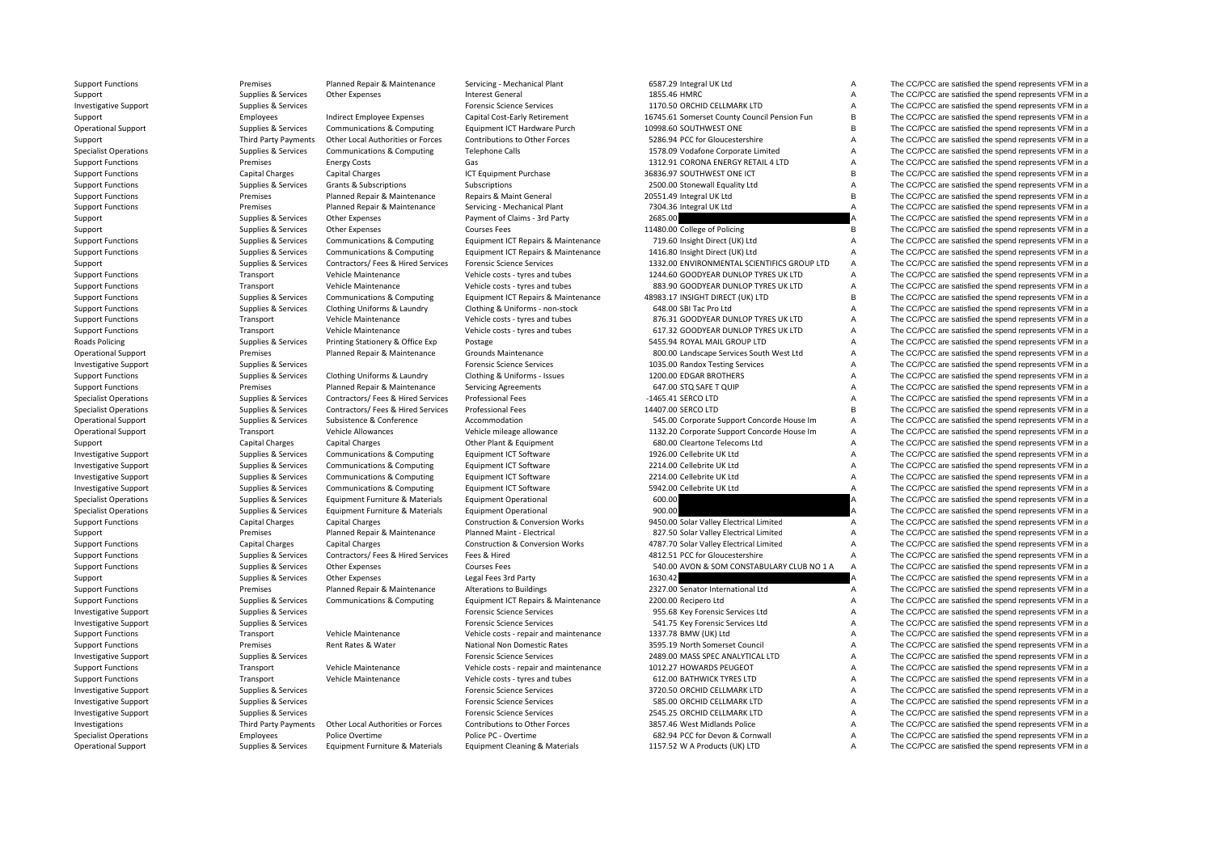| Support Functions | Premises | Planned Repair & Maintenance | Servicing - Mechanical Plant | 6587.29 | Integral UK Ltd | A | The CC/PCC are satisfied the spend represents VFM in a |
|---|---|---|---|---|---|---|---|
| Support | Supplies & Services | Other Expenses | Interest General | 1855.46 | HMRC | A | The CC/PCC are satisfied the spend represents VFM in a |
| Investigative Support | Supplies & Services | | Forensic Science Services | 1170.50 | ORCHID CELLMARK LTD | A | The CC/PCC are satisfied the spend represents VFM in a |
| Support | Employees | Indirect Employee Expenses | Capital Cost-Early Retirement | 16745.61 | Somerset County Council Pension Fun | B | The CC/PCC are satisfied the spend represents VFM in a |
| Operational Support | Supplies & Services | Communications & Computing | Equipment ICT Hardware Purch | 10998.60 | SOUTHWEST ONE | B | The CC/PCC are satisfied the spend represents VFM in a |
| Support | Third Party Payments | Other Local Authorities or Forces | Contributions to Other Forces | 5286.94 | PCC for Gloucestershire | A | The CC/PCC are satisfied the spend represents VFM in a |
| Specialist Operations | Supplies & Services | Communications & Computing | Telephone Calls | 1578.09 | Vodafone Corporate Limited | A | The CC/PCC are satisfied the spend represents VFM in a |
| Support Functions | Premises | Energy Costs | Gas | 1312.91 | CORONA ENERGY RETAIL 4 LTD | A | The CC/PCC are satisfied the spend represents VFM in a |
| Support Functions | Capital Charges | Capital Charges | ICT Equipment Purchase | 36836.97 | SOUTHWEST ONE ICT | B | The CC/PCC are satisfied the spend represents VFM in a |
| Support Functions | Supplies & Services | Grants & Subscriptions | Subscriptions | 2500.00 | Stonewall Equality Ltd | A | The CC/PCC are satisfied the spend represents VFM in a |
| Support Functions | Premises | Planned Repair & Maintenance | Repairs & Maint General | 20551.49 | Integral UK Ltd | B | The CC/PCC are satisfied the spend represents VFM in a |
| Support Functions | Premises | Planned Repair & Maintenance | Servicing - Mechanical Plant | 7304.36 | Integral UK Ltd | A | The CC/PCC are satisfied the spend represents VFM in a |
| Support | Supplies & Services | Other Expenses | Payment of Claims - 3rd Party | 2685.00 | | A | The CC/PCC are satisfied the spend represents VFM in a |
| Support | Supplies & Services | Other Expenses | Courses Fees | 11480.00 | College of Policing | B | The CC/PCC are satisfied the spend represents VFM in a |
| Support Functions | Supplies & Services | Communications & Computing | Equipment ICT Repairs & Maintenance | 719.60 | Insight Direct (UK) Ltd | A | The CC/PCC are satisfied the spend represents VFM in a |
| Support Functions | Supplies & Services | Communications & Computing | Equipment ICT Repairs & Maintenance | 1416.80 | Insight Direct (UK) Ltd | A | The CC/PCC are satisfied the spend represents VFM in a |
| Support | Supplies & Services | Contractors/ Fees & Hired Services | Forensic Science Services | 1332.00 | ENVIRONMENTAL SCIENTIFICS GROUP LTD | A | The CC/PCC are satisfied the spend represents VFM in a |
| Support Functions | Transport | Vehicle Maintenance | Vehicle costs - tyres and tubes | 1244.60 | GOODYEAR DUNLOP TYRES UK LTD | A | The CC/PCC are satisfied the spend represents VFM in a |
| Support Functions | Transport | Vehicle Maintenance | Vehicle costs - tyres and tubes | 883.90 | GOODYEAR DUNLOP TYRES UK LTD | A | The CC/PCC are satisfied the spend represents VFM in a |
| Support Functions | Supplies & Services | Communications & Computing | Equipment ICT Repairs & Maintenance | 48983.17 | INSIGHT DIRECT (UK) LTD | B | The CC/PCC are satisfied the spend represents VFM in a |
| Support Functions | Supplies & Services | Clothing Uniforms & Laundry | Clothing & Uniforms - non-stock | 648.00 | SBI Tac Pro Ltd | A | The CC/PCC are satisfied the spend represents VFM in a |
| Support Functions | Transport | Vehicle Maintenance | Vehicle costs - tyres and tubes | 876.31 | GOODYEAR DUNLOP TYRES UK LTD | A | The CC/PCC are satisfied the spend represents VFM in a |
| Support Functions | Transport | Vehicle Maintenance | Vehicle costs - tyres and tubes | 617.32 | GOODYEAR DUNLOP TYRES UK LTD | A | The CC/PCC are satisfied the spend represents VFM in a |
| Roads Policing | Supplies & Services | Printing Stationery & Office Exp | Postage | 5455.94 | ROYAL MAIL GROUP LTD | A | The CC/PCC are satisfied the spend represents VFM in a |
| Operational Support | Premises | Planned Repair & Maintenance | Grounds Maintenance | 800.00 | Landscape Services South West Ltd | A | The CC/PCC are satisfied the spend represents VFM in a |
| Investigative Support | Supplies & Services | | Forensic Science Services | 1035.00 | Randox Testing Services | A | The CC/PCC are satisfied the spend represents VFM in a |
| Support Functions | Supplies & Services | Clothing Uniforms & Laundry | Clothing & Uniforms - Issues | 1200.00 | EDGAR BROTHERS | A | The CC/PCC are satisfied the spend represents VFM in a |
| Support Functions | Premises | Planned Repair & Maintenance | Servicing Agreements | 647.00 | STQ SAFE T QUIP | A | The CC/PCC are satisfied the spend represents VFM in a |
| Specialist Operations | Supplies & Services | Contractors/ Fees & Hired Services | Professional Fees | -1465.41 | SERCO LTD | A | The CC/PCC are satisfied the spend represents VFM in a |
| Specialist Operations | Supplies & Services | Contractors/ Fees & Hired Services | Professional Fees | 14407.00 | SERCO LTD | B | The CC/PCC are satisfied the spend represents VFM in a |
| Operational Support | Supplies & Services | Subsistence & Conference | Accommodation | 545.00 | Corporate Support Concorde House Im | A | The CC/PCC are satisfied the spend represents VFM in a |
| Operational Support | Transport | Vehicle Allowances | Vehicle mileage allowance | 1132.20 | Corporate Support Concorde House Im | A | The CC/PCC are satisfied the spend represents VFM in a |
| Support | Capital Charges | Capital Charges | Other Plant & Equipment | 680.00 | Cleartone Telecoms Ltd | A | The CC/PCC are satisfied the spend represents VFM in a |
| Investigative Support | Supplies & Services | Communications & Computing | Equipment ICT Software | 1926.00 | Cellebrite UK Ltd | A | The CC/PCC are satisfied the spend represents VFM in a |
| Investigative Support | Supplies & Services | Communications & Computing | Equipment ICT Software | 2214.00 | Cellebrite UK Ltd | A | The CC/PCC are satisfied the spend represents VFM in a |
| Investigative Support | Supplies & Services | Communications & Computing | Equipment ICT Software | 2214.00 | Cellebrite UK Ltd | A | The CC/PCC are satisfied the spend represents VFM in a |
| Investigative Support | Supplies & Services | Communications & Computing | Equipment ICT Software | 5942.00 | Cellebrite UK Ltd | A | The CC/PCC are satisfied the spend represents VFM in a |
| Specialist Operations | Supplies & Services | Equipment Furniture & Materials | Equipment Operational | 600.00 | | A | The CC/PCC are satisfied the spend represents VFM in a |
| Specialist Operations | Supplies & Services | Equipment Furniture & Materials | Equipment Operational | 900.00 | | A | The CC/PCC are satisfied the spend represents VFM in a |
| Support Functions | Capital Charges | Capital Charges | Construction & Conversion Works | 9450.00 | Solar Valley Electrical Limited | A | The CC/PCC are satisfied the spend represents VFM in a |
| Support | Premises | Planned Repair & Maintenance | Planned Maint - Electrical | 827.50 | Solar Valley Electrical Limited | A | The CC/PCC are satisfied the spend represents VFM in a |
| Support Functions | Capital Charges | Capital Charges | Construction & Conversion Works | 4787.70 | Solar Valley Electrical Limited | A | The CC/PCC are satisfied the spend represents VFM in a |
| Support Functions | Supplies & Services | Contractors/ Fees & Hired Services | Fees & Hired | 4812.51 | PCC for Gloucestershire | A | The CC/PCC are satisfied the spend represents VFM in a |
| Support Functions | Supplies & Services | Other Expenses | Courses Fees | 540.00 | AVON & SOM CONSTABULARY CLUB NO 1 A | A | The CC/PCC are satisfied the spend represents VFM in a |
| Support | Supplies & Services | Other Expenses | Legal Fees 3rd Party | 1630.42 | | A | The CC/PCC are satisfied the spend represents VFM in a |
| Support Functions | Premises | Planned Repair & Maintenance | Alterations to Buildings | 2327.00 | Senator International Ltd | A | The CC/PCC are satisfied the spend represents VFM in a |
| Support Functions | Supplies & Services | Communications & Computing | Equipment ICT Repairs & Maintenance | 2200.00 | Recipero Ltd | A | The CC/PCC are satisfied the spend represents VFM in a |
| Investigative Support | Supplies & Services | | Forensic Science Services | 955.68 | Key Forensic Services Ltd | A | The CC/PCC are satisfied the spend represents VFM in a |
| Investigative Support | Supplies & Services | | Forensic Science Services | 541.75 | Key Forensic Services Ltd | A | The CC/PCC are satisfied the spend represents VFM in a |
| Support Functions | Transport | Vehicle Maintenance | Vehicle costs - repair and maintenance | 1337.78 | BMW (UK) Ltd | A | The CC/PCC are satisfied the spend represents VFM in a |
| Support Functions | Premises | Rent Rates & Water | National Non Domestic Rates | 3595.19 | North Somerset Council | A | The CC/PCC are satisfied the spend represents VFM in a |
| Investigative Support | Supplies & Services | | Forensic Science Services | 2489.00 | MASS SPEC ANALYTICAL LTD | A | The CC/PCC are satisfied the spend represents VFM in a |
| Support Functions | Transport | Vehicle Maintenance | Vehicle costs - repair and maintenance | 1012.27 | HOWARDS PEUGEOT | A | The CC/PCC are satisfied the spend represents VFM in a |
| Support Functions | Transport | Vehicle Maintenance | Vehicle costs - tyres and tubes | 612.00 | BATHWICK TYRES LTD | A | The CC/PCC are satisfied the spend represents VFM in a |
| Investigative Support | Supplies & Services | | Forensic Science Services | 3720.50 | ORCHID CELLMARK LTD | A | The CC/PCC are satisfied the spend represents VFM in a |
| Investigative Support | Supplies & Services | | Forensic Science Services | 585.00 | ORCHID CELLMARK LTD | A | The CC/PCC are satisfied the spend represents VFM in a |
| Investigative Support | Supplies & Services | | Forensic Science Services | 2545.25 | ORCHID CELLMARK LTD | A | The CC/PCC are satisfied the spend represents VFM in a |
| Investigations | Third Party Payments | Other Local Authorities or Forces | Contributions to Other Forces | 3857.46 | West Midlands Police | A | The CC/PCC are satisfied the spend represents VFM in a |
| Specialist Operations | Employees | Police Overtime | Police PC - Overtime | 682.94 | PCC for Devon & Cornwall | A | The CC/PCC are satisfied the spend represents VFM in a |
| Operational Support | Supplies & Services | Equipment Furniture & Materials | Equipment Cleaning & Materials | 1157.52 | W A Products (UK) LTD | A | The CC/PCC are satisfied the spend represents VFM in a |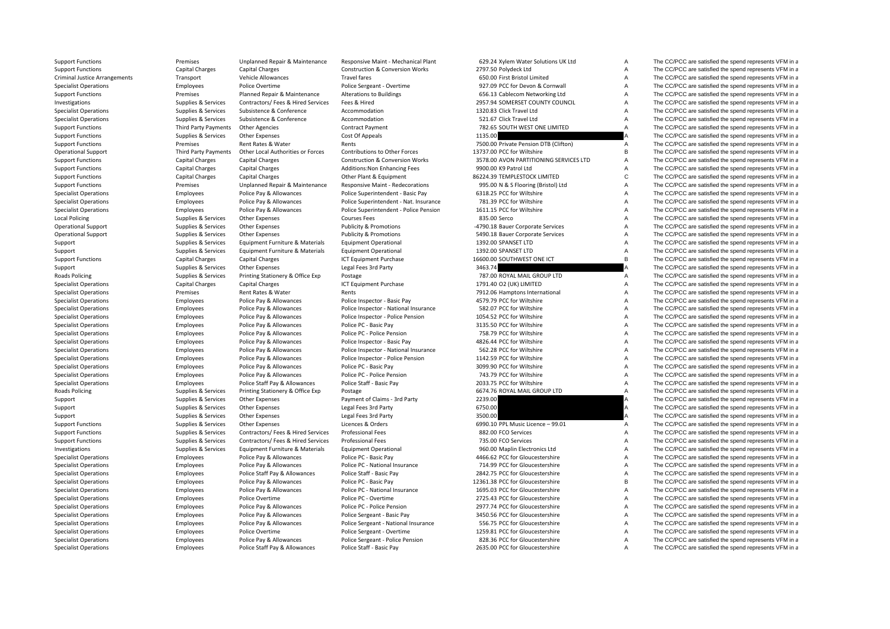| | | | | | | | |
|---|---|---|---|---|---|---|---|
| Support Functions | Premises | Unplanned Repair & Maintenance | Responsive Maint - Mechanical Plant | 629.24 | Xylem Water Solutions UK Ltd | A | The CC/PCC are satisfied the spend represents VFM in a |
| Support Functions | Capital Charges | Capital Charges | Construction & Conversion Works | 2797.50 | Polydeck Ltd | A | The CC/PCC are satisfied the spend represents VFM in a |
| Criminal Justice Arrangements | Transport | Vehicle Allowances | Travel fares | 650.00 | First Bristol Limited | A | The CC/PCC are satisfied the spend represents VFM in a |
| Specialist Operations | Employees | Police Overtime | Police Sergeant - Overtime | 927.09 | PCC for Devon & Cornwall | A | The CC/PCC are satisfied the spend represents VFM in a |
| Support Functions | Premises | Planned Repair & Maintenance | Alterations to Buildings | 656.13 | Cablecom Networking Ltd | A | The CC/PCC are satisfied the spend represents VFM in a |
| Investigations | Supplies & Services | Contractors/ Fees & Hired Services | Fees & Hired | 2957.94 | SOMERSET COUNTY COUNCIL | A | The CC/PCC are satisfied the spend represents VFM in a |
| Specialist Operations | Supplies & Services | Subsistence & Conference | Accommodation | 1320.83 | Click Travel Ltd | A | The CC/PCC are satisfied the spend represents VFM in a |
| Specialist Operations | Supplies & Services | Subsistence & Conference | Accommodation | 521.67 | Click Travel Ltd | A | The CC/PCC are satisfied the spend represents VFM in a |
| Support Functions | Third Party Payments | Other Agencies | Contract Payment | 782.65 | SOUTH WEST ONE LIMITED | A | The CC/PCC are satisfied the spend represents VFM in a |
| Support Functions | Supplies & Services | Other Expenses | Cost Of Appeals | 1135.00 | | A | The CC/PCC are satisfied the spend represents VFM in a |
| Support Functions | Premises | Rent Rates & Water | Rents | 7500.00 | Private Pension DTB (Clifton) | A | The CC/PCC are satisfied the spend represents VFM in a |
| Operational Support | Third Party Payments | Other Local Authorities or Forces | Contributions to Other Forces | 13737.00 | PCC for Wiltshire | B | The CC/PCC are satisfied the spend represents VFM in a |
| Support Functions | Capital Charges | Capital Charges | Construction & Conversion Works | 3578.00 | AVON PARTITIONING SERVICES LTD | A | The CC/PCC are satisfied the spend represents VFM in a |
| Support Functions | Capital Charges | Capital Charges | Additions:Non Enhancing Fees | 9900.00 | K9 Patrol Ltd | A | The CC/PCC are satisfied the spend represents VFM in a |
| Support Functions | Capital Charges | Capital Charges | Other Plant & Equipment | 86224.39 | TEMPLESTOCK LIMITED | C | The CC/PCC are satisfied the spend represents VFM in a |
| Support Functions | Premises | Unplanned Repair & Maintenance | Responsive Maint - Redecorations | 995.00 | N & S Flooring (Bristol) Ltd | A | The CC/PCC are satisfied the spend represents VFM in a |
| Specialist Operations | Employees | Police Pay & Allowances | Police Superintendent - Basic Pay | 6318.25 | PCC for Wiltshire | A | The CC/PCC are satisfied the spend represents VFM in a |
| Specialist Operations | Employees | Police Pay & Allowances | Police Superintendent - Nat. Insurance | 781.39 | PCC for Wiltshire | A | The CC/PCC are satisfied the spend represents VFM in a |
| Specialist Operations | Employees | Police Pay & Allowances | Police Superintendent - Police Pension | 1611.15 | PCC for Wiltshire | A | The CC/PCC are satisfied the spend represents VFM in a |
| Local Policing | Supplies & Services | Other Expenses | Courses Fees | 835.00 | Serco | A | The CC/PCC are satisfied the spend represents VFM in a |
| Operational Support | Supplies & Services | Other Expenses | Publicity & Promotions | -4790.18 | Bauer Corporate Services | A | The CC/PCC are satisfied the spend represents VFM in a |
| Operational Support | Supplies & Services | Other Expenses | Publicity & Promotions | 5490.18 | Bauer Corporate Services | A | The CC/PCC are satisfied the spend represents VFM in a |
| Support | Supplies & Services | Equipment Furniture & Materials | Equipment Operational | 1392.00 | SPANSET LTD | A | The CC/PCC are satisfied the spend represents VFM in a |
| Support | Supplies & Services | Equipment Furniture & Materials | Equipment Operational | 1392.00 | SPANSET LTD | A | The CC/PCC are satisfied the spend represents VFM in a |
| Support Functions | Capital Charges | Capital Charges | ICT Equipment Purchase | 16600.00 | SOUTHWEST ONE ICT | B | The CC/PCC are satisfied the spend represents VFM in a |
| Support | Supplies & Services | Other Expenses | Legal Fees 3rd Party | 3463.74 | | A | The CC/PCC are satisfied the spend represents VFM in a |
| Roads Policing | Supplies & Services | Printing Stationery & Office Exp | Postage | 787.00 | ROYAL MAIL GROUP LTD | A | The CC/PCC are satisfied the spend represents VFM in a |
| Specialist Operations | Capital Charges | Capital Charges | ICT Equipment Purchase | 1791.40 | O2 (UK) LIMITED | A | The CC/PCC are satisfied the spend represents VFM in a |
| Specialist Operations | Premises | Rent Rates & Water | Rents | 7912.06 | Hamptons International | A | The CC/PCC are satisfied the spend represents VFM in a |
| Specialist Operations | Employees | Police Pay & Allowances | Police Inspector - Basic Pay | 4579.79 | PCC for Wiltshire | A | The CC/PCC are satisfied the spend represents VFM in a |
| Specialist Operations | Employees | Police Pay & Allowances | Police Inspector - National Insurance | 582.07 | PCC for Wiltshire | A | The CC/PCC are satisfied the spend represents VFM in a |
| Specialist Operations | Employees | Police Pay & Allowances | Police Inspector - Police Pension | 1054.52 | PCC for Wiltshire | A | The CC/PCC are satisfied the spend represents VFM in a |
| Specialist Operations | Employees | Police Pay & Allowances | Police PC - Basic Pay | 3135.50 | PCC for Wiltshire | A | The CC/PCC are satisfied the spend represents VFM in a |
| Specialist Operations | Employees | Police Pay & Allowances | Police PC - Police Pension | 758.79 | PCC for Wiltshire | A | The CC/PCC are satisfied the spend represents VFM in a |
| Specialist Operations | Employees | Police Pay & Allowances | Police Inspector - Basic Pay | 4826.44 | PCC for Wiltshire | A | The CC/PCC are satisfied the spend represents VFM in a |
| Specialist Operations | Employees | Police Pay & Allowances | Police Inspector - National Insurance | 562.28 | PCC for Wiltshire | A | The CC/PCC are satisfied the spend represents VFM in a |
| Specialist Operations | Employees | Police Pay & Allowances | Police Inspector - Police Pension | 1142.59 | PCC for Wiltshire | A | The CC/PCC are satisfied the spend represents VFM in a |
| Specialist Operations | Employees | Police Pay & Allowances | Police PC - Basic Pay | 3099.90 | PCC for Wiltshire | A | The CC/PCC are satisfied the spend represents VFM in a |
| Specialist Operations | Employees | Police Pay & Allowances | Police PC - Police Pension | 743.79 | PCC for Wiltshire | A | The CC/PCC are satisfied the spend represents VFM in a |
| Specialist Operations | Employees | Police Staff Pay & Allowances | Police Staff - Basic Pay | 2033.75 | PCC for Wiltshire | A | The CC/PCC are satisfied the spend represents VFM in a |
| Roads Policing | Supplies & Services | Printing Stationery & Office Exp | Postage | 6674.76 | ROYAL MAIL GROUP LTD | A | The CC/PCC are satisfied the spend represents VFM in a |
| Support | Supplies & Services | Other Expenses | Payment of Claims - 3rd Party | 2239.00 | | A | The CC/PCC are satisfied the spend represents VFM in a |
| Support | Supplies & Services | Other Expenses | Legal Fees 3rd Party | 6750.00 | | A | The CC/PCC are satisfied the spend represents VFM in a |
| Support | Supplies & Services | Other Expenses | Legal Fees 3rd Party | 3500.00 | | A | The CC/PCC are satisfied the spend represents VFM in a |
| Support Functions | Supplies & Services | Other Expenses | Licences & Orders | 6990.10 | PPL Music Licence – 99.01 | A | The CC/PCC are satisfied the spend represents VFM in a |
| Support Functions | Supplies & Services | Contractors/ Fees & Hired Services | Professional Fees | 882.00 | FCO Services | A | The CC/PCC are satisfied the spend represents VFM in a |
| Support Functions | Supplies & Services | Contractors/ Fees & Hired Services | Professional Fees | 735.00 | FCO Services | A | The CC/PCC are satisfied the spend represents VFM in a |
| Investigations | Supplies & Services | Equipment Furniture & Materials | Equipment Operational | 960.00 | Maplin Electronics Ltd | A | The CC/PCC are satisfied the spend represents VFM in a |
| Specialist Operations | Employees | Police Pay & Allowances | Police PC - Basic Pay | 4466.62 | PCC for Gloucestershire | A | The CC/PCC are satisfied the spend represents VFM in a |
| Specialist Operations | Employees | Police Pay & Allowances | Police PC - National Insurance | 714.99 | PCC for Gloucestershire | A | The CC/PCC are satisfied the spend represents VFM in a |
| Specialist Operations | Employees | Police Staff Pay & Allowances | Police Staff - Basic Pay | 2842.75 | PCC for Gloucestershire | A | The CC/PCC are satisfied the spend represents VFM in a |
| Specialist Operations | Employees | Police Pay & Allowances | Police PC - Basic Pay | 12361.38 | PCC for Gloucestershire | B | The CC/PCC are satisfied the spend represents VFM in a |
| Specialist Operations | Employees | Police Pay & Allowances | Police PC - National Insurance | 1695.03 | PCC for Gloucestershire | A | The CC/PCC are satisfied the spend represents VFM in a |
| Specialist Operations | Employees | Police Overtime | Police PC - Overtime | 2725.43 | PCC for Gloucestershire | A | The CC/PCC are satisfied the spend represents VFM in a |
| Specialist Operations | Employees | Police Pay & Allowances | Police PC - Police Pension | 2977.74 | PCC for Gloucestershire | A | The CC/PCC are satisfied the spend represents VFM in a |
| Specialist Operations | Employees | Police Pay & Allowances | Police Sergeant - Basic Pay | 3450.56 | PCC for Gloucestershire | A | The CC/PCC are satisfied the spend represents VFM in a |
| Specialist Operations | Employees | Police Pay & Allowances | Police Sergeant - National Insurance | 556.75 | PCC for Gloucestershire | A | The CC/PCC are satisfied the spend represents VFM in a |
| Specialist Operations | Employees | Police Overtime | Police Sergeant - Overtime | 1259.81 | PCC for Gloucestershire | A | The CC/PCC are satisfied the spend represents VFM in a |
| Specialist Operations | Employees | Police Pay & Allowances | Police Sergeant - Police Pension | 828.36 | PCC for Gloucestershire | A | The CC/PCC are satisfied the spend represents VFM in a |
| Specialist Operations | Employees | Police Staff Pay & Allowances | Police Staff - Basic Pay | 2635.00 | PCC for Gloucestershire | A | The CC/PCC are satisfied the spend represents VFM in a |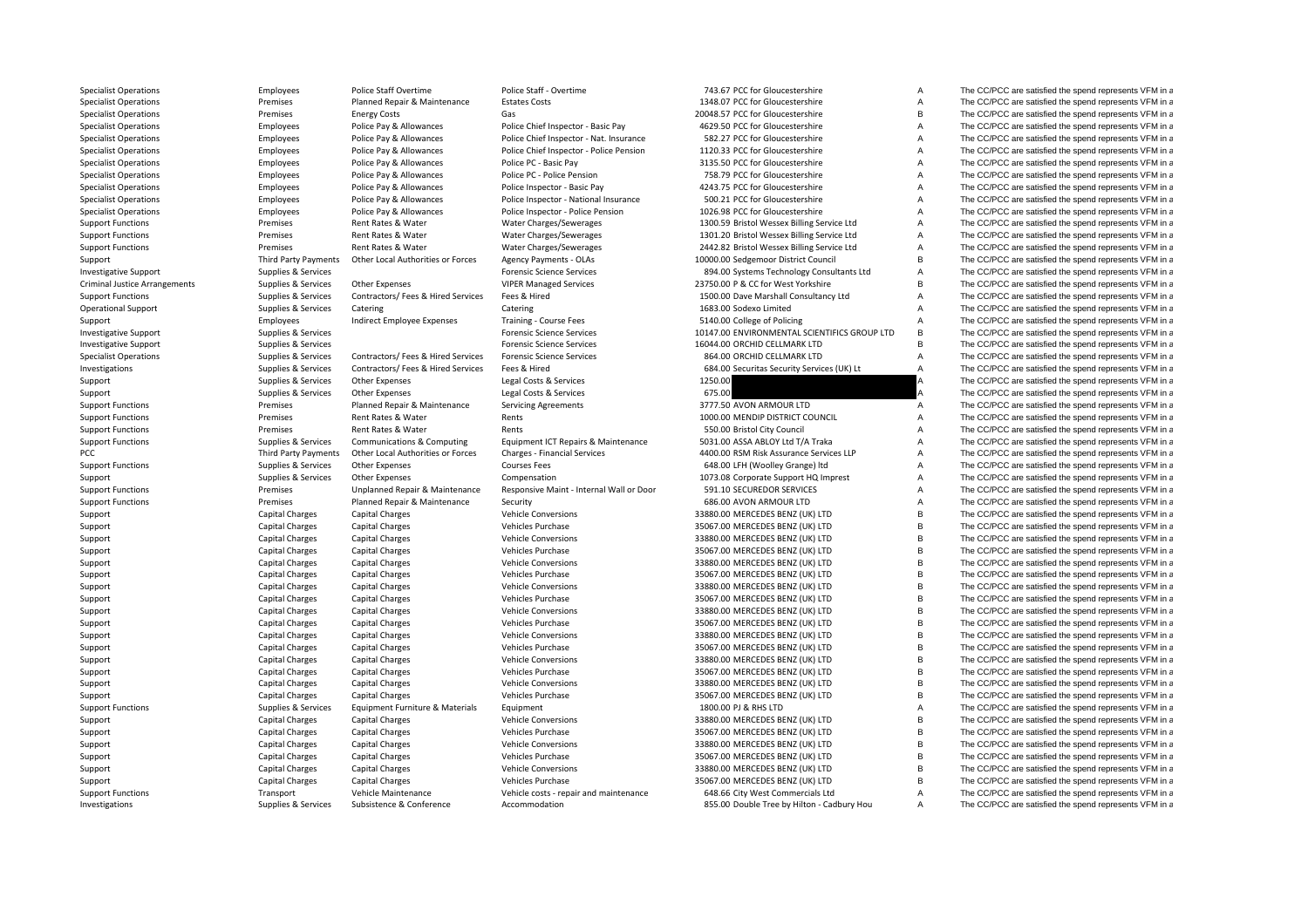| | | | | | | | |
|---|---|---|---|---|---|---|---|
| Specialist Operations | Employees | Police Staff Overtime | Police Staff - Overtime | 743.67 | PCC for Gloucestershire | A | The CC/PCC are satisfied the spend represents VFM in a |
| Specialist Operations | Premises | Planned Repair & Maintenance | Estates Costs | 1348.07 | PCC for Gloucestershire | A | The CC/PCC are satisfied the spend represents VFM in a |
| Specialist Operations | Premises | Energy Costs | Gas | 20048.57 | PCC for Gloucestershire | B | The CC/PCC are satisfied the spend represents VFM in a |
| Specialist Operations | Employees | Police Pay & Allowances | Police Chief Inspector - Basic Pay | 4629.50 | PCC for Gloucestershire | A | The CC/PCC are satisfied the spend represents VFM in a |
| Specialist Operations | Employees | Police Pay & Allowances | Police Chief Inspector - Nat. Insurance | 582.27 | PCC for Gloucestershire | A | The CC/PCC are satisfied the spend represents VFM in a |
| Specialist Operations | Employees | Police Pay & Allowances | Police Chief Inspector - Police Pension | 1120.33 | PCC for Gloucestershire | A | The CC/PCC are satisfied the spend represents VFM in a |
| Specialist Operations | Employees | Police Pay & Allowances | Police PC - Basic Pay | 3135.50 | PCC for Gloucestershire | A | The CC/PCC are satisfied the spend represents VFM in a |
| Specialist Operations | Employees | Police Pay & Allowances | Police PC - Police Pension | 758.79 | PCC for Gloucestershire | A | The CC/PCC are satisfied the spend represents VFM in a |
| Specialist Operations | Employees | Police Pay & Allowances | Police Inspector - Basic Pay | 4243.75 | PCC for Gloucestershire | A | The CC/PCC are satisfied the spend represents VFM in a |
| Specialist Operations | Employees | Police Pay & Allowances | Police Inspector - National Insurance | 500.21 | PCC for Gloucestershire | A | The CC/PCC are satisfied the spend represents VFM in a |
| Specialist Operations | Employees | Police Pay & Allowances | Police Inspector - Police Pension | 1026.98 | PCC for Gloucestershire | A | The CC/PCC are satisfied the spend represents VFM in a |
| Support Functions | Premises | Rent Rates & Water | Water Charges/Sewerages | 1300.59 | Bristol Wessex Billing Service Ltd | A | The CC/PCC are satisfied the spend represents VFM in a |
| Support Functions | Premises | Rent Rates & Water | Water Charges/Sewerages | 1301.20 | Bristol Wessex Billing Service Ltd | A | The CC/PCC are satisfied the spend represents VFM in a |
| Support Functions | Premises | Rent Rates & Water | Water Charges/Sewerages | 2442.82 | Bristol Wessex Billing Service Ltd | A | The CC/PCC are satisfied the spend represents VFM in a |
| Support | Third Party Payments | Other Local Authorities or Forces | Agency Payments - OLAs | 10000.00 | Sedgemoor District Council | B | The CC/PCC are satisfied the spend represents VFM in a |
| Investigative Support | Supplies & Services | | Forensic Science Services | 894.00 | Systems Technology Consultants Ltd | A | The CC/PCC are satisfied the spend represents VFM in a |
| Criminal Justice Arrangements | Supplies & Services | Other Expenses | VIPER Managed Services | 23750.00 | P & CC for West Yorkshire | B | The CC/PCC are satisfied the spend represents VFM in a |
| Support Functions | Supplies & Services | Contractors/ Fees & Hired Services | Fees & Hired | 1500.00 | Dave Marshall Consultancy Ltd | A | The CC/PCC are satisfied the spend represents VFM in a |
| Operational Support | Supplies & Services | Catering | Catering | 1683.00 | Sodexo Limited | A | The CC/PCC are satisfied the spend represents VFM in a |
| Support | Employees | Indirect Employee Expenses | Training - Course Fees | 5140.00 | College of Policing | A | The CC/PCC are satisfied the spend represents VFM in a |
| Investigative Support | Supplies & Services | | Forensic Science Services | 10147.00 | ENVIRONMENTAL SCIENTIFICS GROUP LTD | B | The CC/PCC are satisfied the spend represents VFM in a |
| Investigative Support | Supplies & Services | | Forensic Science Services | 16044.00 | ORCHID CELLMARK LTD | B | The CC/PCC are satisfied the spend represents VFM in a |
| Specialist Operations | Supplies & Services | Contractors/ Fees & Hired Services | Forensic Science Services | 864.00 | ORCHID CELLMARK LTD | A | The CC/PCC are satisfied the spend represents VFM in a |
| Investigations | Supplies & Services | Contractors/ Fees & Hired Services | Fees & Hired | 684.00 | Securitas Security Services (UK) Lt | A | The CC/PCC are satisfied the spend represents VFM in a |
| Support | Supplies & Services | Other Expenses | Legal Costs & Services | 1250.00 | | A | The CC/PCC are satisfied the spend represents VFM in a |
| Support | Supplies & Services | Other Expenses | Legal Costs & Services | 675.00 | | A | The CC/PCC are satisfied the spend represents VFM in a |
| Support Functions | Premises | Planned Repair & Maintenance | Servicing Agreements | 3777.50 | AVON ARMOUR LTD | A | The CC/PCC are satisfied the spend represents VFM in a |
| Support Functions | Premises | Rent Rates & Water | Rents | 1000.00 | MENDIP DISTRICT COUNCIL | A | The CC/PCC are satisfied the spend represents VFM in a |
| Support Functions | Premises | Rent Rates & Water | Rents | 550.00 | Bristol City Council | A | The CC/PCC are satisfied the spend represents VFM in a |
| Support Functions | Supplies & Services | Communications & Computing | Equipment ICT Repairs & Maintenance | 5031.00 | ASSA ABLOY Ltd T/A Traka | A | The CC/PCC are satisfied the spend represents VFM in a |
| PCC | Third Party Payments | Other Local Authorities or Forces | Charges - Financial Services | 4400.00 | RSM Risk Assurance Services LLP | A | The CC/PCC are satisfied the spend represents VFM in a |
| Support Functions | Supplies & Services | Other Expenses | Courses Fees | 648.00 | LFH (Woolley Grange) ltd | A | The CC/PCC are satisfied the spend represents VFM in a |
| Support | Supplies & Services | Other Expenses | Compensation | 1073.08 | Corporate Support HQ Imprest | A | The CC/PCC are satisfied the spend represents VFM in a |
| Support Functions | Premises | Unplanned Repair & Maintenance | Responsive Maint - Internal Wall or Door | 591.10 | SECUREDOR SERVICES | A | The CC/PCC are satisfied the spend represents VFM in a |
| Support Functions | Premises | Planned Repair & Maintenance | Security | 686.00 | AVON ARMOUR LTD | A | The CC/PCC are satisfied the spend represents VFM in a |
| Support | Capital Charges | Capital Charges | Vehicle Conversions | 33880.00 | MERCEDES BENZ (UK) LTD | B | The CC/PCC are satisfied the spend represents VFM in a |
| Support | Capital Charges | Capital Charges | Vehicles Purchase | 35067.00 | MERCEDES BENZ (UK) LTD | B | The CC/PCC are satisfied the spend represents VFM in a |
| Support | Capital Charges | Capital Charges | Vehicle Conversions | 33880.00 | MERCEDES BENZ (UK) LTD | B | The CC/PCC are satisfied the spend represents VFM in a |
| Support | Capital Charges | Capital Charges | Vehicles Purchase | 35067.00 | MERCEDES BENZ (UK) LTD | B | The CC/PCC are satisfied the spend represents VFM in a |
| Support | Capital Charges | Capital Charges | Vehicle Conversions | 33880.00 | MERCEDES BENZ (UK) LTD | B | The CC/PCC are satisfied the spend represents VFM in a |
| Support | Capital Charges | Capital Charges | Vehicles Purchase | 35067.00 | MERCEDES BENZ (UK) LTD | B | The CC/PCC are satisfied the spend represents VFM in a |
| Support | Capital Charges | Capital Charges | Vehicle Conversions | 33880.00 | MERCEDES BENZ (UK) LTD | B | The CC/PCC are satisfied the spend represents VFM in a |
| Support | Capital Charges | Capital Charges | Vehicles Purchase | 35067.00 | MERCEDES BENZ (UK) LTD | B | The CC/PCC are satisfied the spend represents VFM in a |
| Support | Capital Charges | Capital Charges | Vehicle Conversions | 33880.00 | MERCEDES BENZ (UK) LTD | B | The CC/PCC are satisfied the spend represents VFM in a |
| Support | Capital Charges | Capital Charges | Vehicles Purchase | 35067.00 | MERCEDES BENZ (UK) LTD | B | The CC/PCC are satisfied the spend represents VFM in a |
| Support | Capital Charges | Capital Charges | Vehicle Conversions | 33880.00 | MERCEDES BENZ (UK) LTD | B | The CC/PCC are satisfied the spend represents VFM in a |
| Support | Capital Charges | Capital Charges | Vehicles Purchase | 35067.00 | MERCEDES BENZ (UK) LTD | B | The CC/PCC are satisfied the spend represents VFM in a |
| Support | Capital Charges | Capital Charges | Vehicle Conversions | 33880.00 | MERCEDES BENZ (UK) LTD | B | The CC/PCC are satisfied the spend represents VFM in a |
| Support | Capital Charges | Capital Charges | Vehicles Purchase | 35067.00 | MERCEDES BENZ (UK) LTD | B | The CC/PCC are satisfied the spend represents VFM in a |
| Support | Capital Charges | Capital Charges | Vehicle Conversions | 33880.00 | MERCEDES BENZ (UK) LTD | B | The CC/PCC are satisfied the spend represents VFM in a |
| Support | Capital Charges | Capital Charges | Vehicles Purchase | 35067.00 | MERCEDES BENZ (UK) LTD | B | The CC/PCC are satisfied the spend represents VFM in a |
| Support Functions | Supplies & Services | Equipment Furniture & Materials | Equipment | 1800.00 | PJ & RHS LTD | A | The CC/PCC are satisfied the spend represents VFM in a |
| Support | Capital Charges | Capital Charges | Vehicle Conversions | 33880.00 | MERCEDES BENZ (UK) LTD | B | The CC/PCC are satisfied the spend represents VFM in a |
| Support | Capital Charges | Capital Charges | Vehicles Purchase | 35067.00 | MERCEDES BENZ (UK) LTD | B | The CC/PCC are satisfied the spend represents VFM in a |
| Support | Capital Charges | Capital Charges | Vehicle Conversions | 33880.00 | MERCEDES BENZ (UK) LTD | B | The CC/PCC are satisfied the spend represents VFM in a |
| Support | Capital Charges | Capital Charges | Vehicles Purchase | 35067.00 | MERCEDES BENZ (UK) LTD | B | The CC/PCC are satisfied the spend represents VFM in a |
| Support | Capital Charges | Capital Charges | Vehicle Conversions | 33880.00 | MERCEDES BENZ (UK) LTD | B | The CC/PCC are satisfied the spend represents VFM in a |
| Support | Capital Charges | Capital Charges | Vehicles Purchase | 35067.00 | MERCEDES BENZ (UK) LTD | B | The CC/PCC are satisfied the spend represents VFM in a |
| Support Functions | Transport | Vehicle Maintenance | Vehicle costs - repair and maintenance | 648.66 | City West Commercials Ltd | A | The CC/PCC are satisfied the spend represents VFM in a |
| Investigations | Supplies & Services | Subsistence & Conference | Accommodation | 855.00 | Double Tree by Hilton - Cadbury Hou | A | The CC/PCC are satisfied the spend represents VFM in a |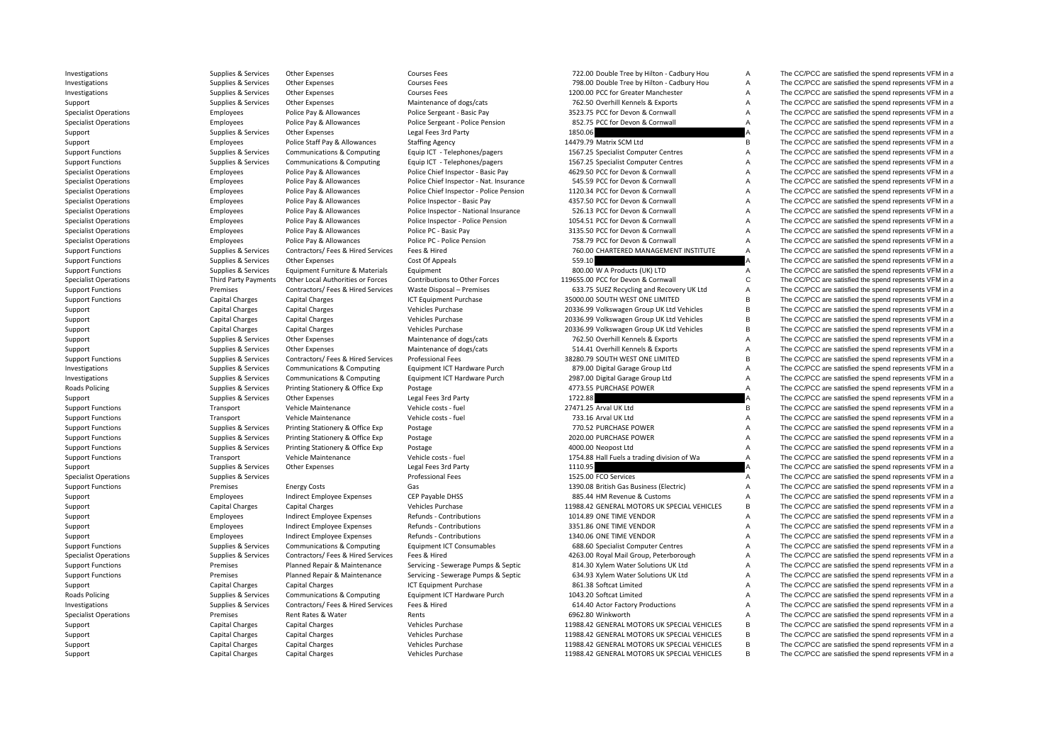| | | | | | | | |
|---|---|---|---|---|---|---|---|
| Investigations | Supplies & Services | Other Expenses | Courses Fees | 722.00 | Double Tree by Hilton - Cadbury Hou | A | The CC/PCC are satisfied the spend represents VFM in a |
| Investigations | Supplies & Services | Other Expenses | Courses Fees | 798.00 | Double Tree by Hilton - Cadbury Hou | A | The CC/PCC are satisfied the spend represents VFM in a |
| Investigations | Supplies & Services | Other Expenses | Courses Fees | 1200.00 | PCC for Greater Manchester | A | The CC/PCC are satisfied the spend represents VFM in a |
| Support | Supplies & Services | Other Expenses | Maintenance of dogs/cats | 762.50 | Overhill Kennels & Exports | A | The CC/PCC are satisfied the spend represents VFM in a |
| Specialist Operations | Employees | Police Pay & Allowances | Police Sergeant - Basic Pay | 3523.75 | PCC for Devon & Cornwall | A | The CC/PCC are satisfied the spend represents VFM in a |
| Specialist Operations | Employees | Police Pay & Allowances | Police Sergeant - Police Pension | 852.75 | PCC for Devon & Cornwall | A | The CC/PCC are satisfied the spend represents VFM in a |
| Support | Supplies & Services | Other Expenses | Legal Fees 3rd Party | 1850.06 | | A | The CC/PCC are satisfied the spend represents VFM in a |
| Support | Employees | Police Staff Pay & Allowances | Staffing Agency | 14479.79 | Matrix SCM Ltd | B | The CC/PCC are satisfied the spend represents VFM in a |
| Support Functions | Supplies & Services | Communications & Computing | Equip ICT - Telephones/pagers | 1567.25 | Specialist Computer Centres | A | The CC/PCC are satisfied the spend represents VFM in a |
| Support Functions | Supplies & Services | Communications & Computing | Equip ICT - Telephones/pagers | 1567.25 | Specialist Computer Centres | A | The CC/PCC are satisfied the spend represents VFM in a |
| Specialist Operations | Employees | Police Pay & Allowances | Police Chief Inspector - Basic Pay | 4629.50 | PCC for Devon & Cornwall | A | The CC/PCC are satisfied the spend represents VFM in a |
| Specialist Operations | Employees | Police Pay & Allowances | Police Chief Inspector - Nat. Insurance | 545.59 | PCC for Devon & Cornwall | A | The CC/PCC are satisfied the spend represents VFM in a |
| Specialist Operations | Employees | Police Pay & Allowances | Police Chief Inspector - Police Pension | 1120.34 | PCC for Devon & Cornwall | A | The CC/PCC are satisfied the spend represents VFM in a |
| Specialist Operations | Employees | Police Pay & Allowances | Police Inspector - Basic Pay | 4357.50 | PCC for Devon & Cornwall | A | The CC/PCC are satisfied the spend represents VFM in a |
| Specialist Operations | Employees | Police Pay & Allowances | Police Inspector - National Insurance | 526.13 | PCC for Devon & Cornwall | A | The CC/PCC are satisfied the spend represents VFM in a |
| Specialist Operations | Employees | Police Pay & Allowances | Police Inspector - Police Pension | 1054.51 | PCC for Devon & Cornwall | A | The CC/PCC are satisfied the spend represents VFM in a |
| Specialist Operations | Employees | Police Pay & Allowances | Police PC - Basic Pay | 3135.50 | PCC for Devon & Cornwall | A | The CC/PCC are satisfied the spend represents VFM in a |
| Specialist Operations | Employees | Police Pay & Allowances | Police PC - Police Pension | 758.79 | PCC for Devon & Cornwall | A | The CC/PCC are satisfied the spend represents VFM in a |
| Support Functions | Supplies & Services | Contractors/ Fees & Hired Services | Fees & Hired | 760.00 | CHARTERED MANAGEMENT INSTITUTE | A | The CC/PCC are satisfied the spend represents VFM in a |
| Support Functions | Supplies & Services | Other Expenses | Cost Of Appeals | 559.10 | | A | The CC/PCC are satisfied the spend represents VFM in a |
| Support Functions | Supplies & Services | Equipment Furniture & Materials | Equipment | 800.00 | W A Products (UK) LTD | A | The CC/PCC are satisfied the spend represents VFM in a |
| Specialist Operations | Third Party Payments | Other Local Authorities or Forces | Contributions to Other Forces | 119655.00 | PCC for Devon & Cornwall | C | The CC/PCC are satisfied the spend represents VFM in a |
| Support Functions | Premises | Contractors/ Fees & Hired Services | Waste Disposal – Premises | 633.75 | SUEZ Recycling and Recovery UK Ltd | A | The CC/PCC are satisfied the spend represents VFM in a |
| Support Functions | Capital Charges | Capital Charges | ICT Equipment Purchase | 35000.00 | SOUTH WEST ONE LIMITED | B | The CC/PCC are satisfied the spend represents VFM in a |
| Support | Capital Charges | Capital Charges | Vehicles Purchase | 20336.99 | Volkswagen Group UK Ltd Vehicles | B | The CC/PCC are satisfied the spend represents VFM in a |
| Support | Capital Charges | Capital Charges | Vehicles Purchase | 20336.99 | Volkswagen Group UK Ltd Vehicles | B | The CC/PCC are satisfied the spend represents VFM in a |
| Support | Capital Charges | Capital Charges | Vehicles Purchase | 20336.99 | Volkswagen Group UK Ltd Vehicles | B | The CC/PCC are satisfied the spend represents VFM in a |
| Support | Supplies & Services | Other Expenses | Maintenance of dogs/cats | 762.50 | Overhill Kennels & Exports | A | The CC/PCC are satisfied the spend represents VFM in a |
| Support | Supplies & Services | Other Expenses | Maintenance of dogs/cats | 514.41 | Overhill Kennels & Exports | A | The CC/PCC are satisfied the spend represents VFM in a |
| Support Functions | Supplies & Services | Contractors/ Fees & Hired Services | Professional Fees | 38280.79 | SOUTH WEST ONE LIMITED | B | The CC/PCC are satisfied the spend represents VFM in a |
| Investigations | Supplies & Services | Communications & Computing | Equipment ICT Hardware Purch | 879.00 | Digital Garage Group Ltd | A | The CC/PCC are satisfied the spend represents VFM in a |
| Investigations | Supplies & Services | Communications & Computing | Equipment ICT Hardware Purch | 2987.00 | Digital Garage Group Ltd | A | The CC/PCC are satisfied the spend represents VFM in a |
| Roads Policing | Supplies & Services | Printing Stationery & Office Exp | Postage | 4773.55 | PURCHASE POWER | A | The CC/PCC are satisfied the spend represents VFM in a |
| Support | Supplies & Services | Other Expenses | Legal Fees 3rd Party | 1722.88 | | A | The CC/PCC are satisfied the spend represents VFM in a |
| Support Functions | Transport | Vehicle Maintenance | Vehicle costs - fuel | 27471.25 | Arval UK Ltd | B | The CC/PCC are satisfied the spend represents VFM in a |
| Support Functions | Transport | Vehicle Maintenance | Vehicle costs - fuel | 733.16 | Arval UK Ltd | A | The CC/PCC are satisfied the spend represents VFM in a |
| Support Functions | Supplies & Services | Printing Stationery & Office Exp | Postage | 770.52 | PURCHASE POWER | A | The CC/PCC are satisfied the spend represents VFM in a |
| Support Functions | Supplies & Services | Printing Stationery & Office Exp | Postage | 2020.00 | PURCHASE POWER | A | The CC/PCC are satisfied the spend represents VFM in a |
| Support Functions | Supplies & Services | Printing Stationery & Office Exp | Postage | 4000.00 | Neopost Ltd | A | The CC/PCC are satisfied the spend represents VFM in a |
| Support Functions | Transport | Vehicle Maintenance | Vehicle costs - fuel | 1754.88 | Hall Fuels a trading division of Wa | A | The CC/PCC are satisfied the spend represents VFM in a |
| Support | Supplies & Services | Other Expenses | Legal Fees 3rd Party | 1110.95 | | A | The CC/PCC are satisfied the spend represents VFM in a |
| Specialist Operations | Supplies & Services | | Professional Fees | 1525.00 | FCO Services | A | The CC/PCC are satisfied the spend represents VFM in a |
| Support Functions | Premises | Energy Costs | Gas | 1390.08 | British Gas Business (Electric) | A | The CC/PCC are satisfied the spend represents VFM in a |
| Support | Employees | Indirect Employee Expenses | CEP Payable DHSS | 885.44 | HM Revenue & Customs | A | The CC/PCC are satisfied the spend represents VFM in a |
| Support | Capital Charges | Capital Charges | Vehicles Purchase | 11988.42 | GENERAL MOTORS UK SPECIAL VEHICLES | B | The CC/PCC are satisfied the spend represents VFM in a |
| Support | Employees | Indirect Employee Expenses | Refunds - Contributions | 1014.89 | ONE TIME VENDOR | A | The CC/PCC are satisfied the spend represents VFM in a |
| Support | Employees | Indirect Employee Expenses | Refunds - Contributions | 3351.86 | ONE TIME VENDOR | A | The CC/PCC are satisfied the spend represents VFM in a |
| Support | Employees | Indirect Employee Expenses | Refunds - Contributions | 1340.06 | ONE TIME VENDOR | A | The CC/PCC are satisfied the spend represents VFM in a |
| Support Functions | Supplies & Services | Communications & Computing | Equipment ICT Consumables | 688.60 | Specialist Computer Centres | A | The CC/PCC are satisfied the spend represents VFM in a |
| Specialist Operations | Supplies & Services | Contractors/ Fees & Hired Services | Fees & Hired | 4263.00 | Royal Mail Group, Peterborough | A | The CC/PCC are satisfied the spend represents VFM in a |
| Support Functions | Premises | Planned Repair & Maintenance | Servicing - Sewerage Pumps & Septic | 814.30 | Xylem Water Solutions UK Ltd | A | The CC/PCC are satisfied the spend represents VFM in a |
| Support Functions | Premises | Planned Repair & Maintenance | Servicing - Sewerage Pumps & Septic | 634.93 | Xylem Water Solutions UK Ltd | A | The CC/PCC are satisfied the spend represents VFM in a |
| Support | Capital Charges | Capital Charges | ICT Equipment Purchase | 861.38 | Softcat Limited | A | The CC/PCC are satisfied the spend represents VFM in a |
| Roads Policing | Supplies & Services | Communications & Computing | Equipment ICT Hardware Purch | 1043.20 | Softcat Limited | A | The CC/PCC are satisfied the spend represents VFM in a |
| Investigations | Supplies & Services | Contractors/ Fees & Hired Services | Fees & Hired | 614.40 | Actor Factory Productions | A | The CC/PCC are satisfied the spend represents VFM in a |
| Specialist Operations | Premises | Rent Rates & Water | Rents | 6962.80 | Winkworth | A | The CC/PCC are satisfied the spend represents VFM in a |
| Support | Capital Charges | Capital Charges | Vehicles Purchase | 11988.42 | GENERAL MOTORS UK SPECIAL VEHICLES | B | The CC/PCC are satisfied the spend represents VFM in a |
| Support | Capital Charges | Capital Charges | Vehicles Purchase | 11988.42 | GENERAL MOTORS UK SPECIAL VEHICLES | B | The CC/PCC are satisfied the spend represents VFM in a |
| Support | Capital Charges | Capital Charges | Vehicles Purchase | 11988.42 | GENERAL MOTORS UK SPECIAL VEHICLES | B | The CC/PCC are satisfied the spend represents VFM in a |
| Support | Capital Charges | Capital Charges | Vehicles Purchase | 11988.42 | GENERAL MOTORS UK SPECIAL VEHICLES | B | The CC/PCC are satisfied the spend represents VFM in a |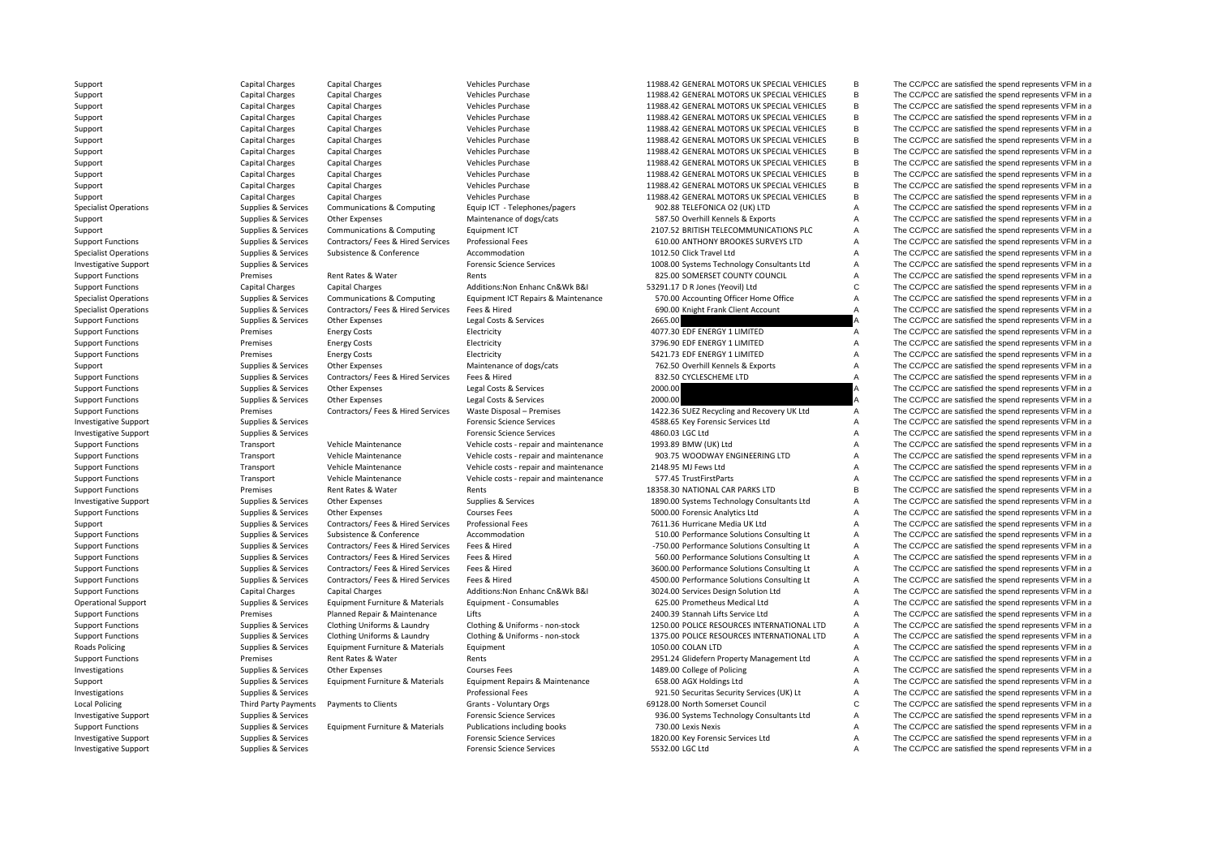| | | | | | | |
|---|---|---|---|---|---|---|
| Support | Capital Charges | Capital Charges | Vehicles Purchase | 11988.42 GENERAL MOTORS UK SPECIAL VEHICLES | B | The CC/PCC are satisfied the spend represents VFM in a |
| Support | Capital Charges | Capital Charges | Vehicles Purchase | 11988.42 GENERAL MOTORS UK SPECIAL VEHICLES | B | The CC/PCC are satisfied the spend represents VFM in a |
| Support | Capital Charges | Capital Charges | Vehicles Purchase | 11988.42 GENERAL MOTORS UK SPECIAL VEHICLES | B | The CC/PCC are satisfied the spend represents VFM in a |
| Support | Capital Charges | Capital Charges | Vehicles Purchase | 11988.42 GENERAL MOTORS UK SPECIAL VEHICLES | B | The CC/PCC are satisfied the spend represents VFM in a |
| Support | Capital Charges | Capital Charges | Vehicles Purchase | 11988.42 GENERAL MOTORS UK SPECIAL VEHICLES | B | The CC/PCC are satisfied the spend represents VFM in a |
| Support | Capital Charges | Capital Charges | Vehicles Purchase | 11988.42 GENERAL MOTORS UK SPECIAL VEHICLES | B | The CC/PCC are satisfied the spend represents VFM in a |
| Support | Capital Charges | Capital Charges | Vehicles Purchase | 11988.42 GENERAL MOTORS UK SPECIAL VEHICLES | B | The CC/PCC are satisfied the spend represents VFM in a |
| Support | Capital Charges | Capital Charges | Vehicles Purchase | 11988.42 GENERAL MOTORS UK SPECIAL VEHICLES | B | The CC/PCC are satisfied the spend represents VFM in a |
| Support | Capital Charges | Capital Charges | Vehicles Purchase | 11988.42 GENERAL MOTORS UK SPECIAL VEHICLES | B | The CC/PCC are satisfied the spend represents VFM in a |
| Support | Capital Charges | Capital Charges | Vehicles Purchase | 11988.42 GENERAL MOTORS UK SPECIAL VEHICLES | B | The CC/PCC are satisfied the spend represents VFM in a |
| Support | Capital Charges | Capital Charges | Vehicles Purchase | 11988.42 GENERAL MOTORS UK SPECIAL VEHICLES | B | The CC/PCC are satisfied the spend represents VFM in a |
| Specialist Operations | Supplies & Services | Communications & Computing | Equip ICT - Telephones/pagers | 902.88 TELEFONICA O2 (UK) LTD | A | The CC/PCC are satisfied the spend represents VFM in a |
| Support | Supplies & Services | Other Expenses | Maintenance of dogs/cats | 587.50 Overhill Kennels & Exports | A | The CC/PCC are satisfied the spend represents VFM in a |
| Support | Supplies & Services | Communications & Computing | Equipment ICT | 2107.52 BRITISH TELECOMMUNICATIONS PLC | A | The CC/PCC are satisfied the spend represents VFM in a |
| Support Functions | Supplies & Services | Contractors/ Fees & Hired Services | Professional Fees | 610.00 ANTHONY BROOKES SURVEYS LTD | A | The CC/PCC are satisfied the spend represents VFM in a |
| Specialist Operations | Supplies & Services | Subsistence & Conference | Accommodation | 1012.50 Click Travel Ltd | A | The CC/PCC are satisfied the spend represents VFM in a |
| Investigative Support | Supplies & Services | | Forensic Science Services | 1008.00 Systems Technology Consultants Ltd | A | The CC/PCC are satisfied the spend represents VFM in a |
| Support Functions | Premises | Rent Rates & Water | Rents | 825.00 SOMERSET COUNTY COUNCIL | A | The CC/PCC are satisfied the spend represents VFM in a |
| Support Functions | Capital Charges | Capital Charges | Additions:Non Enhanc Cn&Wk B&I | 53291.17 D R Jones (Yeovil) Ltd | C | The CC/PCC are satisfied the spend represents VFM in a |
| Specialist Operations | Supplies & Services | Communications & Computing | Equipment ICT Repairs & Maintenance | 570.00 Accounting Officer Home Office | A | The CC/PCC are satisfied the spend represents VFM in a |
| Specialist Operations | Supplies & Services | Contractors/ Fees & Hired Services | Fees & Hired | 690.00 Knight Frank Client Account | A | The CC/PCC are satisfied the spend represents VFM in a |
| Support Functions | Supplies & Services | Other Expenses | Legal Costs & Services | 2665.00 | A | The CC/PCC are satisfied the spend represents VFM in a |
| Support Functions | Premises | Energy Costs | Electricity | 4077.30 EDF ENERGY 1 LIMITED | A | The CC/PCC are satisfied the spend represents VFM in a |
| Support Functions | Premises | Energy Costs | Electricity | 3796.90 EDF ENERGY 1 LIMITED | A | The CC/PCC are satisfied the spend represents VFM in a |
| Support Functions | Premises | Energy Costs | Electricity | 5421.73 EDF ENERGY 1 LIMITED | A | The CC/PCC are satisfied the spend represents VFM in a |
| Support | Supplies & Services | Other Expenses | Maintenance of dogs/cats | 762.50 Overhill Kennels & Exports | A | The CC/PCC are satisfied the spend represents VFM in a |
| Support Functions | Supplies & Services | Contractors/ Fees & Hired Services | Fees & Hired | 832.50 CYCLESCHEME LTD | A | The CC/PCC are satisfied the spend represents VFM in a |
| Support Functions | Supplies & Services | Other Expenses | Legal Costs & Services | 2000.00 | A | The CC/PCC are satisfied the spend represents VFM in a |
| Support Functions | Supplies & Services | Other Expenses | Legal Costs & Services | 2000.00 | A | The CC/PCC are satisfied the spend represents VFM in a |
| Support Functions | Premises | Contractors/ Fees & Hired Services | Waste Disposal – Premises | 1422.36 SUEZ Recycling and Recovery UK Ltd | A | The CC/PCC are satisfied the spend represents VFM in a |
| Investigative Support | Supplies & Services | | Forensic Science Services | 4588.65 Key Forensic Services Ltd | A | The CC/PCC are satisfied the spend represents VFM in a |
| Investigative Support | Supplies & Services | | Forensic Science Services | 4860.03 LGC Ltd | A | The CC/PCC are satisfied the spend represents VFM in a |
| Support Functions | Transport | Vehicle Maintenance | Vehicle costs - repair and maintenance | 1993.89 BMW (UK) Ltd | A | The CC/PCC are satisfied the spend represents VFM in a |
| Support Functions | Transport | Vehicle Maintenance | Vehicle costs - repair and maintenance | 903.75 WOODWAY ENGINEERING LTD | A | The CC/PCC are satisfied the spend represents VFM in a |
| Support Functions | Transport | Vehicle Maintenance | Vehicle costs - repair and maintenance | 2148.95 MJ Fews Ltd | A | The CC/PCC are satisfied the spend represents VFM in a |
| Support Functions | Transport | Vehicle Maintenance | Vehicle costs - repair and maintenance | 577.45 TrustFirstParts | A | The CC/PCC are satisfied the spend represents VFM in a |
| Support Functions | Premises | Rent Rates & Water | Rents | 18358.30 NATIONAL CAR PARKS LTD | B | The CC/PCC are satisfied the spend represents VFM in a |
| Investigative Support | Supplies & Services | Other Expenses | Supplies & Services | 1890.00 Systems Technology Consultants Ltd | A | The CC/PCC are satisfied the spend represents VFM in a |
| Support Functions | Supplies & Services | Other Expenses | Courses Fees | 5000.00 Forensic Analytics Ltd | A | The CC/PCC are satisfied the spend represents VFM in a |
| Support | Supplies & Services | Contractors/ Fees & Hired Services | Professional Fees | 7611.36 Hurricane Media UK Ltd | A | The CC/PCC are satisfied the spend represents VFM in a |
| Support Functions | Supplies & Services | Subsistence & Conference | Accommodation | 510.00 Performance Solutions Consulting Lt | A | The CC/PCC are satisfied the spend represents VFM in a |
| Support Functions | Supplies & Services | Contractors/ Fees & Hired Services | Fees & Hired | -750.00 Performance Solutions Consulting Lt | A | The CC/PCC are satisfied the spend represents VFM in a |
| Support Functions | Supplies & Services | Contractors/ Fees & Hired Services | Fees & Hired | 560.00 Performance Solutions Consulting Lt | A | The CC/PCC are satisfied the spend represents VFM in a |
| Support Functions | Supplies & Services | Contractors/ Fees & Hired Services | Fees & Hired | 3600.00 Performance Solutions Consulting Lt | A | The CC/PCC are satisfied the spend represents VFM in a |
| Support Functions | Supplies & Services | Contractors/ Fees & Hired Services | Fees & Hired | 4500.00 Performance Solutions Consulting Lt | A | The CC/PCC are satisfied the spend represents VFM in a |
| Support Functions | Capital Charges | Capital Charges | Additions:Non Enhanc Cn&Wk B&I | 3024.00 Services Design Solution Ltd | A | The CC/PCC are satisfied the spend represents VFM in a |
| Operational Support | Supplies & Services | Equipment Furniture & Materials | Equipment - Consumables | 625.00 Prometheus Medical Ltd | A | The CC/PCC are satisfied the spend represents VFM in a |
| Support Functions | Premises | Planned Repair & Maintenance | Lifts | 2400.39 Stannah Lifts Service Ltd | A | The CC/PCC are satisfied the spend represents VFM in a |
| Support Functions | Supplies & Services | Clothing Uniforms & Laundry | Clothing & Uniforms - non-stock | 1250.00 POLICE RESOURCES INTERNATIONAL LTD | A | The CC/PCC are satisfied the spend represents VFM in a |
| Support Functions | Supplies & Services | Clothing Uniforms & Laundry | Clothing & Uniforms - non-stock | 1375.00 POLICE RESOURCES INTERNATIONAL LTD | A | The CC/PCC are satisfied the spend represents VFM in a |
| Roads Policing | Supplies & Services | Equipment Furniture & Materials | Equipment | 1050.00 COLAN LTD | A | The CC/PCC are satisfied the spend represents VFM in a |
| Support Functions | Premises | Rent Rates & Water | Rents | 2951.24 Glidefern Property Management Ltd | A | The CC/PCC are satisfied the spend represents VFM in a |
| Investigations | Supplies & Services | Other Expenses | Courses Fees | 1489.00 College of Policing | A | The CC/PCC are satisfied the spend represents VFM in a |
| Support | Supplies & Services | Equipment Furniture & Materials | Equipment Repairs & Maintenance | 658.00 AGX Holdings Ltd | A | The CC/PCC are satisfied the spend represents VFM in a |
| Investigations | Supplies & Services | | Professional Fees | 921.50 Securitas Security Services (UK) Lt | A | The CC/PCC are satisfied the spend represents VFM in a |
| Local Policing | Third Party Payments | Payments to Clients | Grants - Voluntary Orgs | 69128.00 North Somerset Council | C | The CC/PCC are satisfied the spend represents VFM in a |
| Investigative Support | Supplies & Services | | Forensic Science Services | 936.00 Systems Technology Consultants Ltd | A | The CC/PCC are satisfied the spend represents VFM in a |
| Support Functions | Supplies & Services | Equipment Furniture & Materials | Publications including books | 730.00 Lexis Nexis | A | The CC/PCC are satisfied the spend represents VFM in a |
| Investigative Support | Supplies & Services | | Forensic Science Services | 1820.00 Key Forensic Services Ltd | A | The CC/PCC are satisfied the spend represents VFM in a |
| Investigative Support | Supplies & Services | | Forensic Science Services | 5532.00 LGC Ltd | A | The CC/PCC are satisfied the spend represents VFM in a |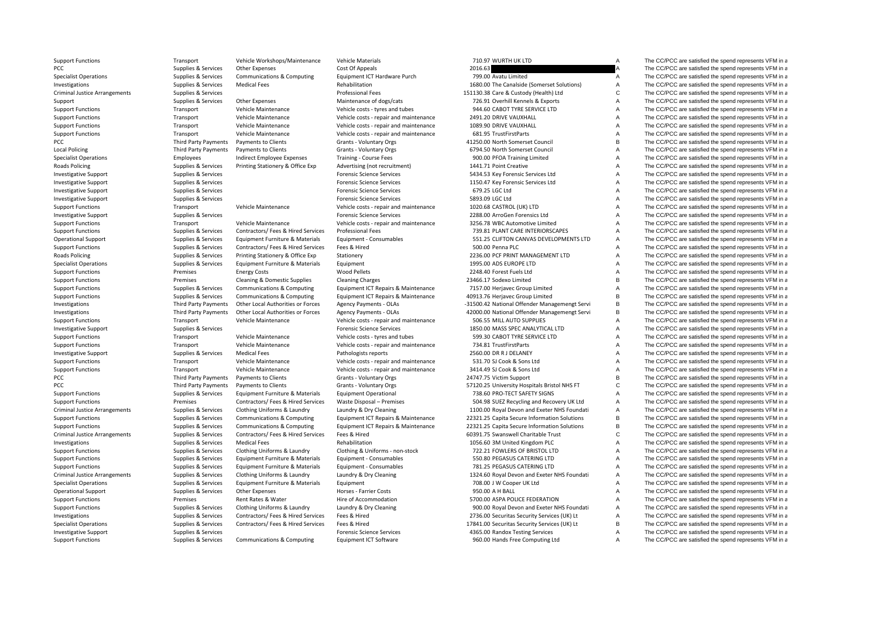| | | | | | | | |
|---|---|---|---|---|---|---|---|
| Support Functions | Transport | Vehicle Workshops/Maintenance | Vehicle Materials | 710.97 | WURTH UK LTD | A | The CC/PCC are satisfied the spend represents VFM in a |
| PCC | Supplies & Services | Other Expenses | Cost Of Appeals | 2016.63 | | A | The CC/PCC are satisfied the spend represents VFM in a |
| Specialist Operations | Supplies & Services | Communications & Computing | Equipment ICT Hardware Purch | 799.00 | Avatu Limited | A | The CC/PCC are satisfied the spend represents VFM in a |
| Investigations | Supplies & Services | Medical Fees | Rehabilitation | 1680.00 | The Canalside (Somerset Solutions) | A | The CC/PCC are satisfied the spend represents VFM in a |
| Criminal Justice Arrangements | Supplies & Services | | Professional Fees | 151130.38 | Care & Custody (Health) Ltd | C | The CC/PCC are satisfied the spend represents VFM in a |
| Support | Supplies & Services | Other Expenses | Maintenance of dogs/cats | 726.91 | Overhill Kennels & Exports | A | The CC/PCC are satisfied the spend represents VFM in a |
| Support Functions | Transport | Vehicle Maintenance | Vehicle costs - tyres and tubes | 944.60 | CABOT TYRE SERVICE LTD | A | The CC/PCC are satisfied the spend represents VFM in a |
| Support Functions | Transport | Vehicle Maintenance | Vehicle costs - repair and maintenance | 2491.20 | DRIVE VAUXHALL | A | The CC/PCC are satisfied the spend represents VFM in a |
| Support Functions | Transport | Vehicle Maintenance | Vehicle costs - repair and maintenance | 1089.90 | DRIVE VAUXHALL | A | The CC/PCC are satisfied the spend represents VFM in a |
| Support Functions | Transport | Vehicle Maintenance | Vehicle costs - repair and maintenance | 681.95 | TrustFirstParts | A | The CC/PCC are satisfied the spend represents VFM in a |
| PCC | Third Party Payments | Payments to Clients | Grants - Voluntary Orgs | 41250.00 | North Somerset Council | B | The CC/PCC are satisfied the spend represents VFM in a |
| Local Policing | Third Party Payments | Payments to Clients | Grants - Voluntary Orgs | 6794.50 | North Somerset Council | A | The CC/PCC are satisfied the spend represents VFM in a |
| Specialist Operations | Employees | Indirect Employee Expenses | Training - Course Fees | 900.00 | PFOA Training Limited | A | The CC/PCC are satisfied the spend represents VFM in a |
| Roads Policing | Supplies & Services | Printing Stationery & Office Exp | Advertising (not recruitment) | 1441.71 | Point Creative | A | The CC/PCC are satisfied the spend represents VFM in a |
| Investigative Support | Supplies & Services | | Forensic Science Services | 5434.53 | Key Forensic Services Ltd | A | The CC/PCC are satisfied the spend represents VFM in a |
| Investigative Support | Supplies & Services | | Forensic Science Services | 1150.47 | Key Forensic Services Ltd | A | The CC/PCC are satisfied the spend represents VFM in a |
| Investigative Support | Supplies & Services | | Forensic Science Services | 679.25 | LGC Ltd | A | The CC/PCC are satisfied the spend represents VFM in a |
| Investigative Support | Supplies & Services | | Forensic Science Services | 5893.09 | LGC Ltd | A | The CC/PCC are satisfied the spend represents VFM in a |
| Support Functions | Transport | Vehicle Maintenance | Vehicle costs - repair and maintenance | 1020.68 | CASTROL (UK) LTD | A | The CC/PCC are satisfied the spend represents VFM in a |
| Investigative Support | Supplies & Services | | Forensic Science Services | 2288.00 | ArroGen Forensics Ltd | A | The CC/PCC are satisfied the spend represents VFM in a |
| Support Functions | Transport | Vehicle Maintenance | Vehicle costs - repair and maintenance | 3256.78 | WBC Automotive Limited | A | The CC/PCC are satisfied the spend represents VFM in a |
| Support Functions | Supplies & Services | Contractors/ Fees & Hired Services | Professional Fees | 739.81 | PLANT CARE INTERIORSCAPES | A | The CC/PCC are satisfied the spend represents VFM in a |
| Operational Support | Supplies & Services | Equipment Furniture & Materials | Equipment - Consumables | 551.25 | CLIFTON CANVAS DEVELOPMENTS LTD | A | The CC/PCC are satisfied the spend represents VFM in a |
| Support Functions | Supplies & Services | Contractors/ Fees & Hired Services | Fees & Hired | 500.00 | Penna PLC | A | The CC/PCC are satisfied the spend represents VFM in a |
| Roads Policing | Supplies & Services | Printing Stationery & Office Exp | Stationery | 2236.00 | PCF PRINT MANAGEMENT LTD | A | The CC/PCC are satisfied the spend represents VFM in a |
| Specialist Operations | Supplies & Services | Equipment Furniture & Materials | Equipment | 1995.00 | ADS EUROPE LTD | A | The CC/PCC are satisfied the spend represents VFM in a |
| Support Functions | Premises | Energy Costs | Wood Pellets | 2248.40 | Forest Fuels Ltd | A | The CC/PCC are satisfied the spend represents VFM in a |
| Support Functions | Premises | Cleaning & Domestic Supplies | Cleaning Charges | 23466.17 | Sodexo Limited | B | The CC/PCC are satisfied the spend represents VFM in a |
| Support Functions | Supplies & Services | Communications & Computing | Equipment ICT Repairs & Maintenance | 7157.00 | Herjavec Group Limited | A | The CC/PCC are satisfied the spend represents VFM in a |
| Support Functions | Supplies & Services | Communications & Computing | Equipment ICT Repairs & Maintenance | 40913.76 | Herjavec Group Limited | B | The CC/PCC are satisfied the spend represents VFM in a |
| Investigations | Third Party Payments | Other Local Authorities or Forces | Agency Payments - OLAs | -31500.42 | National Offender Managemengt Servi | B | The CC/PCC are satisfied the spend represents VFM in a |
| Investigations | Third Party Payments | Other Local Authorities or Forces | Agency Payments - OLAs | 42000.00 | National Offender Managemengt Servi | B | The CC/PCC are satisfied the spend represents VFM in a |
| Support Functions | Transport | Vehicle Maintenance | Vehicle costs - repair and maintenance | 506.55 | MILL AUTO SUPPLIES | A | The CC/PCC are satisfied the spend represents VFM in a |
| Investigative Support | Supplies & Services | | Forensic Science Services | 1850.00 | MASS SPEC ANALYTICAL LTD | A | The CC/PCC are satisfied the spend represents VFM in a |
| Support Functions | Transport | Vehicle Maintenance | Vehicle costs - tyres and tubes | 599.30 | CABOT TYRE SERVICE LTD | A | The CC/PCC are satisfied the spend represents VFM in a |
| Support Functions | Transport | Vehicle Maintenance | Vehicle costs - repair and maintenance | 734.81 | TrustFirstParts | A | The CC/PCC are satisfied the spend represents VFM in a |
| Investigative Support | Supplies & Services | Medical Fees | Pathologists reports | 2560.00 | DR R J DELANEY | A | The CC/PCC are satisfied the spend represents VFM in a |
| Support Functions | Transport | Vehicle Maintenance | Vehicle costs - repair and maintenance | 531.70 | SJ Cook & Sons Ltd | A | The CC/PCC are satisfied the spend represents VFM in a |
| Support Functions | Transport | Vehicle Maintenance | Vehicle costs - repair and maintenance | 3414.49 | SJ Cook & Sons Ltd | A | The CC/PCC are satisfied the spend represents VFM in a |
| PCC | Third Party Payments | Payments to Clients | Grants - Voluntary Orgs | 24747.75 | Victim Support | B | The CC/PCC are satisfied the spend represents VFM in a |
| PCC | Third Party Payments | Payments to Clients | Grants - Voluntary Orgs | 57120.25 | University Hospitals Bristol NHS FT | C | The CC/PCC are satisfied the spend represents VFM in a |
| Support Functions | Supplies & Services | Equipment Furniture & Materials | Equipment Operational | 738.60 | PRO-TECT SAFETY SIGNS | A | The CC/PCC are satisfied the spend represents VFM in a |
| Support Functions | Premises | Contractors/ Fees & Hired Services | Waste Disposal – Premises | 504.98 | SUEZ Recycling and Recovery UK Ltd | A | The CC/PCC are satisfied the spend represents VFM in a |
| Criminal Justice Arrangements | Supplies & Services | Clothing Uniforms & Laundry | Laundry & Dry Cleaning | 1100.00 | Royal Devon and Exeter NHS Foundati | A | The CC/PCC are satisfied the spend represents VFM in a |
| Support Functions | Supplies & Services | Communications & Computing | Equipment ICT Repairs & Maintenance | 22321.25 | Capita Secure Information Solutions | B | The CC/PCC are satisfied the spend represents VFM in a |
| Support Functions | Supplies & Services | Communications & Computing | Equipment ICT Repairs & Maintenance | 22321.25 | Capita Secure Information Solutions | B | The CC/PCC are satisfied the spend represents VFM in a |
| Criminal Justice Arrangements | Supplies & Services | Contractors/ Fees & Hired Services | Fees & Hired | 60391.75 | Swanswell Charitable Trust | C | The CC/PCC are satisfied the spend represents VFM in a |
| Investigations | Supplies & Services | Medical Fees | Rehabilitation | 1056.60 | 3M United Kingdom PLC | A | The CC/PCC are satisfied the spend represents VFM in a |
| Support Functions | Supplies & Services | Clothing Uniforms & Laundry | Clothing & Uniforms - non-stock | 722.21 | FOWLERS OF BRISTOL LTD | A | The CC/PCC are satisfied the spend represents VFM in a |
| Support Functions | Supplies & Services | Equipment Furniture & Materials | Equipment - Consumables | 550.80 | PEGASUS CATERING LTD | A | The CC/PCC are satisfied the spend represents VFM in a |
| Support Functions | Supplies & Services | Equipment Furniture & Materials | Equipment - Consumables | 781.25 | PEGASUS CATERING LTD | A | The CC/PCC are satisfied the spend represents VFM in a |
| Criminal Justice Arrangements | Supplies & Services | Clothing Uniforms & Laundry | Laundry & Dry Cleaning | 1324.60 | Royal Devon and Exeter NHS Foundati | A | The CC/PCC are satisfied the spend represents VFM in a |
| Specialist Operations | Supplies & Services | Equipment Furniture & Materials | Equipment | 708.00 | J W Cooper UK Ltd | A | The CC/PCC are satisfied the spend represents VFM in a |
| Operational Support | Supplies & Services | Other Expenses | Horses - Farrier Costs | 950.00 | A H BALL | A | The CC/PCC are satisfied the spend represents VFM in a |
| Support Functions | Premises | Rent Rates & Water | Hire of Accommodation | 5700.00 | ASPA POLICE FEDERATION | A | The CC/PCC are satisfied the spend represents VFM in a |
| Support Functions | Supplies & Services | Clothing Uniforms & Laundry | Laundry & Dry Cleaning | 900.00 | Royal Devon and Exeter NHS Foundati | A | The CC/PCC are satisfied the spend represents VFM in a |
| Investigations | Supplies & Services | Contractors/ Fees & Hired Services | Fees & Hired | 2736.00 | Securitas Security Services (UK) Lt | A | The CC/PCC are satisfied the spend represents VFM in a |
| Specialist Operations | Supplies & Services | Contractors/ Fees & Hired Services | Fees & Hired | 17841.00 | Securitas Security Services (UK) Lt | B | The CC/PCC are satisfied the spend represents VFM in a |
| Investigative Support | Supplies & Services | | Forensic Science Services | 4365.00 | Randox Testing Services | A | The CC/PCC are satisfied the spend represents VFM in a |
| Support Functions | Supplies & Services | Communications & Computing | Equipment ICT Software | 960.00 | Hands Free Computing Ltd | A | The CC/PCC are satisfied the spend represents VFM in a |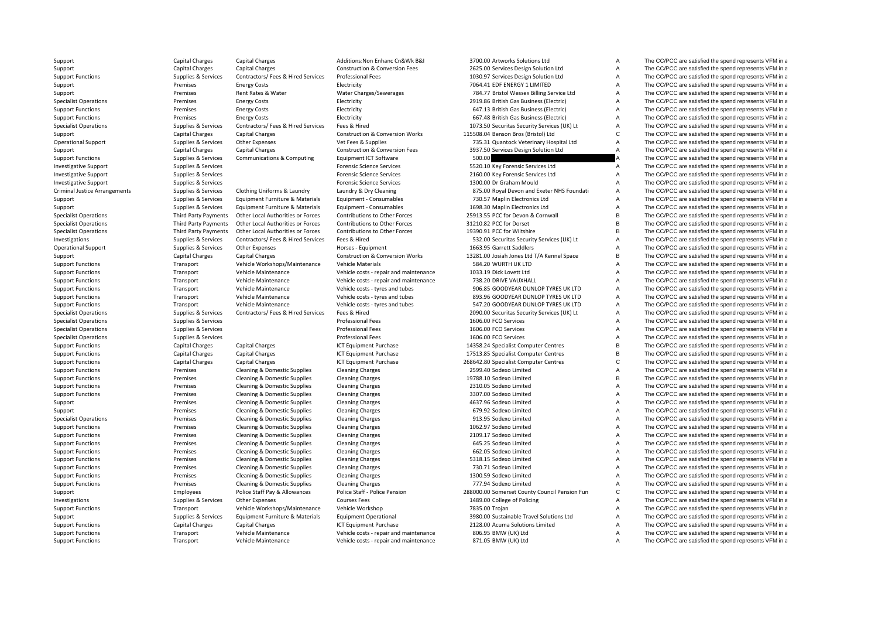| | | | | | | | |
|---|---|---|---|---|---|---|---|
| Support | Capital Charges | Capital Charges | Additions:Non Enhanc Cn&Wk B&I | 3700.00 | Artworks Solutions Ltd | A | The CC/PCC are satisfied the spend represents VFM in a |
| Support | Capital Charges | Capital Charges | Construction & Conversion Fees | 2625.00 | Services Design Solution Ltd | A | The CC/PCC are satisfied the spend represents VFM in a |
| Support Functions | Supplies & Services | Contractors/ Fees & Hired Services | Professional Fees | 1030.97 | Services Design Solution Ltd | A | The CC/PCC are satisfied the spend represents VFM in a |
| Support | Premises | Energy Costs | Electricity | 7064.41 | EDF ENERGY 1 LIMITED | A | The CC/PCC are satisfied the spend represents VFM in a |
| Support | Premises | Rent Rates & Water | Water Charges/Sewerages | 784.77 | Bristol Wessex Billing Service Ltd | A | The CC/PCC are satisfied the spend represents VFM in a |
| Specialist Operations | Premises | Energy Costs | Electricity | 2919.86 | British Gas Business (Electric) | A | The CC/PCC are satisfied the spend represents VFM in a |
| Support Functions | Premises | Energy Costs | Electricity | 647.13 | British Gas Business (Electric) | A | The CC/PCC are satisfied the spend represents VFM in a |
| Support Functions | Premises | Energy Costs | Electricity | 667.48 | British Gas Business (Electric) | A | The CC/PCC are satisfied the spend represents VFM in a |
| Specialist Operations | Supplies & Services | Contractors/ Fees & Hired Services | Fees & Hired | 1073.50 | Securitas Security Services (UK) Lt | A | The CC/PCC are satisfied the spend represents VFM in a |
| Support | Capital Charges | Capital Charges | Construction & Conversion Works | 115508.04 | Benson Bros (Bristol) Ltd | C | The CC/PCC are satisfied the spend represents VFM in a |
| Operational Support | Supplies & Services | Other Expenses | Vet Fees & Supplies | 735.31 | Quantock Veterinary Hospital Ltd | A | The CC/PCC are satisfied the spend represents VFM in a |
| Support | Capital Charges | Capital Charges | Construction & Conversion Fees | 3937.50 | Services Design Solution Ltd | A | The CC/PCC are satisfied the spend represents VFM in a |
| Support Functions | Supplies & Services | Communications & Computing | Equipment ICT Software | 500.00 | | A | The CC/PCC are satisfied the spend represents VFM in a |
| Investigative Support | Supplies & Services | | Forensic Science Services | 5520.10 | Key Forensic Services Ltd | A | The CC/PCC are satisfied the spend represents VFM in a |
| Investigative Support | Supplies & Services | | Forensic Science Services | 2160.00 | Key Forensic Services Ltd | A | The CC/PCC are satisfied the spend represents VFM in a |
| Investigative Support | Supplies & Services | | Forensic Science Services | 1300.00 | Dr Graham Mould | A | The CC/PCC are satisfied the spend represents VFM in a |
| Criminal Justice Arrangements | Supplies & Services | Clothing Uniforms & Laundry | Laundry & Dry Cleaning | 875.00 | Royal Devon and Exeter NHS Foundati | A | The CC/PCC are satisfied the spend represents VFM in a |
| Support | Supplies & Services | Equipment Furniture & Materials | Equipment - Consumables | 730.57 | Maplin Electronics Ltd | A | The CC/PCC are satisfied the spend represents VFM in a |
| Support | Supplies & Services | Equipment Furniture & Materials | Equipment - Consumables | 1698.30 | Maplin Electronics Ltd | A | The CC/PCC are satisfied the spend represents VFM in a |
| Specialist Operations | Third Party Payments | Other Local Authorities or Forces | Contributions to Other Forces | 25913.55 | PCC for Devon & Cornwall | B | The CC/PCC are satisfied the spend represents VFM in a |
| Specialist Operations | Third Party Payments | Other Local Authorities or Forces | Contributions to Other Forces | 31210.82 | PCC for Dorset | B | The CC/PCC are satisfied the spend represents VFM in a |
| Specialist Operations | Third Party Payments | Other Local Authorities or Forces | Contributions to Other Forces | 19390.91 | PCC for Wiltshire | B | The CC/PCC are satisfied the spend represents VFM in a |
| Investigations | Supplies & Services | Contractors/ Fees & Hired Services | Fees & Hired | 532.00 | Securitas Security Services (UK) Lt | A | The CC/PCC are satisfied the spend represents VFM in a |
| Operational Support | Supplies & Services | Other Expenses | Horses - Equipment | 1663.95 | Garrett Saddlers | A | The CC/PCC are satisfied the spend represents VFM in a |
| Support | Capital Charges | Capital Charges | Construction & Conversion Works | 13281.00 | Josiah Jones Ltd T/A Kennel Space | B | The CC/PCC are satisfied the spend represents VFM in a |
| Support Functions | Transport | Vehicle Workshops/Maintenance | Vehicle Materials | 584.20 | WURTH UK LTD | A | The CC/PCC are satisfied the spend represents VFM in a |
| Support Functions | Transport | Vehicle Maintenance | Vehicle costs - repair and maintenance | 1033.19 | Dick Lovett Ltd | A | The CC/PCC are satisfied the spend represents VFM in a |
| Support Functions | Transport | Vehicle Maintenance | Vehicle costs - repair and maintenance | 738.20 | DRIVE VAUXHALL | A | The CC/PCC are satisfied the spend represents VFM in a |
| Support Functions | Transport | Vehicle Maintenance | Vehicle costs - tyres and tubes | 906.85 | GOODYEAR DUNLOP TYRES UK LTD | A | The CC/PCC are satisfied the spend represents VFM in a |
| Support Functions | Transport | Vehicle Maintenance | Vehicle costs - tyres and tubes | 893.96 | GOODYEAR DUNLOP TYRES UK LTD | A | The CC/PCC are satisfied the spend represents VFM in a |
| Support Functions | Transport | Vehicle Maintenance | Vehicle costs - tyres and tubes | 547.20 | GOODYEAR DUNLOP TYRES UK LTD | A | The CC/PCC are satisfied the spend represents VFM in a |
| Specialist Operations | Supplies & Services | Contractors/ Fees & Hired Services | Fees & Hired | 2090.00 | Securitas Security Services (UK) Lt | A | The CC/PCC are satisfied the spend represents VFM in a |
| Specialist Operations | Supplies & Services | | Professional Fees | 1606.00 | FCO Services | A | The CC/PCC are satisfied the spend represents VFM in a |
| Specialist Operations | Supplies & Services | | Professional Fees | 1606.00 | FCO Services | A | The CC/PCC are satisfied the spend represents VFM in a |
| Specialist Operations | Supplies & Services | | Professional Fees | 1606.00 | FCO Services | A | The CC/PCC are satisfied the spend represents VFM in a |
| Support Functions | Capital Charges | Capital Charges | ICT Equipment Purchase | 14358.24 | Specialist Computer Centres | B | The CC/PCC are satisfied the spend represents VFM in a |
| Support Functions | Capital Charges | Capital Charges | ICT Equipment Purchase | 17513.85 | Specialist Computer Centres | B | The CC/PCC are satisfied the spend represents VFM in a |
| Support Functions | Capital Charges | Capital Charges | ICT Equipment Purchase | 268642.80 | Specialist Computer Centres | C | The CC/PCC are satisfied the spend represents VFM in a |
| Support Functions | Premises | Cleaning & Domestic Supplies | Cleaning Charges | 2599.40 | Sodexo Limited | A | The CC/PCC are satisfied the spend represents VFM in a |
| Support Functions | Premises | Cleaning & Domestic Supplies | Cleaning Charges | 19788.10 | Sodexo Limited | B | The CC/PCC are satisfied the spend represents VFM in a |
| Support Functions | Premises | Cleaning & Domestic Supplies | Cleaning Charges | 2310.05 | Sodexo Limited | A | The CC/PCC are satisfied the spend represents VFM in a |
| Support Functions | Premises | Cleaning & Domestic Supplies | Cleaning Charges | 3307.00 | Sodexo Limited | A | The CC/PCC are satisfied the spend represents VFM in a |
| Support | Premises | Cleaning & Domestic Supplies | Cleaning Charges | 4637.96 | Sodexo Limited | A | The CC/PCC are satisfied the spend represents VFM in a |
| Support | Premises | Cleaning & Domestic Supplies | Cleaning Charges | 679.92 | Sodexo Limited | A | The CC/PCC are satisfied the spend represents VFM in a |
| Specialist Operations | Premises | Cleaning & Domestic Supplies | Cleaning Charges | 913.95 | Sodexo Limited | A | The CC/PCC are satisfied the spend represents VFM in a |
| Support Functions | Premises | Cleaning & Domestic Supplies | Cleaning Charges | 1062.97 | Sodexo Limited | A | The CC/PCC are satisfied the spend represents VFM in a |
| Support Functions | Premises | Cleaning & Domestic Supplies | Cleaning Charges | 2109.17 | Sodexo Limited | A | The CC/PCC are satisfied the spend represents VFM in a |
| Support Functions | Premises | Cleaning & Domestic Supplies | Cleaning Charges | 645.25 | Sodexo Limited | A | The CC/PCC are satisfied the spend represents VFM in a |
| Support Functions | Premises | Cleaning & Domestic Supplies | Cleaning Charges | 662.05 | Sodexo Limited | A | The CC/PCC are satisfied the spend represents VFM in a |
| Support Functions | Premises | Cleaning & Domestic Supplies | Cleaning Charges | 5318.15 | Sodexo Limited | A | The CC/PCC are satisfied the spend represents VFM in a |
| Support Functions | Premises | Cleaning & Domestic Supplies | Cleaning Charges | 730.71 | Sodexo Limited | A | The CC/PCC are satisfied the spend represents VFM in a |
| Support Functions | Premises | Cleaning & Domestic Supplies | Cleaning Charges | 1300.59 | Sodexo Limited | A | The CC/PCC are satisfied the spend represents VFM in a |
| Support Functions | Premises | Cleaning & Domestic Supplies | Cleaning Charges | 777.94 | Sodexo Limited | A | The CC/PCC are satisfied the spend represents VFM in a |
| Support | Employees | Police Staff Pay & Allowances | Police Staff - Police Pension | 288000.00 | Somerset County Council Pension Fun | C | The CC/PCC are satisfied the spend represents VFM in a |
| Investigations | Supplies & Services | Other Expenses | Courses Fees | 1489.00 | College of Policing | A | The CC/PCC are satisfied the spend represents VFM in a |
| Support Functions | Transport | Vehicle Workshops/Maintenance | Vehicle Workshop | 7835.00 | Trojan | A | The CC/PCC are satisfied the spend represents VFM in a |
| Support | Supplies & Services | Equipment Furniture & Materials | Equipment Operational | 3980.00 | Sustainable Travel Solutions Ltd | A | The CC/PCC are satisfied the spend represents VFM in a |
| Support Functions | Capital Charges | Capital Charges | ICT Equipment Purchase | 2128.00 | Acuma Solutions Limited | A | The CC/PCC are satisfied the spend represents VFM in a |
| Support Functions | Transport | Vehicle Maintenance | Vehicle costs - repair and maintenance | 806.95 | BMW (UK) Ltd | A | The CC/PCC are satisfied the spend represents VFM in a |
| Support Functions | Transport | Vehicle Maintenance | Vehicle costs - repair and maintenance | 871.05 | BMW (UK) Ltd | A | The CC/PCC are satisfied the spend represents VFM in a |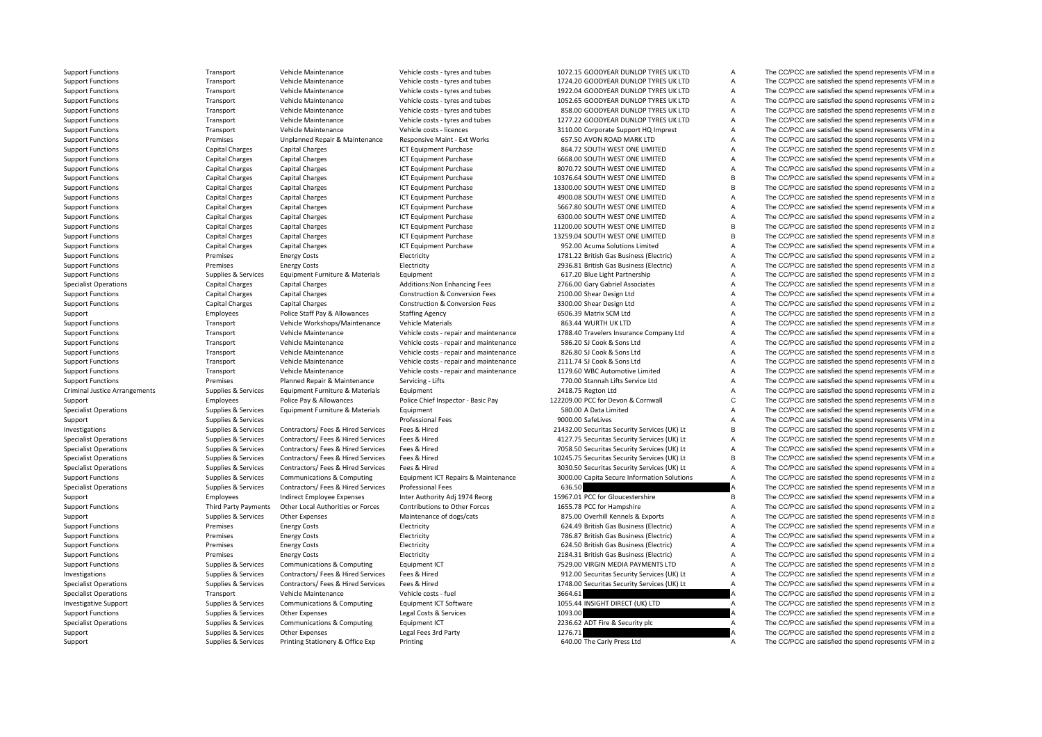| | | | | | | | |
|---|---|---|---|---|---|---|---|
| Support Functions | Transport | Vehicle Maintenance | Vehicle costs - tyres and tubes | 1072.15 | GOODYEAR DUNLOP TYRES UK LTD | A | The CC/PCC are satisfied the spend represents VFM in a |
| Support Functions | Transport | Vehicle Maintenance | Vehicle costs - tyres and tubes | 1724.20 | GOODYEAR DUNLOP TYRES UK LTD | A | The CC/PCC are satisfied the spend represents VFM in a |
| Support Functions | Transport | Vehicle Maintenance | Vehicle costs - tyres and tubes | 1922.04 | GOODYEAR DUNLOP TYRES UK LTD | A | The CC/PCC are satisfied the spend represents VFM in a |
| Support Functions | Transport | Vehicle Maintenance | Vehicle costs - tyres and tubes | 1052.65 | GOODYEAR DUNLOP TYRES UK LTD | A | The CC/PCC are satisfied the spend represents VFM in a |
| Support Functions | Transport | Vehicle Maintenance | Vehicle costs - tyres and tubes | 858.00 | GOODYEAR DUNLOP TYRES UK LTD | A | The CC/PCC are satisfied the spend represents VFM in a |
| Support Functions | Transport | Vehicle Maintenance | Vehicle costs - tyres and tubes | 1277.22 | GOODYEAR DUNLOP TYRES UK LTD | A | The CC/PCC are satisfied the spend represents VFM in a |
| Support Functions | Transport | Vehicle Maintenance | Vehicle costs - licences | 3110.00 | Corporate Support HQ Imprest | A | The CC/PCC are satisfied the spend represents VFM in a |
| Support Functions | Premises | Unplanned Repair & Maintenance | Responsive Maint - Ext Works | 657.50 | AVON ROAD MARK LTD | A | The CC/PCC are satisfied the spend represents VFM in a |
| Support Functions | Capital Charges | Capital Charges | ICT Equipment Purchase | 864.72 | SOUTH WEST ONE LIMITED | A | The CC/PCC are satisfied the spend represents VFM in a |
| Support Functions | Capital Charges | Capital Charges | ICT Equipment Purchase | 6668.00 | SOUTH WEST ONE LIMITED | A | The CC/PCC are satisfied the spend represents VFM in a |
| Support Functions | Capital Charges | Capital Charges | ICT Equipment Purchase | 8070.72 | SOUTH WEST ONE LIMITED | A | The CC/PCC are satisfied the spend represents VFM in a |
| Support Functions | Capital Charges | Capital Charges | ICT Equipment Purchase | 10376.64 | SOUTH WEST ONE LIMITED | B | The CC/PCC are satisfied the spend represents VFM in a |
| Support Functions | Capital Charges | Capital Charges | ICT Equipment Purchase | 13300.00 | SOUTH WEST ONE LIMITED | B | The CC/PCC are satisfied the spend represents VFM in a |
| Support Functions | Capital Charges | Capital Charges | ICT Equipment Purchase | 4900.08 | SOUTH WEST ONE LIMITED | A | The CC/PCC are satisfied the spend represents VFM in a |
| Support Functions | Capital Charges | Capital Charges | ICT Equipment Purchase | 5667.80 | SOUTH WEST ONE LIMITED | A | The CC/PCC are satisfied the spend represents VFM in a |
| Support Functions | Capital Charges | Capital Charges | ICT Equipment Purchase | 6300.00 | SOUTH WEST ONE LIMITED | A | The CC/PCC are satisfied the spend represents VFM in a |
| Support Functions | Capital Charges | Capital Charges | ICT Equipment Purchase | 11200.00 | SOUTH WEST ONE LIMITED | B | The CC/PCC are satisfied the spend represents VFM in a |
| Support Functions | Capital Charges | Capital Charges | ICT Equipment Purchase | 13259.04 | SOUTH WEST ONE LIMITED | B | The CC/PCC are satisfied the spend represents VFM in a |
| Support Functions | Capital Charges | Capital Charges | ICT Equipment Purchase | 952.00 | Acuma Solutions Limited | A | The CC/PCC are satisfied the spend represents VFM in a |
| Support Functions | Premises | Energy Costs | Electricity | 1781.22 | British Gas Business (Electric) | A | The CC/PCC are satisfied the spend represents VFM in a |
| Support Functions | Premises | Energy Costs | Electricity | 2936.81 | British Gas Business (Electric) | A | The CC/PCC are satisfied the spend represents VFM in a |
| Support Functions | Supplies & Services | Equipment Furniture & Materials | Equipment | 617.20 | Blue Light Partnership | A | The CC/PCC are satisfied the spend represents VFM in a |
| Specialist Operations | Capital Charges | Capital Charges | Additions:Non Enhancing Fees | 2766.00 | Gary Gabriel Associates | A | The CC/PCC are satisfied the spend represents VFM in a |
| Support Functions | Capital Charges | Capital Charges | Construction & Conversion Fees | 2100.00 | Shear Design Ltd | A | The CC/PCC are satisfied the spend represents VFM in a |
| Support Functions | Capital Charges | Capital Charges | Construction & Conversion Fees | 3300.00 | Shear Design Ltd | A | The CC/PCC are satisfied the spend represents VFM in a |
| Support | Employees | Police Staff Pay & Allowances | Staffing Agency | 6506.39 | Matrix SCM Ltd | A | The CC/PCC are satisfied the spend represents VFM in a |
| Support Functions | Transport | Vehicle Workshops/Maintenance | Vehicle Materials | 863.44 | WURTH UK LTD | A | The CC/PCC are satisfied the spend represents VFM in a |
| Support Functions | Transport | Vehicle Maintenance | Vehicle costs - repair and maintenance | 1788.40 | Travelers Insurance Company Ltd | A | The CC/PCC are satisfied the spend represents VFM in a |
| Support Functions | Transport | Vehicle Maintenance | Vehicle costs - repair and maintenance | 586.20 | SJ Cook & Sons Ltd | A | The CC/PCC are satisfied the spend represents VFM in a |
| Support Functions | Transport | Vehicle Maintenance | Vehicle costs - repair and maintenance | 826.80 | SJ Cook & Sons Ltd | A | The CC/PCC are satisfied the spend represents VFM in a |
| Support Functions | Transport | Vehicle Maintenance | Vehicle costs - repair and maintenance | 2111.74 | SJ Cook & Sons Ltd | A | The CC/PCC are satisfied the spend represents VFM in a |
| Support Functions | Transport | Vehicle Maintenance | Vehicle costs - repair and maintenance | 1179.60 | WBC Automotive Limited | A | The CC/PCC are satisfied the spend represents VFM in a |
| Support Functions | Premises | Planned Repair & Maintenance | Servicing - Lifts | 770.00 | Stannah Lifts Service Ltd | A | The CC/PCC are satisfied the spend represents VFM in a |
| Criminal Justice Arrangements | Supplies & Services | Equipment Furniture & Materials | Equipment | 2418.75 | Regton Ltd | A | The CC/PCC are satisfied the spend represents VFM in a |
| Support | Employees | Police Pay & Allowances | Police Chief Inspector - Basic Pay | 122209.00 | PCC for Devon & Cornwall | C | The CC/PCC are satisfied the spend represents VFM in a |
| Specialist Operations | Supplies & Services | Equipment Furniture & Materials | Equipment | 580.00 | A Data Limited | A | The CC/PCC are satisfied the spend represents VFM in a |
| Support | Supplies & Services | | Professional Fees | 9000.00 | SafeLives | A | The CC/PCC are satisfied the spend represents VFM in a |
| Investigations | Supplies & Services | Contractors/ Fees & Hired Services | Fees & Hired | 21432.00 | Securitas Security Services (UK) Lt | B | The CC/PCC are satisfied the spend represents VFM in a |
| Specialist Operations | Supplies & Services | Contractors/ Fees & Hired Services | Fees & Hired | 4127.75 | Securitas Security Services (UK) Lt | A | The CC/PCC are satisfied the spend represents VFM in a |
| Specialist Operations | Supplies & Services | Contractors/ Fees & Hired Services | Fees & Hired | 7058.50 | Securitas Security Services (UK) Lt | A | The CC/PCC are satisfied the spend represents VFM in a |
| Specialist Operations | Supplies & Services | Contractors/ Fees & Hired Services | Fees & Hired | 10245.75 | Securitas Security Services (UK) Lt | B | The CC/PCC are satisfied the spend represents VFM in a |
| Specialist Operations | Supplies & Services | Contractors/ Fees & Hired Services | Fees & Hired | 3030.50 | Securitas Security Services (UK) Lt | A | The CC/PCC are satisfied the spend represents VFM in a |
| Support Functions | Supplies & Services | Communications & Computing | Equipment ICT Repairs & Maintenance | 3000.00 | Capita Secure Information Solutions | A | The CC/PCC are satisfied the spend represents VFM in a |
| Specialist Operations | Supplies & Services | Contractors/ Fees & Hired Services | Professional Fees | 636.50 | | A | The CC/PCC are satisfied the spend represents VFM in a |
| Support | Employees | Indirect Employee Expenses | Inter Authority Adj 1974 Reorg | 15967.01 | PCC for Gloucestershire | B | The CC/PCC are satisfied the spend represents VFM in a |
| Support Functions | Third Party Payments | Other Local Authorities or Forces | Contributions to Other Forces | 1655.78 | PCC for Hampshire | A | The CC/PCC are satisfied the spend represents VFM in a |
| Support | Supplies & Services | Other Expenses | Maintenance of dogs/cats | 875.00 | Overhill Kennels & Exports | A | The CC/PCC are satisfied the spend represents VFM in a |
| Support Functions | Premises | Energy Costs | Electricity | 624.49 | British Gas Business (Electric) | A | The CC/PCC are satisfied the spend represents VFM in a |
| Support Functions | Premises | Energy Costs | Electricity | 786.87 | British Gas Business (Electric) | A | The CC/PCC are satisfied the spend represents VFM in a |
| Support Functions | Premises | Energy Costs | Electricity | 624.50 | British Gas Business (Electric) | A | The CC/PCC are satisfied the spend represents VFM in a |
| Support Functions | Premises | Energy Costs | Electricity | 2184.31 | British Gas Business (Electric) | A | The CC/PCC are satisfied the spend represents VFM in a |
| Support Functions | Supplies & Services | Communications & Computing | Equipment ICT | 7529.00 | VIRGIN MEDIA PAYMENTS LTD | A | The CC/PCC are satisfied the spend represents VFM in a |
| Investigations | Supplies & Services | Contractors/ Fees & Hired Services | Fees & Hired | 912.00 | Securitas Security Services (UK) Lt | A | The CC/PCC are satisfied the spend represents VFM in a |
| Specialist Operations | Supplies & Services | Contractors/ Fees & Hired Services | Fees & Hired | 1748.00 | Securitas Security Services (UK) Lt | A | The CC/PCC are satisfied the spend represents VFM in a |
| Specialist Operations | Transport | Vehicle Maintenance | Vehicle costs - fuel | 3664.61 | | A | The CC/PCC are satisfied the spend represents VFM in a |
| Investigative Support | Supplies & Services | Communications & Computing | Equipment ICT Software | 1055.44 | INSIGHT DIRECT (UK) LTD | A | The CC/PCC are satisfied the spend represents VFM in a |
| Support Functions | Supplies & Services | Other Expenses | Legal Costs & Services | 1093.00 | | A | The CC/PCC are satisfied the spend represents VFM in a |
| Specialist Operations | Supplies & Services | Communications & Computing | Equipment ICT | 2236.62 | ADT Fire & Security plc | A | The CC/PCC are satisfied the spend represents VFM in a |
| Support | Supplies & Services | Other Expenses | Legal Fees 3rd Party | 1276.71 | | A | The CC/PCC are satisfied the spend represents VFM in a |
| Support | Supplies & Services | Printing Stationery & Office Exp | Printing | 640.00 | The Carly Press Ltd | A | The CC/PCC are satisfied the spend represents VFM in a |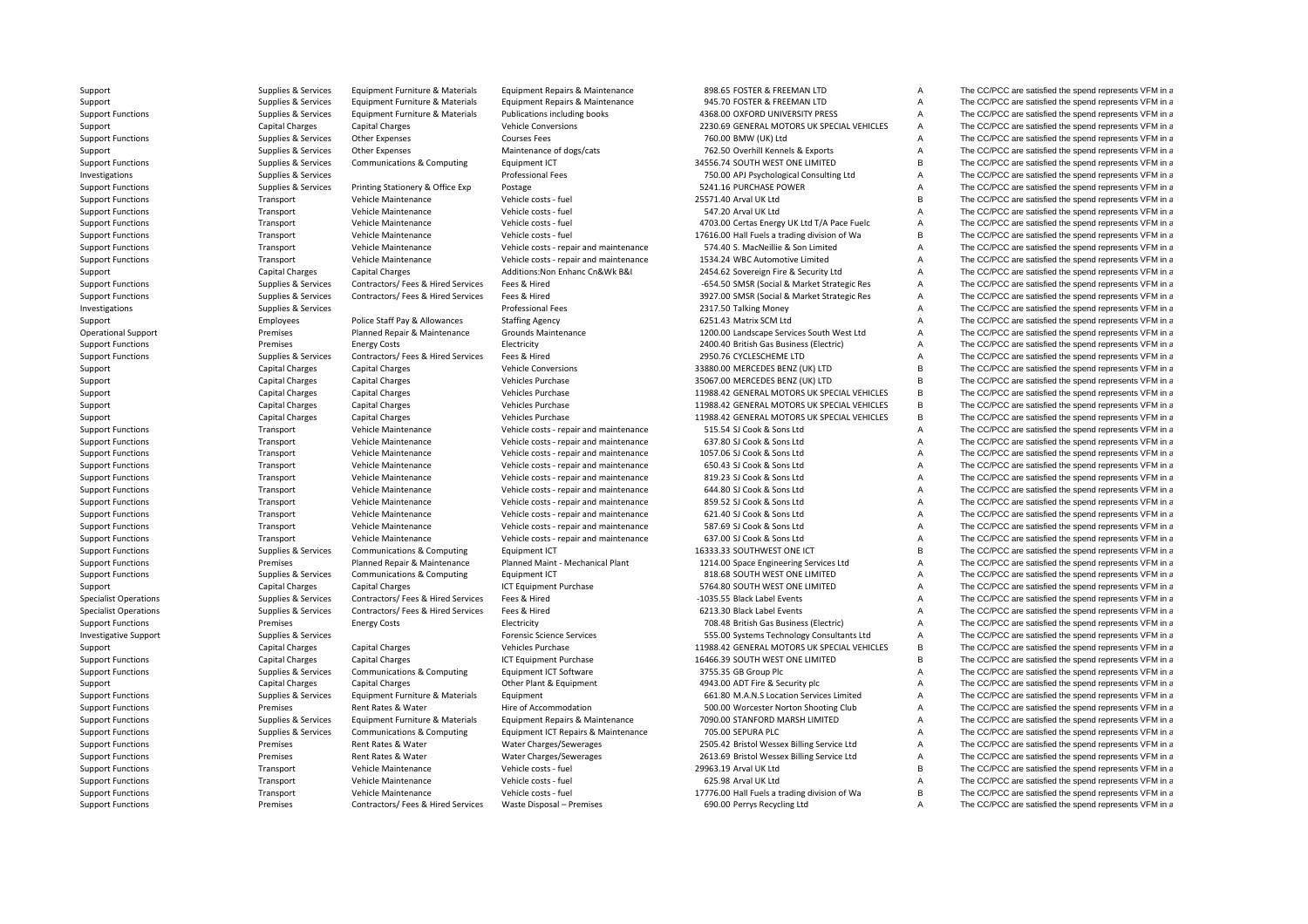| | | | | | | | |
|---|---|---|---|---|---|---|---|
| Support | Supplies & Services | Equipment Furniture & Materials | Equipment Repairs & Maintenance | 898.65 | FOSTER & FREEMAN LTD | A | The CC/PCC are satisfied the spend represents VFM in a |
| Support | Supplies & Services | Equipment Furniture & Materials | Equipment Repairs & Maintenance | 945.70 | FOSTER & FREEMAN LTD | A | The CC/PCC are satisfied the spend represents VFM in a |
| Support Functions | Supplies & Services | Equipment Furniture & Materials | Publications including books | 4368.00 | OXFORD UNIVERSITY PRESS | A | The CC/PCC are satisfied the spend represents VFM in a |
| Support | Capital Charges | Capital Charges | Vehicle Conversions | 2230.69 | GENERAL MOTORS UK SPECIAL VEHICLES | A | The CC/PCC are satisfied the spend represents VFM in a |
| Support Functions | Supplies & Services | Other Expenses | Courses Fees | 760.00 | BMW (UK) Ltd | A | The CC/PCC are satisfied the spend represents VFM in a |
| Support | Supplies & Services | Other Expenses | Maintenance of dogs/cats | 762.50 | Overhill Kennels & Exports | A | The CC/PCC are satisfied the spend represents VFM in a |
| Support Functions | Supplies & Services | Communications & Computing | Equipment ICT | 34556.74 | SOUTH WEST ONE LIMITED | B | The CC/PCC are satisfied the spend represents VFM in a |
| Investigations | Supplies & Services | | Professional Fees | 750.00 | APJ Psychological Consulting Ltd | A | The CC/PCC are satisfied the spend represents VFM in a |
| Support Functions | Supplies & Services | Printing Stationery & Office Exp | Postage | 5241.16 | PURCHASE POWER | A | The CC/PCC are satisfied the spend represents VFM in a |
| Support Functions | Transport | Vehicle Maintenance | Vehicle costs - fuel | 25571.40 | Arval UK Ltd | B | The CC/PCC are satisfied the spend represents VFM in a |
| Support Functions | Transport | Vehicle Maintenance | Vehicle costs - fuel | 547.20 | Arval UK Ltd | A | The CC/PCC are satisfied the spend represents VFM in a |
| Support Functions | Transport | Vehicle Maintenance | Vehicle costs - fuel | 4703.00 | Certas Energy UK Ltd T/A Pace Fuelc | A | The CC/PCC are satisfied the spend represents VFM in a |
| Support Functions | Transport | Vehicle Maintenance | Vehicle costs - fuel | 17616.00 | Hall Fuels a trading division of Wa | B | The CC/PCC are satisfied the spend represents VFM in a |
| Support Functions | Transport | Vehicle Maintenance | Vehicle costs - repair and maintenance | 574.40 | S. MacNeillie & Son Limited | A | The CC/PCC are satisfied the spend represents VFM in a |
| Support Functions | Transport | Vehicle Maintenance | Vehicle costs - repair and maintenance | 1534.24 | WBC Automotive Limited | A | The CC/PCC are satisfied the spend represents VFM in a |
| Support | Capital Charges | Capital Charges | Additions:Non Enhanc Cn&Wk B&I | 2454.62 | Sovereign Fire & Security Ltd | A | The CC/PCC are satisfied the spend represents VFM in a |
| Support Functions | Supplies & Services | Contractors/ Fees & Hired Services | Fees & Hired | -654.50 | SMSR (Social & Market Strategic Res | A | The CC/PCC are satisfied the spend represents VFM in a |
| Support Functions | Supplies & Services | Contractors/ Fees & Hired Services | Fees & Hired | 3927.00 | SMSR (Social & Market Strategic Res | A | The CC/PCC are satisfied the spend represents VFM in a |
| Investigations | Supplies & Services | | Professional Fees | 2317.50 | Talking Money | A | The CC/PCC are satisfied the spend represents VFM in a |
| Support | Employees | Police Staff Pay & Allowances | Staffing Agency | 6251.43 | Matrix SCM Ltd | A | The CC/PCC are satisfied the spend represents VFM in a |
| Operational Support | Premises | Planned Repair & Maintenance | Grounds Maintenance | 1200.00 | Landscape Services South West Ltd | A | The CC/PCC are satisfied the spend represents VFM in a |
| Support Functions | Premises | Energy Costs | Electricity | 2400.40 | British Gas Business (Electric) | A | The CC/PCC are satisfied the spend represents VFM in a |
| Support Functions | Supplies & Services | Contractors/ Fees & Hired Services | Fees & Hired | 2950.76 | CYCLESCHEME LTD | A | The CC/PCC are satisfied the spend represents VFM in a |
| Support | Capital Charges | Capital Charges | Vehicle Conversions | 33880.00 | MERCEDES BENZ (UK) LTD | B | The CC/PCC are satisfied the spend represents VFM in a |
| Support | Capital Charges | Capital Charges | Vehicles Purchase | 35067.00 | MERCEDES BENZ (UK) LTD | B | The CC/PCC are satisfied the spend represents VFM in a |
| Support | Capital Charges | Capital Charges | Vehicles Purchase | 11988.42 | GENERAL MOTORS UK SPECIAL VEHICLES | B | The CC/PCC are satisfied the spend represents VFM in a |
| Support | Capital Charges | Capital Charges | Vehicles Purchase | 11988.42 | GENERAL MOTORS UK SPECIAL VEHICLES | B | The CC/PCC are satisfied the spend represents VFM in a |
| Support | Capital Charges | Capital Charges | Vehicles Purchase | 11988.42 | GENERAL MOTORS UK SPECIAL VEHICLES | B | The CC/PCC are satisfied the spend represents VFM in a |
| Support Functions | Transport | Vehicle Maintenance | Vehicle costs - repair and maintenance | 515.54 | SJ Cook & Sons Ltd | A | The CC/PCC are satisfied the spend represents VFM in a |
| Support Functions | Transport | Vehicle Maintenance | Vehicle costs - repair and maintenance | 637.80 | SJ Cook & Sons Ltd | A | The CC/PCC are satisfied the spend represents VFM in a |
| Support Functions | Transport | Vehicle Maintenance | Vehicle costs - repair and maintenance | 1057.06 | SJ Cook & Sons Ltd | A | The CC/PCC are satisfied the spend represents VFM in a |
| Support Functions | Transport | Vehicle Maintenance | Vehicle costs - repair and maintenance | 650.43 | SJ Cook & Sons Ltd | A | The CC/PCC are satisfied the spend represents VFM in a |
| Support Functions | Transport | Vehicle Maintenance | Vehicle costs - repair and maintenance | 819.23 | SJ Cook & Sons Ltd | A | The CC/PCC are satisfied the spend represents VFM in a |
| Support Functions | Transport | Vehicle Maintenance | Vehicle costs - repair and maintenance | 644.80 | SJ Cook & Sons Ltd | A | The CC/PCC are satisfied the spend represents VFM in a |
| Support Functions | Transport | Vehicle Maintenance | Vehicle costs - repair and maintenance | 859.52 | SJ Cook & Sons Ltd | A | The CC/PCC are satisfied the spend represents VFM in a |
| Support Functions | Transport | Vehicle Maintenance | Vehicle costs - repair and maintenance | 621.40 | SJ Cook & Sons Ltd | A | The CC/PCC are satisfied the spend represents VFM in a |
| Support Functions | Transport | Vehicle Maintenance | Vehicle costs - repair and maintenance | 587.69 | SJ Cook & Sons Ltd | A | The CC/PCC are satisfied the spend represents VFM in a |
| Support Functions | Transport | Vehicle Maintenance | Vehicle costs - repair and maintenance | 637.00 | SJ Cook & Sons Ltd | A | The CC/PCC are satisfied the spend represents VFM in a |
| Support Functions | Supplies & Services | Communications & Computing | Equipment ICT | 16333.33 | SOUTHWEST ONE ICT | B | The CC/PCC are satisfied the spend represents VFM in a |
| Support Functions | Premises | Planned Repair & Maintenance | Planned Maint - Mechanical Plant | 1214.00 | Space Engineering Services Ltd | A | The CC/PCC are satisfied the spend represents VFM in a |
| Support Functions | Supplies & Services | Communications & Computing | Equipment ICT | 818.68 | SOUTH WEST ONE LIMITED | A | The CC/PCC are satisfied the spend represents VFM in a |
| Support | Capital Charges | Capital Charges | ICT Equipment Purchase | 5764.80 | SOUTH WEST ONE LIMITED | A | The CC/PCC are satisfied the spend represents VFM in a |
| Specialist Operations | Supplies & Services | Contractors/ Fees & Hired Services | Fees & Hired | -1035.55 | Black Label Events | A | The CC/PCC are satisfied the spend represents VFM in a |
| Specialist Operations | Supplies & Services | Contractors/ Fees & Hired Services | Fees & Hired | 6213.30 | Black Label Events | A | The CC/PCC are satisfied the spend represents VFM in a |
| Support Functions | Premises | Energy Costs | Electricity | 708.48 | British Gas Business (Electric) | A | The CC/PCC are satisfied the spend represents VFM in a |
| Investigative Support | Supplies & Services | | Forensic Science Services | 555.00 | Systems Technology Consultants Ltd | A | The CC/PCC are satisfied the spend represents VFM in a |
| Support | Capital Charges | Capital Charges | Vehicles Purchase | 11988.42 | GENERAL MOTORS UK SPECIAL VEHICLES | B | The CC/PCC are satisfied the spend represents VFM in a |
| Support Functions | Capital Charges | Capital Charges | ICT Equipment Purchase | 16466.39 | SOUTH WEST ONE LIMITED | B | The CC/PCC are satisfied the spend represents VFM in a |
| Support Functions | Supplies & Services | Communications & Computing | Equipment ICT Software | 3755.35 | GB Group Plc | A | The CC/PCC are satisfied the spend represents VFM in a |
| Support | Capital Charges | Capital Charges | Other Plant & Equipment | 4943.00 | ADT Fire & Security plc | A | The CC/PCC are satisfied the spend represents VFM in a |
| Support Functions | Supplies & Services | Equipment Furniture & Materials | Equipment | 661.80 | M.A.N.S Location Services Limited | A | The CC/PCC are satisfied the spend represents VFM in a |
| Support Functions | Premises | Rent Rates & Water | Hire of Accommodation | 500.00 | Worcester Norton Shooting Club | A | The CC/PCC are satisfied the spend represents VFM in a |
| Support Functions | Supplies & Services | Equipment Furniture & Materials | Equipment Repairs & Maintenance | 7090.00 | STANFORD MARSH LIMITED | A | The CC/PCC are satisfied the spend represents VFM in a |
| Support Functions | Supplies & Services | Communications & Computing | Equipment ICT Repairs & Maintenance | 705.00 | SEPURA PLC | A | The CC/PCC are satisfied the spend represents VFM in a |
| Support Functions | Premises | Rent Rates & Water | Water Charges/Sewerages | 2505.42 | Bristol Wessex Billing Service Ltd | A | The CC/PCC are satisfied the spend represents VFM in a |
| Support Functions | Premises | Rent Rates & Water | Water Charges/Sewerages | 2613.69 | Bristol Wessex Billing Service Ltd | A | The CC/PCC are satisfied the spend represents VFM in a |
| Support Functions | Transport | Vehicle Maintenance | Vehicle costs - fuel | 29963.19 | Arval UK Ltd | B | The CC/PCC are satisfied the spend represents VFM in a |
| Support Functions | Transport | Vehicle Maintenance | Vehicle costs - fuel | 625.98 | Arval UK Ltd | A | The CC/PCC are satisfied the spend represents VFM in a |
| Support Functions | Transport | Vehicle Maintenance | Vehicle costs - fuel | 17776.00 | Hall Fuels a trading division of Wa | B | The CC/PCC are satisfied the spend represents VFM in a |
| Support Functions | Premises | Contractors/ Fees & Hired Services | Waste Disposal – Premises | 690.00 | Perrys Recycling Ltd | A | The CC/PCC are satisfied the spend represents VFM in a |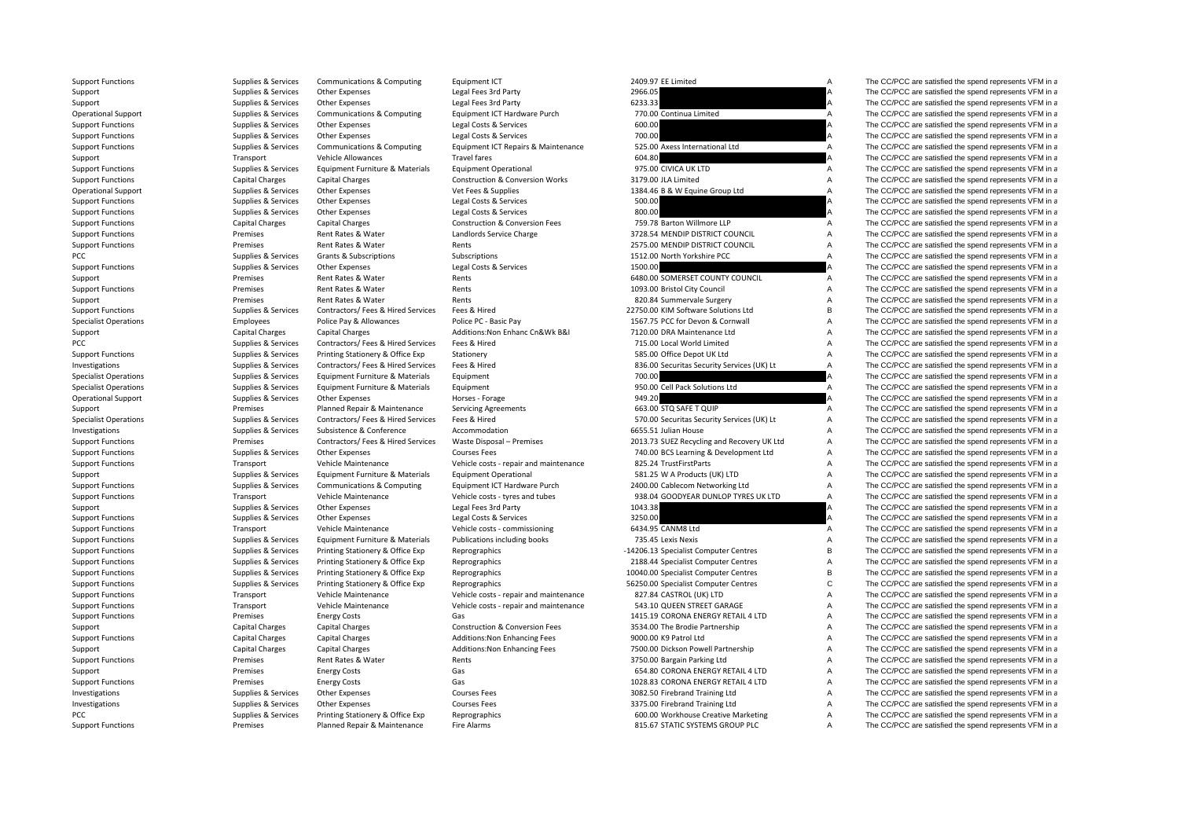| | | | | | | | |
|---|---|---|---|---|---|---|---|
| Support Functions | Supplies & Services | Communications & Computing | Equipment ICT | 2409.97 | EE Limited | A | The CC/PCC are satisfied the spend represents VFM in a |
| Support | Supplies & Services | Other Expenses | Legal Fees 3rd Party | 2966.05 | | A | The CC/PCC are satisfied the spend represents VFM in a |
| Support | Supplies & Services | Other Expenses | Legal Fees 3rd Party | 6233.33 | | A | The CC/PCC are satisfied the spend represents VFM in a |
| Operational Support | Supplies & Services | Communications & Computing | Equipment ICT Hardware Purch | 770.00 | Continua Limited | A | The CC/PCC are satisfied the spend represents VFM in a |
| Support Functions | Supplies & Services | Other Expenses | Legal Costs & Services | 600.00 | | A | The CC/PCC are satisfied the spend represents VFM in a |
| Support Functions | Supplies & Services | Other Expenses | Legal Costs & Services | 700.00 | | A | The CC/PCC are satisfied the spend represents VFM in a |
| Support Functions | Supplies & Services | Communications & Computing | Equipment ICT Repairs & Maintenance | 525.00 | Axess International Ltd | A | The CC/PCC are satisfied the spend represents VFM in a |
| Support | Transport | Vehicle Allowances | Travel fares | 604.80 | | A | The CC/PCC are satisfied the spend represents VFM in a |
| Support Functions | Supplies & Services | Equipment Furniture & Materials | Equipment Operational | 975.00 | CIVICA UK LTD | A | The CC/PCC are satisfied the spend represents VFM in a |
| Support Functions | Capital Charges | Capital Charges | Construction & Conversion Works | 3179.00 | JLA Limited | A | The CC/PCC are satisfied the spend represents VFM in a |
| Operational Support | Supplies & Services | Other Expenses | Vet Fees & Supplies | 1384.46 | B & W Equine Group Ltd | A | The CC/PCC are satisfied the spend represents VFM in a |
| Support Functions | Supplies & Services | Other Expenses | Legal Costs & Services | 500.00 | | A | The CC/PCC are satisfied the spend represents VFM in a |
| Support Functions | Supplies & Services | Other Expenses | Legal Costs & Services | 800.00 | | A | The CC/PCC are satisfied the spend represents VFM in a |
| Support Functions | Capital Charges | Capital Charges | Construction & Conversion Fees | 759.78 | Barton Willmore LLP | A | The CC/PCC are satisfied the spend represents VFM in a |
| Support Functions | Premises | Rent Rates & Water | Landlords Service Charge | 3728.54 | MENDIP DISTRICT COUNCIL | A | The CC/PCC are satisfied the spend represents VFM in a |
| Support Functions | Premises | Rent Rates & Water | Rents | 2575.00 | MENDIP DISTRICT COUNCIL | A | The CC/PCC are satisfied the spend represents VFM in a |
| PCC | Supplies & Services | Grants & Subscriptions | Subscriptions | 1512.00 | North Yorkshire PCC | A | The CC/PCC are satisfied the spend represents VFM in a |
| Support Functions | Supplies & Services | Other Expenses | Legal Costs & Services | 1500.00 | | A | The CC/PCC are satisfied the spend represents VFM in a |
| Support | Premises | Rent Rates & Water | Rents | 6480.00 | SOMERSET COUNTY COUNCIL | A | The CC/PCC are satisfied the spend represents VFM in a |
| Support Functions | Premises | Rent Rates & Water | Rents | 1093.00 | Bristol City Council | A | The CC/PCC are satisfied the spend represents VFM in a |
| Support | Premises | Rent Rates & Water | Rents | 820.84 | Summervale Surgery | A | The CC/PCC are satisfied the spend represents VFM in a |
| Support Functions | Supplies & Services | Contractors/ Fees & Hired Services | Fees & Hired | 22750.00 | KIM Software Solutions Ltd | B | The CC/PCC are satisfied the spend represents VFM in a |
| Specialist Operations | Employees | Police Pay & Allowances | Police PC - Basic Pay | 1567.75 | PCC for Devon & Cornwall | A | The CC/PCC are satisfied the spend represents VFM in a |
| Support | Capital Charges | Capital Charges | Additions:Non Enhanc Cn&Wk B&I | 7120.00 | DRA Maintenance Ltd | A | The CC/PCC are satisfied the spend represents VFM in a |
| PCC | Supplies & Services | Contractors/ Fees & Hired Services | Fees & Hired | 715.00 | Local World Limited | A | The CC/PCC are satisfied the spend represents VFM in a |
| Support Functions | Supplies & Services | Printing Stationery & Office Exp | Stationery | 585.00 | Office Depot UK Ltd | A | The CC/PCC are satisfied the spend represents VFM in a |
| Investigations | Supplies & Services | Contractors/ Fees & Hired Services | Fees & Hired | 836.00 | Securitas Security Services (UK) Lt | A | The CC/PCC are satisfied the spend represents VFM in a |
| Specialist Operations | Supplies & Services | Equipment Furniture & Materials | Equipment | 700.00 | | A | The CC/PCC are satisfied the spend represents VFM in a |
| Specialist Operations | Supplies & Services | Equipment Furniture & Materials | Equipment | 950.00 | Cell Pack Solutions Ltd | A | The CC/PCC are satisfied the spend represents VFM in a |
| Operational Support | Supplies & Services | Other Expenses | Horses - Forage | 949.20 | | A | The CC/PCC are satisfied the spend represents VFM in a |
| Support | Premises | Planned Repair & Maintenance | Servicing Agreements | 663.00 | STQ SAFE T QUIP | A | The CC/PCC are satisfied the spend represents VFM in a |
| Specialist Operations | Supplies & Services | Contractors/ Fees & Hired Services | Fees & Hired | 570.00 | Securitas Security Services (UK) Lt | A | The CC/PCC are satisfied the spend represents VFM in a |
| Investigations | Supplies & Services | Subsistence & Conference | Accommodation | 6655.51 | Julian House | A | The CC/PCC are satisfied the spend represents VFM in a |
| Support Functions | Premises | Contractors/ Fees & Hired Services | Waste Disposal – Premises | 2013.73 | SUEZ Recycling and Recovery UK Ltd | A | The CC/PCC are satisfied the spend represents VFM in a |
| Support Functions | Supplies & Services | Other Expenses | Courses Fees | 740.00 | BCS Learning & Development Ltd | A | The CC/PCC are satisfied the spend represents VFM in a |
| Support Functions | Transport | Vehicle Maintenance | Vehicle costs - repair and maintenance | 825.24 | TrustFirstParts | A | The CC/PCC are satisfied the spend represents VFM in a |
| Support | Supplies & Services | Equipment Furniture & Materials | Equipment Operational | 581.25 | W A Products (UK) LTD | A | The CC/PCC are satisfied the spend represents VFM in a |
| Support Functions | Supplies & Services | Communications & Computing | Equipment ICT Hardware Purch | 2400.00 | Cablecom Networking Ltd | A | The CC/PCC are satisfied the spend represents VFM in a |
| Support Functions | Transport | Vehicle Maintenance | Vehicle costs - tyres and tubes | 938.04 | GOODYEAR DUNLOP TYRES UK LTD | A | The CC/PCC are satisfied the spend represents VFM in a |
| Support | Supplies & Services | Other Expenses | Legal Fees 3rd Party | 1043.38 | | A | The CC/PCC are satisfied the spend represents VFM in a |
| Support Functions | Supplies & Services | Other Expenses | Legal Costs & Services | 3250.00 | | A | The CC/PCC are satisfied the spend represents VFM in a |
| Support Functions | Transport | Vehicle Maintenance | Vehicle costs - commissioning | 6434.95 | CANM8 Ltd | A | The CC/PCC are satisfied the spend represents VFM in a |
| Support Functions | Supplies & Services | Equipment Furniture & Materials | Publications including books | 735.45 | Lexis Nexis | A | The CC/PCC are satisfied the spend represents VFM in a |
| Support Functions | Supplies & Services | Printing Stationery & Office Exp | Reprographics | -14206.13 | Specialist Computer Centres | B | The CC/PCC are satisfied the spend represents VFM in a |
| Support Functions | Supplies & Services | Printing Stationery & Office Exp | Reprographics | 2188.44 | Specialist Computer Centres | A | The CC/PCC are satisfied the spend represents VFM in a |
| Support Functions | Supplies & Services | Printing Stationery & Office Exp | Reprographics | 10040.00 | Specialist Computer Centres | B | The CC/PCC are satisfied the spend represents VFM in a |
| Support Functions | Supplies & Services | Printing Stationery & Office Exp | Reprographics | 56250.00 | Specialist Computer Centres | C | The CC/PCC are satisfied the spend represents VFM in a |
| Support Functions | Transport | Vehicle Maintenance | Vehicle costs - repair and maintenance | 827.84 | CASTROL (UK) LTD | A | The CC/PCC are satisfied the spend represents VFM in a |
| Support Functions | Transport | Vehicle Maintenance | Vehicle costs - repair and maintenance | 543.10 | QUEEN STREET GARAGE | A | The CC/PCC are satisfied the spend represents VFM in a |
| Support Functions | Premises | Energy Costs | Gas | 1415.19 | CORONA ENERGY RETAIL 4 LTD | A | The CC/PCC are satisfied the spend represents VFM in a |
| Support | Capital Charges | Capital Charges | Construction & Conversion Fees | 3534.00 | The Brodie Partnership | A | The CC/PCC are satisfied the spend represents VFM in a |
| Support Functions | Capital Charges | Capital Charges | Additions:Non Enhancing Fees | 9000.00 | K9 Patrol Ltd | A | The CC/PCC are satisfied the spend represents VFM in a |
| Support | Capital Charges | Capital Charges | Additions:Non Enhancing Fees | 7500.00 | Dickson Powell Partnership | A | The CC/PCC are satisfied the spend represents VFM in a |
| Support Functions | Premises | Rent Rates & Water | Rents | 3750.00 | Bargain Parking Ltd | A | The CC/PCC are satisfied the spend represents VFM in a |
| Support | Premises | Energy Costs | Gas | 654.80 | CORONA ENERGY RETAIL 4 LTD | A | The CC/PCC are satisfied the spend represents VFM in a |
| Support Functions | Premises | Energy Costs | Gas | 1028.83 | CORONA ENERGY RETAIL 4 LTD | A | The CC/PCC are satisfied the spend represents VFM in a |
| Investigations | Supplies & Services | Other Expenses | Courses Fees | 3082.50 | Firebrand Training Ltd | A | The CC/PCC are satisfied the spend represents VFM in a |
| Investigations | Supplies & Services | Other Expenses | Courses Fees | 3375.00 | Firebrand Training Ltd | A | The CC/PCC are satisfied the spend represents VFM in a |
| PCC | Supplies & Services | Printing Stationery & Office Exp | Reprographics | 600.00 | Workhouse Creative Marketing | A | The CC/PCC are satisfied the spend represents VFM in a |
| Support Functions | Premises | Planned Repair & Maintenance | Fire Alarms | 815.67 | STATIC SYSTEMS GROUP PLC | A | The CC/PCC are satisfied the spend represents VFM in a |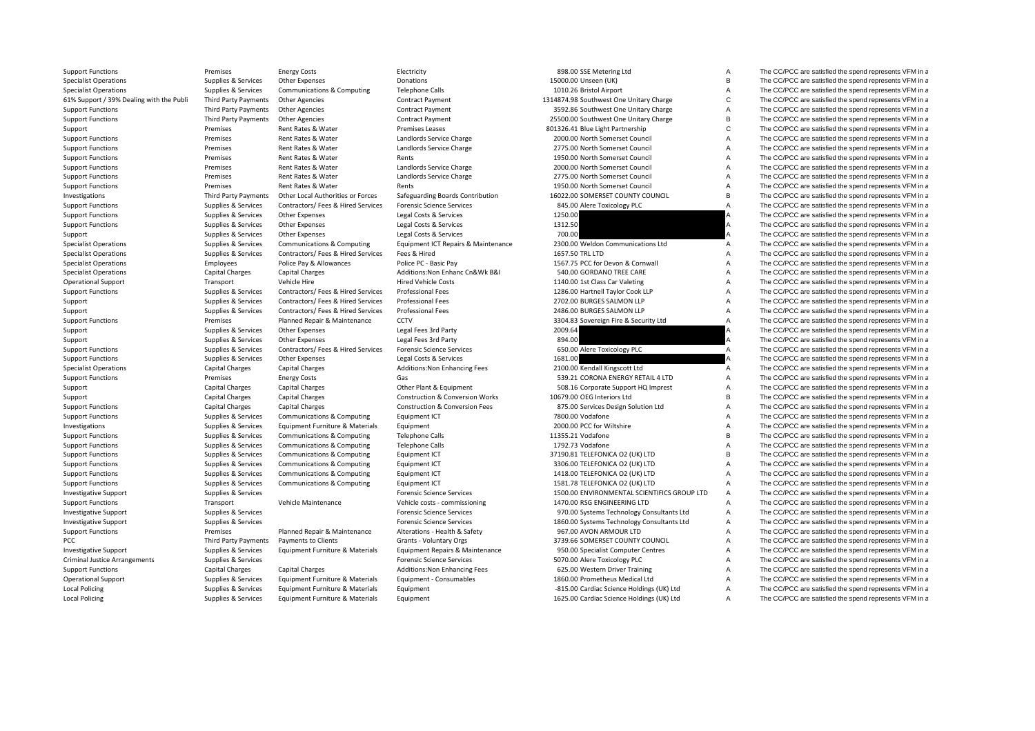| | | | | | | |
|---|---|---|---|---|---|---|
| Support Functions | Premises | Energy Costs | Electricity | 898.00 SSE Metering Ltd | A | The CC/PCC are satisfied the spend represents VFM in a |
| Specialist Operations | Supplies & Services | Other Expenses | Donations | 15000.00 Unseen (UK) | B | The CC/PCC are satisfied the spend represents VFM in a |
| Specialist Operations | Supplies & Services | Communications & Computing | Telephone Calls | 1010.26 Bristol Airport | A | The CC/PCC are satisfied the spend represents VFM in a |
| 61% Support / 39% Dealing with the Publi | Third Party Payments | Other Agencies | Contract Payment | 1314874.98 Southwest One Unitary Charge | C | The CC/PCC are satisfied the spend represents VFM in a |
| Support Functions | Third Party Payments | Other Agencies | Contract Payment | 3592.86 Southwest One Unitary Charge | A | The CC/PCC are satisfied the spend represents VFM in a |
| Support Functions | Third Party Payments | Other Agencies | Contract Payment | 25500.00 Southwest One Unitary Charge | B | The CC/PCC are satisfied the spend represents VFM in a |
| Support | Premises | Rent Rates & Water | Premises Leases | 801326.41 Blue Light Partnership | C | The CC/PCC are satisfied the spend represents VFM in a |
| Support Functions | Premises | Rent Rates & Water | Landlords Service Charge | 2000.00 North Somerset Council | A | The CC/PCC are satisfied the spend represents VFM in a |
| Support Functions | Premises | Rent Rates & Water | Landlords Service Charge | 2775.00 North Somerset Council | A | The CC/PCC are satisfied the spend represents VFM in a |
| Support Functions | Premises | Rent Rates & Water | Rents | 1950.00 North Somerset Council | A | The CC/PCC are satisfied the spend represents VFM in a |
| Support Functions | Premises | Rent Rates & Water | Landlords Service Charge | 2000.00 North Somerset Council | A | The CC/PCC are satisfied the spend represents VFM in a |
| Support Functions | Premises | Rent Rates & Water | Landlords Service Charge | 2775.00 North Somerset Council | A | The CC/PCC are satisfied the spend represents VFM in a |
| Support Functions | Premises | Rent Rates & Water | Rents | 1950.00 North Somerset Council | A | The CC/PCC are satisfied the spend represents VFM in a |
| Investigations | Third Party Payments | Other Local Authorities or Forces | Safeguarding Boards Contribution | 16022.00 SOMERSET COUNTY COUNCIL | B | The CC/PCC are satisfied the spend represents VFM in a |
| Support Functions | Supplies & Services | Contractors/ Fees & Hired Services | Forensic Science Services | 845.00 Alere Toxicology PLC | A | The CC/PCC are satisfied the spend represents VFM in a |
| Support Functions | Supplies & Services | Other Expenses | Legal Costs & Services | 1250.00 | A | The CC/PCC are satisfied the spend represents VFM in a |
| Support Functions | Supplies & Services | Other Expenses | Legal Costs & Services | 1312.50 | A | The CC/PCC are satisfied the spend represents VFM in a |
| Support | Supplies & Services | Other Expenses | Legal Costs & Services | 700.00 | A | The CC/PCC are satisfied the spend represents VFM in a |
| Specialist Operations | Supplies & Services | Communications & Computing | Equipment ICT Repairs & Maintenance | 2300.00 Weldon Communications Ltd | A | The CC/PCC are satisfied the spend represents VFM in a |
| Specialist Operations | Supplies & Services | Contractors/ Fees & Hired Services | Fees & Hired | 1657.50 TRL LTD | A | The CC/PCC are satisfied the spend represents VFM in a |
| Specialist Operations | Employees | Police Pay & Allowances | Police PC - Basic Pay | 1567.75 PCC for Devon & Cornwall | A | The CC/PCC are satisfied the spend represents VFM in a |
| Specialist Operations | Capital Charges | Capital Charges | Additions:Non Enhanc Cn&Wk B&I | 540.00 GORDANO TREE CARE | A | The CC/PCC are satisfied the spend represents VFM in a |
| Operational Support | Transport | Vehicle Hire | Hired Vehicle Costs | 1140.00 1st Class Car Valeting | A | The CC/PCC are satisfied the spend represents VFM in a |
| Support Functions | Supplies & Services | Contractors/ Fees & Hired Services | Professional Fees | 1286.00 Hartnell Taylor Cook LLP | A | The CC/PCC are satisfied the spend represents VFM in a |
| Support | Supplies & Services | Contractors/ Fees & Hired Services | Professional Fees | 2702.00 BURGES SALMON LLP | A | The CC/PCC are satisfied the spend represents VFM in a |
| Support | Supplies & Services | Contractors/ Fees & Hired Services | Professional Fees | 2486.00 BURGES SALMON LLP | A | The CC/PCC are satisfied the spend represents VFM in a |
| Support Functions | Premises | Planned Repair & Maintenance | CCTV | 3304.83 Sovereign Fire & Security Ltd | A | The CC/PCC are satisfied the spend represents VFM in a |
| Support | Supplies & Services | Other Expenses | Legal Fees 3rd Party | 2009.64 | A | The CC/PCC are satisfied the spend represents VFM in a |
| Support | Supplies & Services | Other Expenses | Legal Fees 3rd Party | 894.00 | A | The CC/PCC are satisfied the spend represents VFM in a |
| Support Functions | Supplies & Services | Contractors/ Fees & Hired Services | Forensic Science Services | 650.00 Alere Toxicology PLC | A | The CC/PCC are satisfied the spend represents VFM in a |
| Support Functions | Supplies & Services | Other Expenses | Legal Costs & Services | 1681.00 | A | The CC/PCC are satisfied the spend represents VFM in a |
| Specialist Operations | Capital Charges | Capital Charges | Additions:Non Enhancing Fees | 2100.00 Kendall Kingscott Ltd | A | The CC/PCC are satisfied the spend represents VFM in a |
| Support Functions | Premises | Energy Costs | Gas | 539.21 CORONA ENERGY RETAIL 4 LTD | A | The CC/PCC are satisfied the spend represents VFM in a |
| Support | Capital Charges | Capital Charges | Other Plant & Equipment | 508.16 Corporate Support HQ Imprest | A | The CC/PCC are satisfied the spend represents VFM in a |
| Support | Capital Charges | Capital Charges | Construction & Conversion Works | 10679.00 OEG Interiors Ltd | B | The CC/PCC are satisfied the spend represents VFM in a |
| Support Functions | Capital Charges | Capital Charges | Construction & Conversion Fees | 875.00 Services Design Solution Ltd | A | The CC/PCC are satisfied the spend represents VFM in a |
| Support Functions | Supplies & Services | Communications & Computing | Equipment ICT | 7800.00 Vodafone | A | The CC/PCC are satisfied the spend represents VFM in a |
| Investigations | Supplies & Services | Equipment Furniture & Materials | Equipment | 2000.00 PCC for Wiltshire | A | The CC/PCC are satisfied the spend represents VFM in a |
| Support Functions | Supplies & Services | Communications & Computing | Telephone Calls | 11355.21 Vodafone | B | The CC/PCC are satisfied the spend represents VFM in a |
| Support Functions | Supplies & Services | Communications & Computing | Telephone Calls | 1792.73 Vodafone | A | The CC/PCC are satisfied the spend represents VFM in a |
| Support Functions | Supplies & Services | Communications & Computing | Equipment ICT | 37190.81 TELEFONICA O2 (UK) LTD | B | The CC/PCC are satisfied the spend represents VFM in a |
| Support Functions | Supplies & Services | Communications & Computing | Equipment ICT | 3306.00 TELEFONICA O2 (UK) LTD | A | The CC/PCC are satisfied the spend represents VFM in a |
| Support Functions | Supplies & Services | Communications & Computing | Equipment ICT | 1418.00 TELEFONICA O2 (UK) LTD | A | The CC/PCC are satisfied the spend represents VFM in a |
| Support Functions | Supplies & Services | Communications & Computing | Equipment ICT | 1581.78 TELEFONICA O2 (UK) LTD | A | The CC/PCC are satisfied the spend represents VFM in a |
| Investigative Support | Supplies & Services | | Forensic Science Services | 1500.00 ENVIRONMENTAL SCIENTIFICS GROUP LTD | A | The CC/PCC are satisfied the spend represents VFM in a |
| Support Functions | Transport | Vehicle Maintenance | Vehicle costs - commissioning | 1470.00 RSG ENGINEERING LTD | A | The CC/PCC are satisfied the spend represents VFM in a |
| Investigative Support | Supplies & Services | | Forensic Science Services | 970.00 Systems Technology Consultants Ltd | A | The CC/PCC are satisfied the spend represents VFM in a |
| Investigative Support | Supplies & Services | | Forensic Science Services | 1860.00 Systems Technology Consultants Ltd | A | The CC/PCC are satisfied the spend represents VFM in a |
| Support Functions | Premises | Planned Repair & Maintenance | Alterations - Health & Safety | 967.00 AVON ARMOUR LTD | A | The CC/PCC are satisfied the spend represents VFM in a |
| PCC | Third Party Payments | Payments to Clients | Grants - Voluntary Orgs | 3739.66 SOMERSET COUNTY COUNCIL | A | The CC/PCC are satisfied the spend represents VFM in a |
| Investigative Support | Supplies & Services | Equipment Furniture & Materials | Equipment Repairs & Maintenance | 950.00 Specialist Computer Centres | A | The CC/PCC are satisfied the spend represents VFM in a |
| Criminal Justice Arrangements | Supplies & Services | | Forensic Science Services | 5070.00 Alere Toxicology PLC | A | The CC/PCC are satisfied the spend represents VFM in a |
| Support Functions | Capital Charges | Capital Charges | Additions:Non Enhancing Fees | 625.00 Western Driver Training | A | The CC/PCC are satisfied the spend represents VFM in a |
| Operational Support | Supplies & Services | Equipment Furniture & Materials | Equipment - Consumables | 1860.00 Prometheus Medical Ltd | A | The CC/PCC are satisfied the spend represents VFM in a |
| Local Policing | Supplies & Services | Equipment Furniture & Materials | Equipment | -815.00 Cardiac Science Holdings (UK) Ltd | A | The CC/PCC are satisfied the spend represents VFM in a |
| Local Policing | Supplies & Services | Equipment Furniture & Materials | Equipment | 1625.00 Cardiac Science Holdings (UK) Ltd | A | The CC/PCC are satisfied the spend represents VFM in a |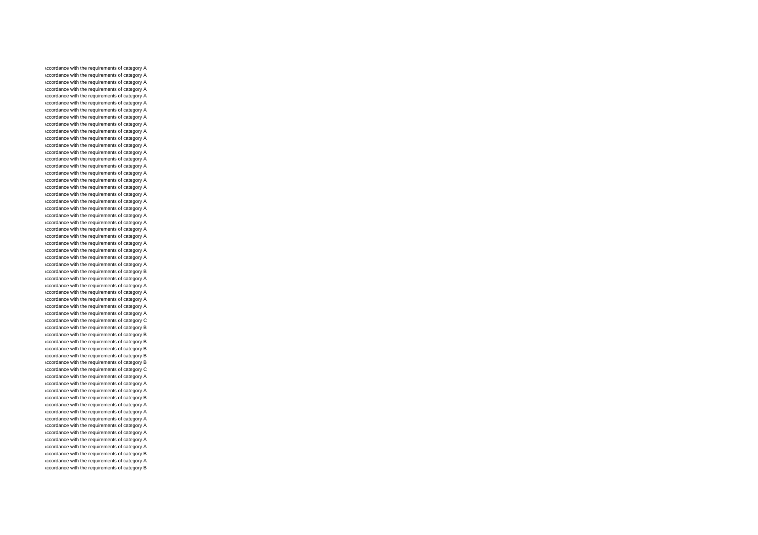ıccordance with the requirements of category A
ıccordance with the requirements of category A
ıccordance with the requirements of category A
ıccordance with the requirements of category A
ıccordance with the requirements of category A
ıccordance with the requirements of category A
ıccordance with the requirements of category A
ıccordance with the requirements of category A
ıccordance with the requirements of category A
ıccordance with the requirements of category A
ıccordance with the requirements of category A
ıccordance with the requirements of category A
ıccordance with the requirements of category A
ıccordance with the requirements of category A
ıccordance with the requirements of category A
ıccordance with the requirements of category A
ıccordance with the requirements of category A
ıccordance with the requirements of category A
ıccordance with the requirements of category A
ıccordance with the requirements of category A
ıccordance with the requirements of category A
ıccordance with the requirements of category A
ıccordance with the requirements of category A
ıccordance with the requirements of category A
ıccordance with the requirements of category A
ıccordance with the requirements of category A
ıccordance with the requirements of category A
ıccordance with the requirements of category A
ıccordance with the requirements of category A
ıccordance with the requirements of category B
ıccordance with the requirements of category A
ıccordance with the requirements of category A
ıccordance with the requirements of category A
ıccordance with the requirements of category A
ıccordance with the requirements of category A
ıccordance with the requirements of category A
ıccordance with the requirements of category C
ıccordance with the requirements of category B
ıccordance with the requirements of category B
ıccordance with the requirements of category B
ıccordance with the requirements of category B
ıccordance with the requirements of category B
ıccordance with the requirements of category B
ıccordance with the requirements of category C
ıccordance with the requirements of category A
ıccordance with the requirements of category A
ıccordance with the requirements of category A
ıccordance with the requirements of category B
ıccordance with the requirements of category A
ıccordance with the requirements of category A
ıccordance with the requirements of category A
ıccordance with the requirements of category A
ıccordance with the requirements of category A
ıccordance with the requirements of category A
ıccordance with the requirements of category A
ıccordance with the requirements of category B
ıccordance with the requirements of category A
ıccordance with the requirements of category B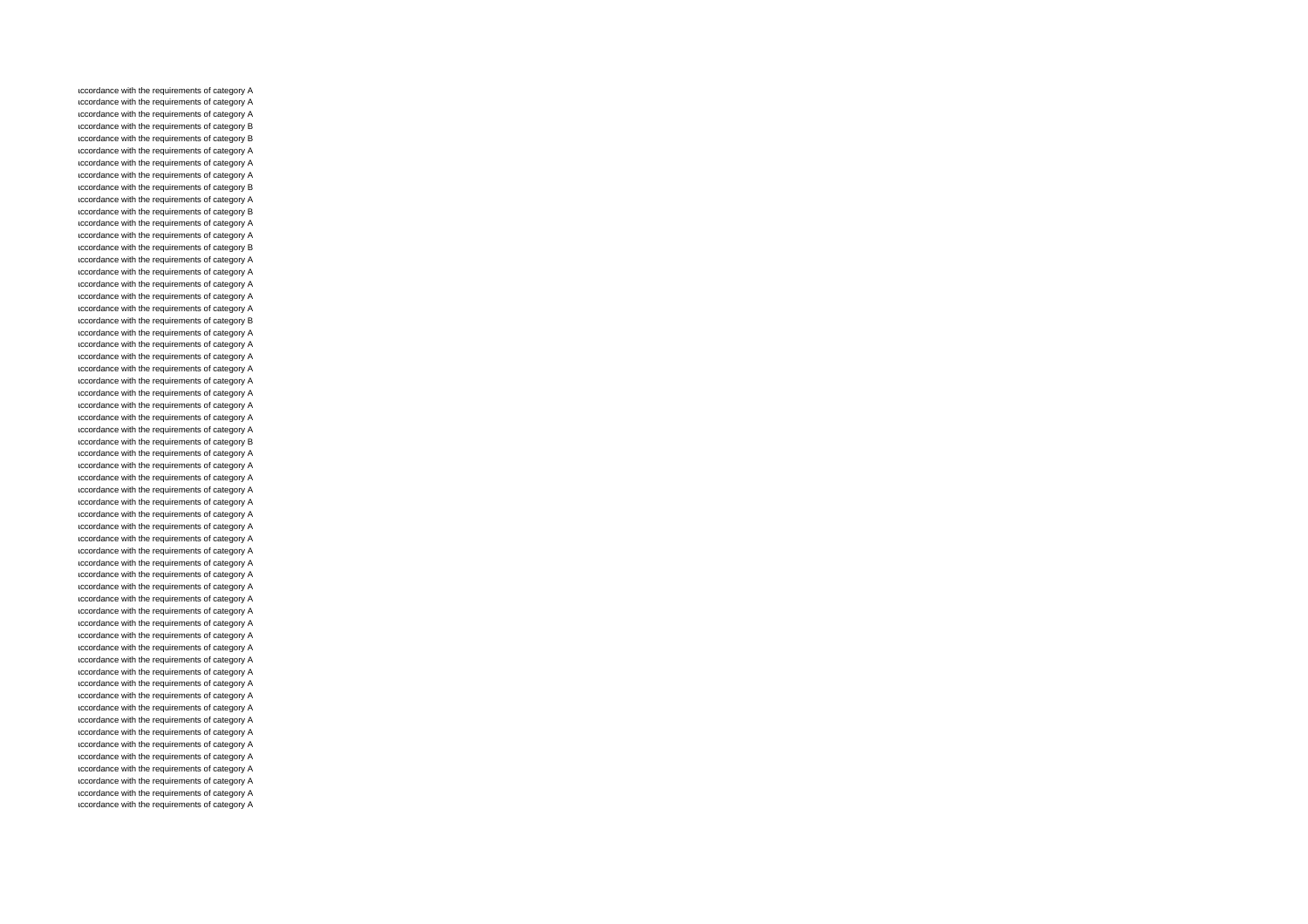ıccordance with the requirements of category A
ıccordance with the requirements of category A
ıccordance with the requirements of category A
ıccordance with the requirements of category B
ıccordance with the requirements of category B
ıccordance with the requirements of category A
ıccordance with the requirements of category A
ıccordance with the requirements of category A
ıccordance with the requirements of category B
ıccordance with the requirements of category A
ıccordance with the requirements of category B
ıccordance with the requirements of category A
ıccordance with the requirements of category A
ıccordance with the requirements of category B
ıccordance with the requirements of category A
ıccordance with the requirements of category A
ıccordance with the requirements of category A
ıccordance with the requirements of category A
ıccordance with the requirements of category A
ıccordance with the requirements of category B
ıccordance with the requirements of category A
ıccordance with the requirements of category A
ıccordance with the requirements of category A
ıccordance with the requirements of category A
ıccordance with the requirements of category A
ıccordance with the requirements of category A
ıccordance with the requirements of category A
ıccordance with the requirements of category A
ıccordance with the requirements of category A
ıccordance with the requirements of category B
ıccordance with the requirements of category A
ıccordance with the requirements of category A
ıccordance with the requirements of category A
ıccordance with the requirements of category A
ıccordance with the requirements of category A
ıccordance with the requirements of category A
ıccordance with the requirements of category A
ıccordance with the requirements of category A
ıccordance with the requirements of category A
ıccordance with the requirements of category A
ıccordance with the requirements of category A
ıccordance with the requirements of category A
ıccordance with the requirements of category A
ıccordance with the requirements of category A
ıccordance with the requirements of category A
ıccordance with the requirements of category A
ıccordance with the requirements of category A
ıccordance with the requirements of category A
ıccordance with the requirements of category A
ıccordance with the requirements of category A
ıccordance with the requirements of category A
ıccordance with the requirements of category A
ıccordance with the requirements of category A
ıccordance with the requirements of category A
ıccordance with the requirements of category A
ıccordance with the requirements of category A
ıccordance with the requirements of category A
ıccordance with the requirements of category A
ıccordance with the requirements of category A
ıccordance with the requirements of category A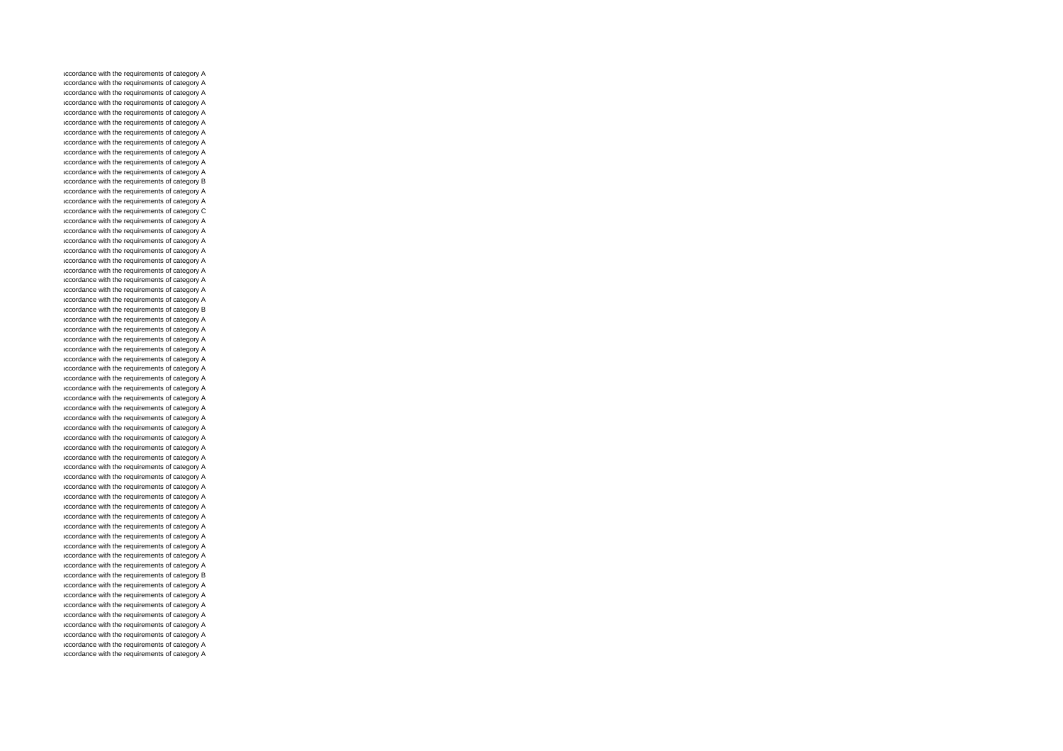ıccordance with the requirements of category A

ıccordance with the requirements of category A

ıccordance with the requirements of category A

ıccordance with the requirements of category A

ıccordance with the requirements of category A

ıccordance with the requirements of category A

ıccordance with the requirements of category A

ıccordance with the requirements of category A

ıccordance with the requirements of category A

ıccordance with the requirements of category A

ıccordance with the requirements of category A

ıccordance with the requirements of category B

ıccordance with the requirements of category A

ıccordance with the requirements of category A

ıccordance with the requirements of category C

ıccordance with the requirements of category A

ıccordance with the requirements of category A

ıccordance with the requirements of category A

ıccordance with the requirements of category A

ıccordance with the requirements of category A

ıccordance with the requirements of category A

ıccordance with the requirements of category A

ıccordance with the requirements of category A

ıccordance with the requirements of category A

ıccordance with the requirements of category B

ıccordance with the requirements of category A

ıccordance with the requirements of category A

ıccordance with the requirements of category A

ıccordance with the requirements of category A

ıccordance with the requirements of category A

ıccordance with the requirements of category A

ıccordance with the requirements of category A

ıccordance with the requirements of category A

ıccordance with the requirements of category A

ıccordance with the requirements of category A

ıccordance with the requirements of category A

ıccordance with the requirements of category A

ıccordance with the requirements of category A

ıccordance with the requirements of category A

ıccordance with the requirements of category A

ıccordance with the requirements of category A

ıccordance with the requirements of category A

ıccordance with the requirements of category A

ıccordance with the requirements of category A

ıccordance with the requirements of category A

ıccordance with the requirements of category A

ıccordance with the requirements of category A

ıccordance with the requirements of category A

ıccordance with the requirements of category A

ıccordance with the requirements of category A

ıccordance with the requirements of category A

ıccordance with the requirements of category B

ıccordance with the requirements of category A

ıccordance with the requirements of category A

ıccordance with the requirements of category A

ıccordance with the requirements of category A

ıccordance with the requirements of category A

ıccordance with the requirements of category A

ıccordance with the requirements of category A

ıccordance with the requirements of category A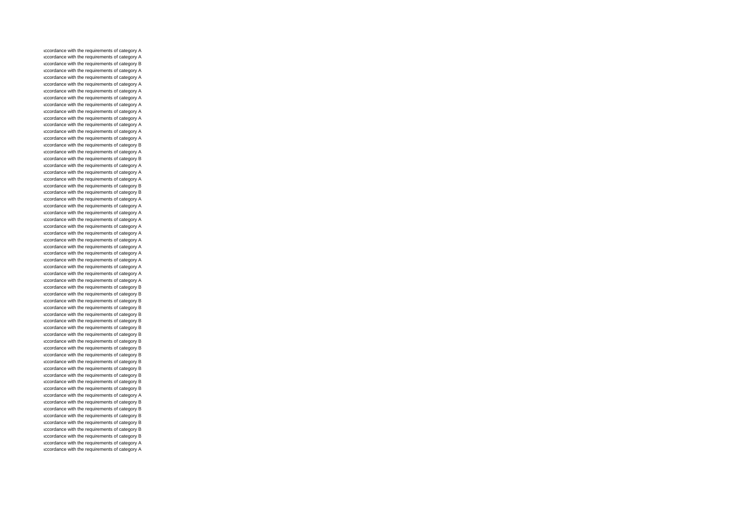ıccordance with the requirements of category A
ıccordance with the requirements of category A
ıccordance with the requirements of category B
ıccordance with the requirements of category A
ıccordance with the requirements of category A
ıccordance with the requirements of category A
ıccordance with the requirements of category A
ıccordance with the requirements of category A
ıccordance with the requirements of category A
ıccordance with the requirements of category A
ıccordance with the requirements of category A
ıccordance with the requirements of category A
ıccordance with the requirements of category A
ıccordance with the requirements of category A
ıccordance with the requirements of category B
ıccordance with the requirements of category A
ıccordance with the requirements of category B
ıccordance with the requirements of category A
ıccordance with the requirements of category A
ıccordance with the requirements of category A
ıccordance with the requirements of category B
ıccordance with the requirements of category B
ıccordance with the requirements of category A
ıccordance with the requirements of category A
ıccordance with the requirements of category A
ıccordance with the requirements of category A
ıccordance with the requirements of category A
ıccordance with the requirements of category A
ıccordance with the requirements of category A
ıccordance with the requirements of category A
ıccordance with the requirements of category A
ıccordance with the requirements of category A
ıccordance with the requirements of category A
ıccordance with the requirements of category A
ıccordance with the requirements of category A
ıccordance with the requirements of category B
ıccordance with the requirements of category B
ıccordance with the requirements of category B
ıccordance with the requirements of category B
ıccordance with the requirements of category B
ıccordance with the requirements of category B
ıccordance with the requirements of category B
ıccordance with the requirements of category B
ıccordance with the requirements of category B
ıccordance with the requirements of category B
ıccordance with the requirements of category B
ıccordance with the requirements of category B
ıccordance with the requirements of category B
ıccordance with the requirements of category B
ıccordance with the requirements of category B
ıccordance with the requirements of category B
ıccordance with the requirements of category A
ıccordance with the requirements of category B
ıccordance with the requirements of category B
ıccordance with the requirements of category B
ıccordance with the requirements of category B
ıccordance with the requirements of category B
ıccordance with the requirements of category B
ıccordance with the requirements of category A
ıccordance with the requirements of category A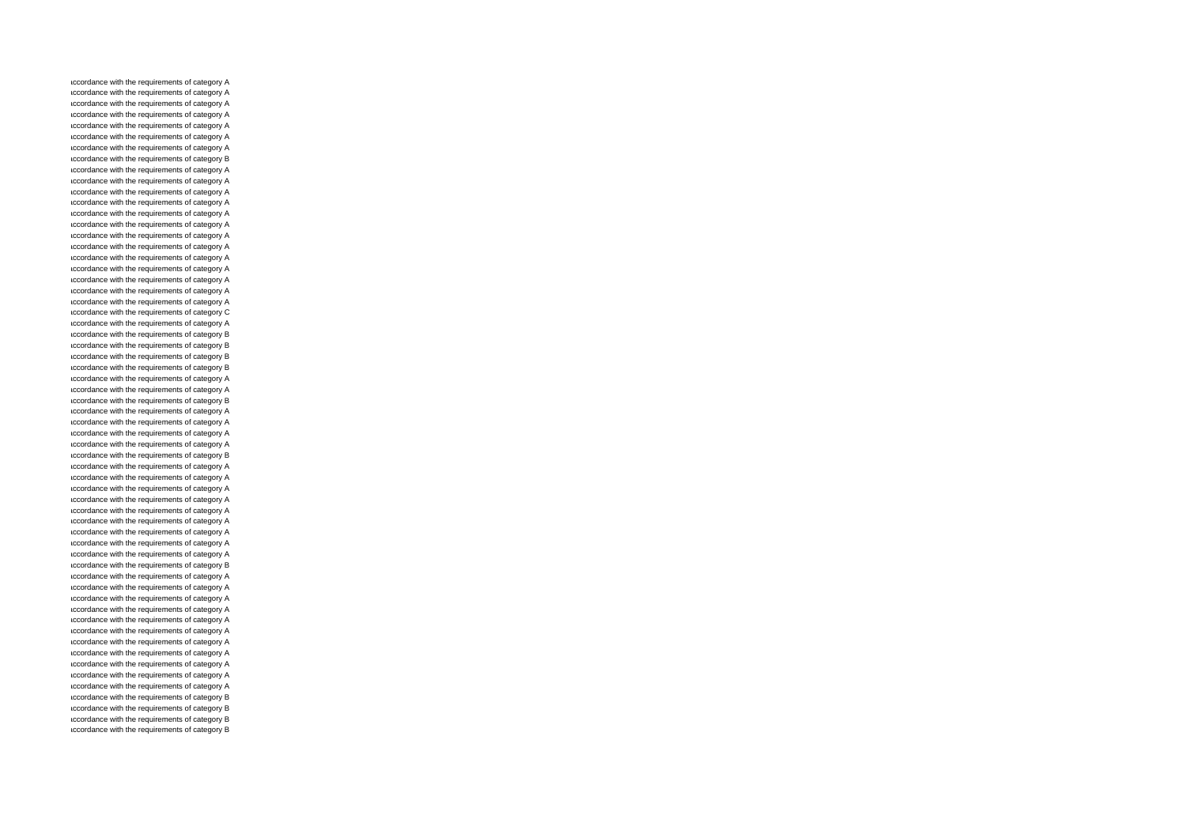ıccordance with the requirements of category A
ıccordance with the requirements of category A
ıccordance with the requirements of category A
ıccordance with the requirements of category A
ıccordance with the requirements of category A
ıccordance with the requirements of category A
ıccordance with the requirements of category A
ıccordance with the requirements of category B
ıccordance with the requirements of category A
ıccordance with the requirements of category A
ıccordance with the requirements of category A
ıccordance with the requirements of category A
ıccordance with the requirements of category A
ıccordance with the requirements of category A
ıccordance with the requirements of category A
ıccordance with the requirements of category A
ıccordance with the requirements of category A
ıccordance with the requirements of category A
ıccordance with the requirements of category A
ıccordance with the requirements of category A
ıccordance with the requirements of category A
ıccordance with the requirements of category C
ıccordance with the requirements of category A
ıccordance with the requirements of category B
ıccordance with the requirements of category B
ıccordance with the requirements of category B
ıccordance with the requirements of category B
ıccordance with the requirements of category A
ıccordance with the requirements of category A
ıccordance with the requirements of category B
ıccordance with the requirements of category A
ıccordance with the requirements of category A
ıccordance with the requirements of category A
ıccordance with the requirements of category A
ıccordance with the requirements of category B
ıccordance with the requirements of category A
ıccordance with the requirements of category A
ıccordance with the requirements of category A
ıccordance with the requirements of category A
ıccordance with the requirements of category A
ıccordance with the requirements of category A
ıccordance with the requirements of category A
ıccordance with the requirements of category A
ıccordance with the requirements of category A
ıccordance with the requirements of category B
ıccordance with the requirements of category A
ıccordance with the requirements of category A
ıccordance with the requirements of category A
ıccordance with the requirements of category A
ıccordance with the requirements of category A
ıccordance with the requirements of category A
ıccordance with the requirements of category A
ıccordance with the requirements of category A
ıccordance with the requirements of category A
ıccordance with the requirements of category A
ıccordance with the requirements of category A
ıccordance with the requirements of category B
ıccordance with the requirements of category B
ıccordance with the requirements of category B
ıccordance with the requirements of category B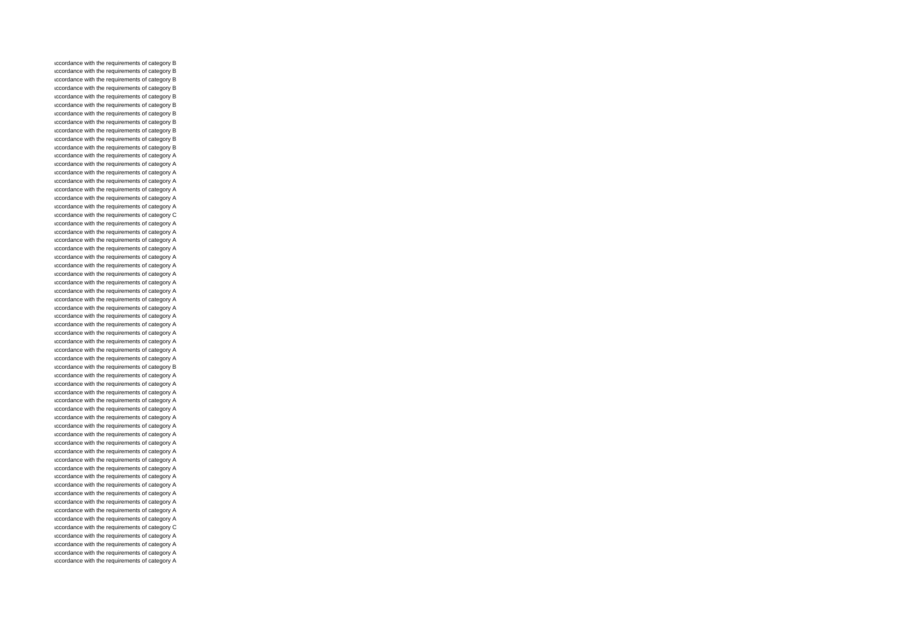accordance with the requirements of category B
accordance with the requirements of category B
accordance with the requirements of category B
accordance with the requirements of category B
accordance with the requirements of category B
accordance with the requirements of category B
accordance with the requirements of category B
accordance with the requirements of category B
accordance with the requirements of category B
accordance with the requirements of category B
accordance with the requirements of category B
accordance with the requirements of category A
accordance with the requirements of category A
accordance with the requirements of category A
accordance with the requirements of category A
accordance with the requirements of category A
accordance with the requirements of category A
accordance with the requirements of category A
accordance with the requirements of category C
accordance with the requirements of category A
accordance with the requirements of category A
accordance with the requirements of category A
accordance with the requirements of category A
accordance with the requirements of category A
accordance with the requirements of category A
accordance with the requirements of category A
accordance with the requirements of category A
accordance with the requirements of category A
accordance with the requirements of category A
accordance with the requirements of category A
accordance with the requirements of category A
accordance with the requirements of category A
accordance with the requirements of category A
accordance with the requirements of category A
accordance with the requirements of category A
accordance with the requirements of category A
accordance with the requirements of category B
accordance with the requirements of category A
accordance with the requirements of category A
accordance with the requirements of category A
accordance with the requirements of category A
accordance with the requirements of category A
accordance with the requirements of category A
accordance with the requirements of category A
accordance with the requirements of category A
accordance with the requirements of category A
accordance with the requirements of category A
accordance with the requirements of category A
accordance with the requirements of category A
accordance with the requirements of category A
accordance with the requirements of category A
accordance with the requirements of category A
accordance with the requirements of category A
accordance with the requirements of category A
accordance with the requirements of category A
accordance with the requirements of category C
accordance with the requirements of category A
accordance with the requirements of category A
accordance with the requirements of category A
accordance with the requirements of category A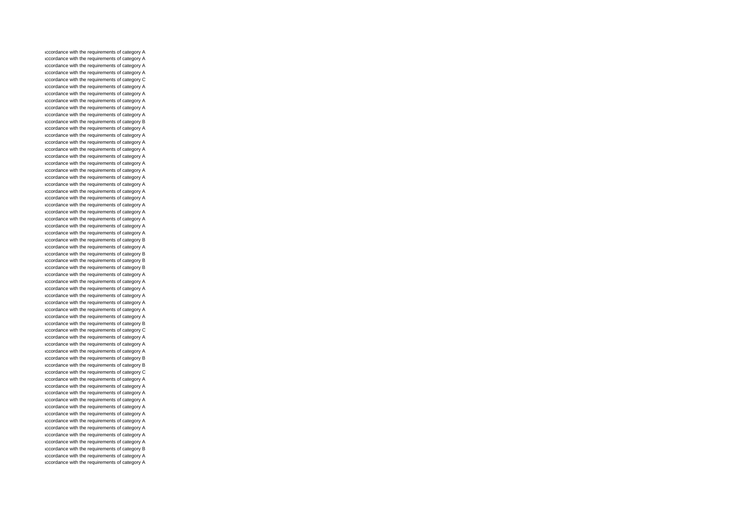ıccordance with the requirements of category A
ıccordance with the requirements of category A
ıccordance with the requirements of category A
ıccordance with the requirements of category A
ıccordance with the requirements of category C
ıccordance with the requirements of category A
ıccordance with the requirements of category A
ıccordance with the requirements of category A
ıccordance with the requirements of category A
ıccordance with the requirements of category A
ıccordance with the requirements of category B
ıccordance with the requirements of category A
ıccordance with the requirements of category A
ıccordance with the requirements of category A
ıccordance with the requirements of category A
ıccordance with the requirements of category A
ıccordance with the requirements of category A
ıccordance with the requirements of category A
ıccordance with the requirements of category A
ıccordance with the requirements of category A
ıccordance with the requirements of category A
ıccordance with the requirements of category A
ıccordance with the requirements of category A
ıccordance with the requirements of category A
ıccordance with the requirements of category A
ıccordance with the requirements of category A
ıccordance with the requirements of category A
ıccordance with the requirements of category B
ıccordance with the requirements of category A
ıccordance with the requirements of category B
ıccordance with the requirements of category B
ıccordance with the requirements of category B
ıccordance with the requirements of category A
ıccordance with the requirements of category A
ıccordance with the requirements of category A
ıccordance with the requirements of category A
ıccordance with the requirements of category A
ıccordance with the requirements of category A
ıccordance with the requirements of category A
ıccordance with the requirements of category B
ıccordance with the requirements of category C
ıccordance with the requirements of category A
ıccordance with the requirements of category A
ıccordance with the requirements of category A
ıccordance with the requirements of category B
ıccordance with the requirements of category B
ıccordance with the requirements of category C
ıccordance with the requirements of category A
ıccordance with the requirements of category A
ıccordance with the requirements of category A
ıccordance with the requirements of category A
ıccordance with the requirements of category A
ıccordance with the requirements of category A
ıccordance with the requirements of category A
ıccordance with the requirements of category A
ıccordance with the requirements of category A
ıccordance with the requirements of category A
ıccordance with the requirements of category B
ıccordance with the requirements of category A
ıccordance with the requirements of category A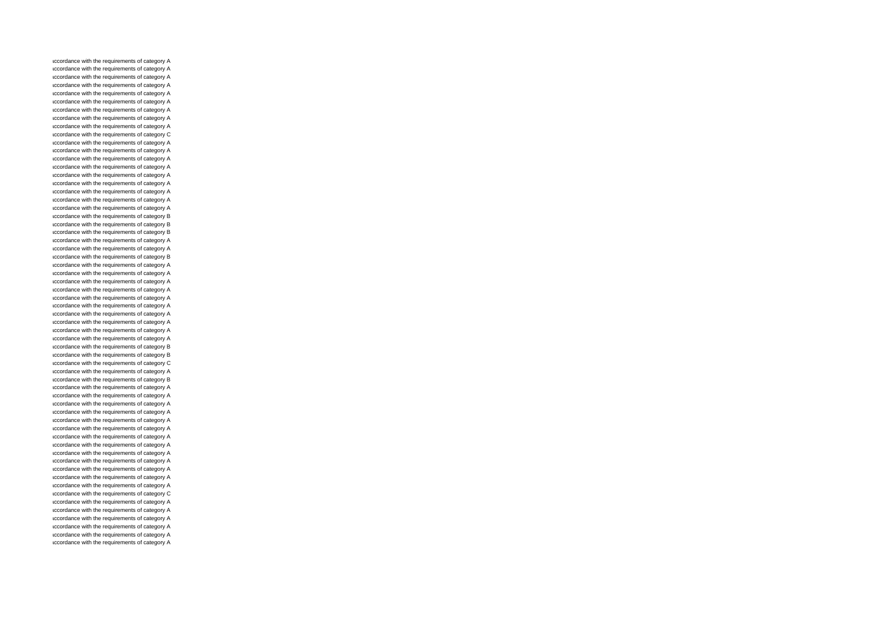ıccordance with the requirements of category A
ıccordance with the requirements of category A
ıccordance with the requirements of category A
ıccordance with the requirements of category A
ıccordance with the requirements of category A
ıccordance with the requirements of category A
ıccordance with the requirements of category A
ıccordance with the requirements of category A
ıccordance with the requirements of category A
ıccordance with the requirements of category C
ıccordance with the requirements of category A
ıccordance with the requirements of category A
ıccordance with the requirements of category A
ıccordance with the requirements of category A
ıccordance with the requirements of category A
ıccordance with the requirements of category A
ıccordance with the requirements of category A
ıccordance with the requirements of category A
ıccordance with the requirements of category A
ıccordance with the requirements of category B
ıccordance with the requirements of category B
ıccordance with the requirements of category B
ıccordance with the requirements of category A
ıccordance with the requirements of category A
ıccordance with the requirements of category B
ıccordance with the requirements of category A
ıccordance with the requirements of category A
ıccordance with the requirements of category A
ıccordance with the requirements of category A
ıccordance with the requirements of category A
ıccordance with the requirements of category A
ıccordance with the requirements of category A
ıccordance with the requirements of category A
ıccordance with the requirements of category A
ıccordance with the requirements of category A
ıccordance with the requirements of category B
ıccordance with the requirements of category B
ıccordance with the requirements of category C
ıccordance with the requirements of category A
ıccordance with the requirements of category B
ıccordance with the requirements of category A
ıccordance with the requirements of category A
ıccordance with the requirements of category A
ıccordance with the requirements of category A
ıccordance with the requirements of category A
ıccordance with the requirements of category A
ıccordance with the requirements of category A
ıccordance with the requirements of category A
ıccordance with the requirements of category A
ıccordance with the requirements of category A
ıccordance with the requirements of category A
ıccordance with the requirements of category A
ıccordance with the requirements of category A
ıccordance with the requirements of category C
ıccordance with the requirements of category A
ıccordance with the requirements of category A
ıccordance with the requirements of category A
ıccordance with the requirements of category A
ıccordance with the requirements of category A
ıccordance with the requirements of category A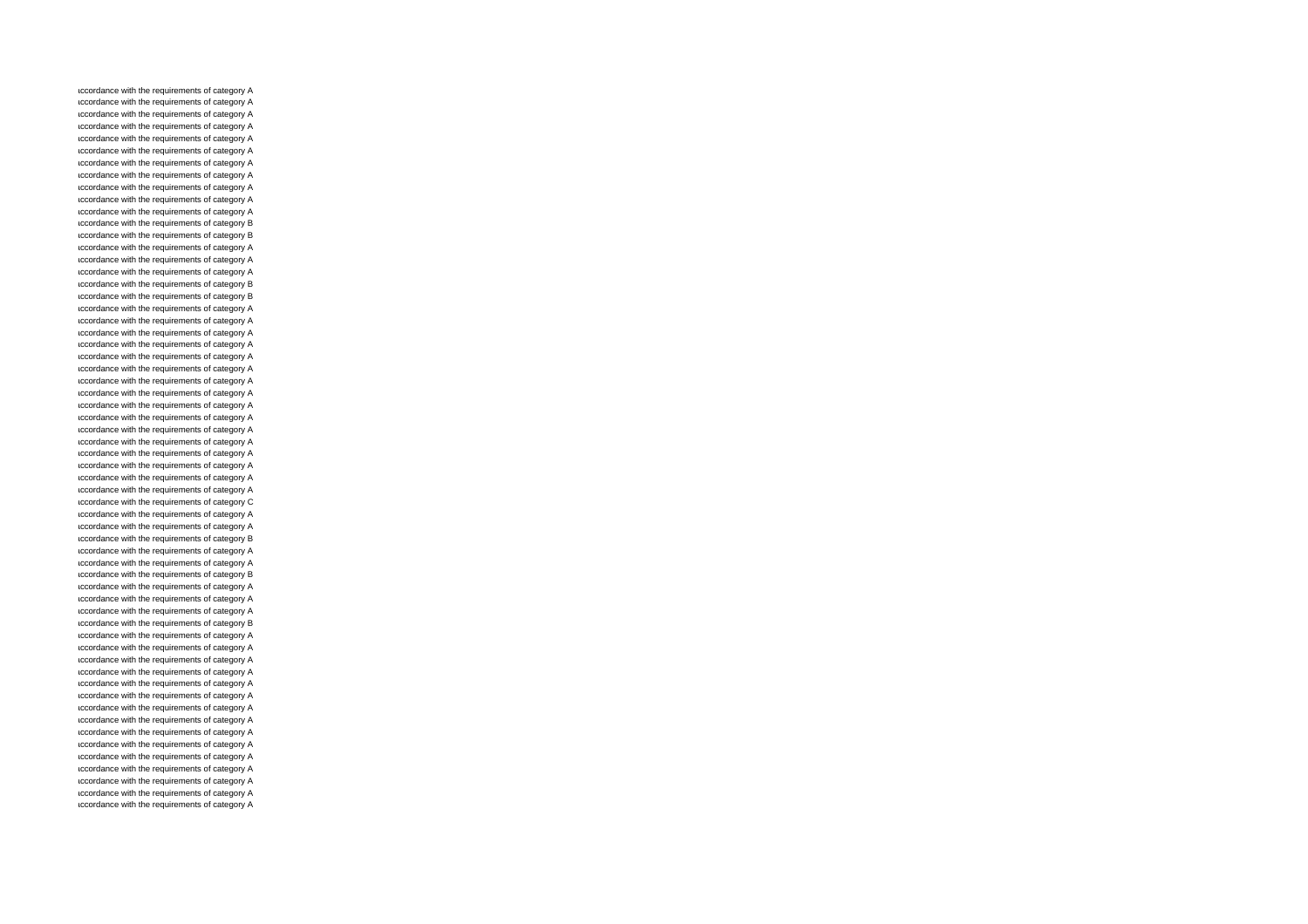accordance with the requirements of category A
accordance with the requirements of category A
accordance with the requirements of category A
accordance with the requirements of category A
accordance with the requirements of category A
accordance with the requirements of category A
accordance with the requirements of category A
accordance with the requirements of category A
accordance with the requirements of category A
accordance with the requirements of category A
accordance with the requirements of category A
accordance with the requirements of category B
accordance with the requirements of category B
accordance with the requirements of category A
accordance with the requirements of category A
accordance with the requirements of category A
accordance with the requirements of category B
accordance with the requirements of category B
accordance with the requirements of category A
accordance with the requirements of category A
accordance with the requirements of category A
accordance with the requirements of category A
accordance with the requirements of category A
accordance with the requirements of category A
accordance with the requirements of category A
accordance with the requirements of category A
accordance with the requirements of category A
accordance with the requirements of category A
accordance with the requirements of category A
accordance with the requirements of category A
accordance with the requirements of category A
accordance with the requirements of category A
accordance with the requirements of category A
accordance with the requirements of category A
accordance with the requirements of category C
accordance with the requirements of category A
accordance with the requirements of category A
accordance with the requirements of category B
accordance with the requirements of category A
accordance with the requirements of category A
accordance with the requirements of category B
accordance with the requirements of category A
accordance with the requirements of category A
accordance with the requirements of category A
accordance with the requirements of category B
accordance with the requirements of category A
accordance with the requirements of category A
accordance with the requirements of category A
accordance with the requirements of category A
accordance with the requirements of category A
accordance with the requirements of category A
accordance with the requirements of category A
accordance with the requirements of category A
accordance with the requirements of category A
accordance with the requirements of category A
accordance with the requirements of category A
accordance with the requirements of category A
accordance with the requirements of category A
accordance with the requirements of category A
accordance with the requirements of category A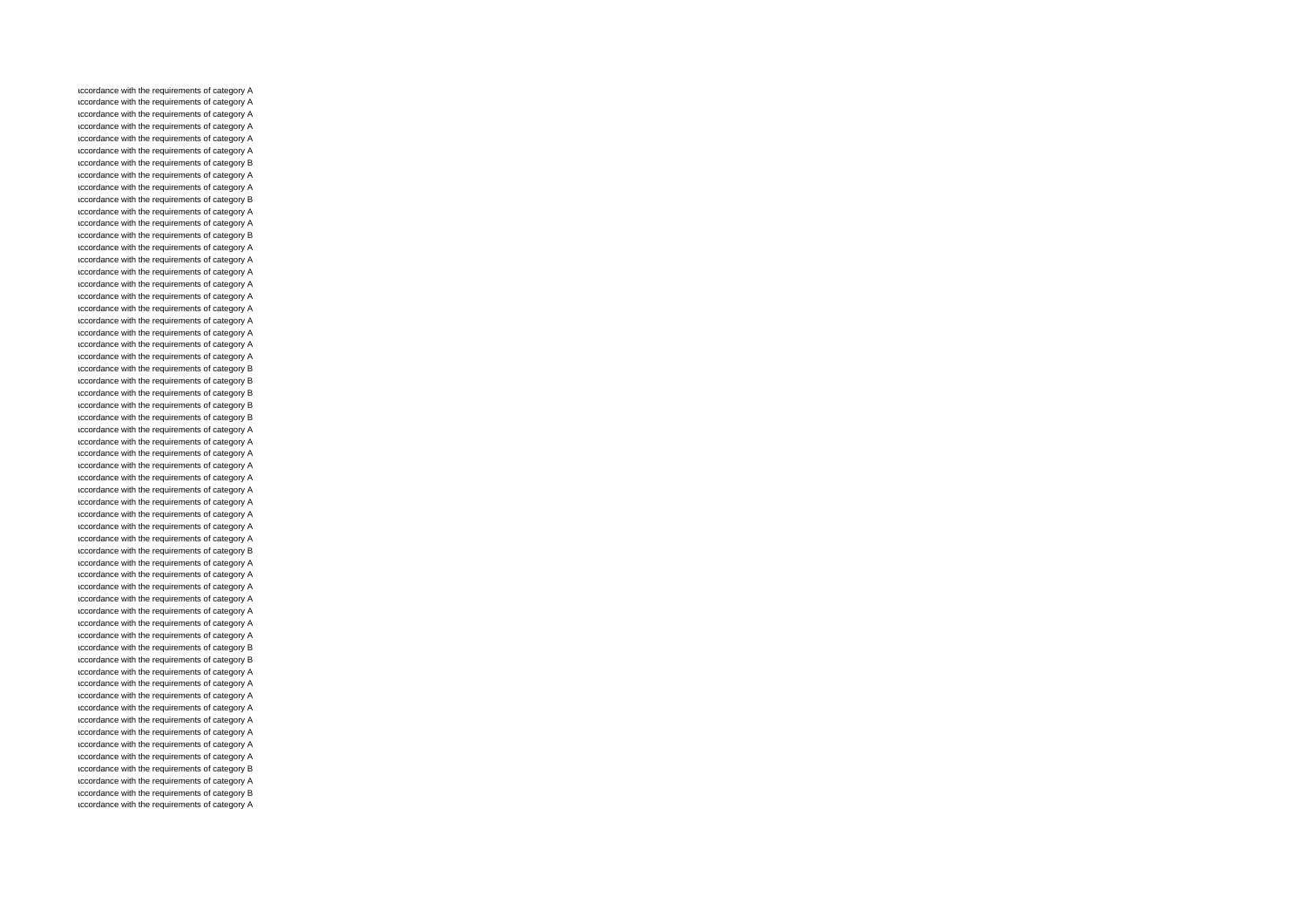ıccordance with the requirements of category A
ıccordance with the requirements of category A
ıccordance with the requirements of category A
ıccordance with the requirements of category A
ıccordance with the requirements of category A
ıccordance with the requirements of category A
ıccordance with the requirements of category B
ıccordance with the requirements of category A
ıccordance with the requirements of category A
ıccordance with the requirements of category B
ıccordance with the requirements of category A
ıccordance with the requirements of category A
ıccordance with the requirements of category B
ıccordance with the requirements of category A
ıccordance with the requirements of category A
ıccordance with the requirements of category A
ıccordance with the requirements of category A
ıccordance with the requirements of category A
ıccordance with the requirements of category A
ıccordance with the requirements of category A
ıccordance with the requirements of category A
ıccordance with the requirements of category A
ıccordance with the requirements of category A
ıccordance with the requirements of category B
ıccordance with the requirements of category B
ıccordance with the requirements of category B
ıccordance with the requirements of category B
ıccordance with the requirements of category B
ıccordance with the requirements of category A
ıccordance with the requirements of category A
ıccordance with the requirements of category A
ıccordance with the requirements of category A
ıccordance with the requirements of category A
ıccordance with the requirements of category A
ıccordance with the requirements of category A
ıccordance with the requirements of category A
ıccordance with the requirements of category A
ıccordance with the requirements of category A
ıccordance with the requirements of category B
ıccordance with the requirements of category A
ıccordance with the requirements of category A
ıccordance with the requirements of category A
ıccordance with the requirements of category A
ıccordance with the requirements of category A
ıccordance with the requirements of category A
ıccordance with the requirements of category A
ıccordance with the requirements of category B
ıccordance with the requirements of category B
ıccordance with the requirements of category A
ıccordance with the requirements of category A
ıccordance with the requirements of category A
ıccordance with the requirements of category A
ıccordance with the requirements of category A
ıccordance with the requirements of category A
ıccordance with the requirements of category A
ıccordance with the requirements of category A
ıccordance with the requirements of category B
ıccordance with the requirements of category A
ıccordance with the requirements of category B
ıccordance with the requirements of category A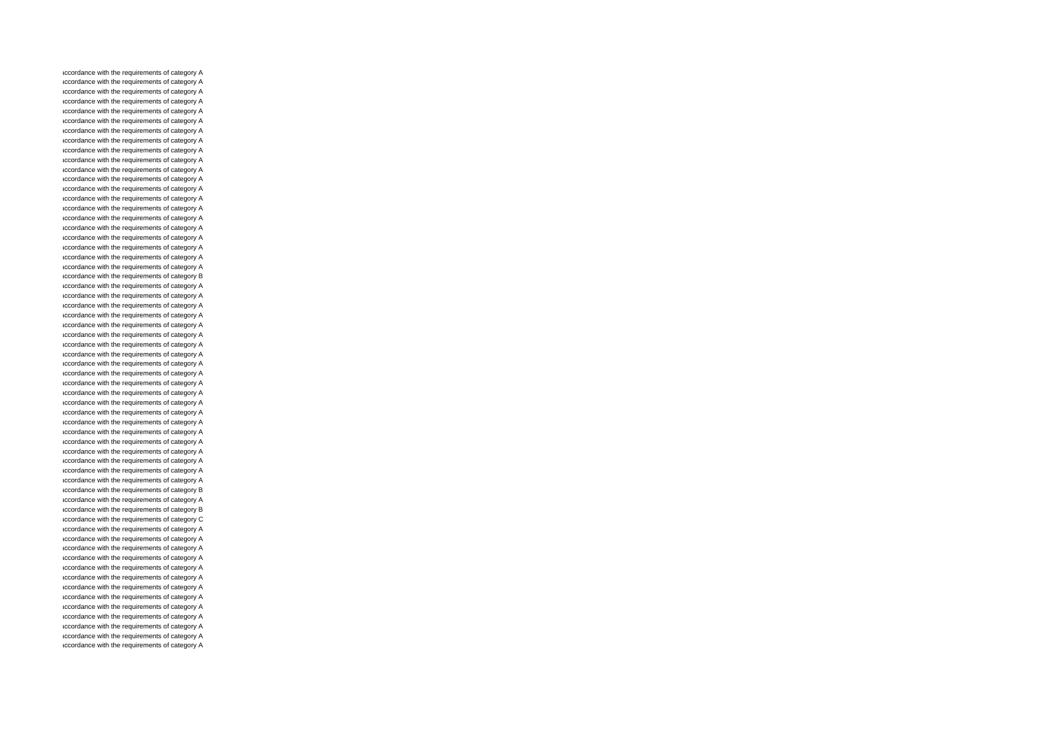accordance with the requirements of category A
accordance with the requirements of category A
accordance with the requirements of category A
accordance with the requirements of category A
accordance with the requirements of category A
accordance with the requirements of category A
accordance with the requirements of category A
accordance with the requirements of category A
accordance with the requirements of category A
accordance with the requirements of category A
accordance with the requirements of category A
accordance with the requirements of category A
accordance with the requirements of category A
accordance with the requirements of category A
accordance with the requirements of category A
accordance with the requirements of category A
accordance with the requirements of category A
accordance with the requirements of category A
accordance with the requirements of category A
accordance with the requirements of category A
accordance with the requirements of category A
accordance with the requirements of category B
accordance with the requirements of category A
accordance with the requirements of category A
accordance with the requirements of category A
accordance with the requirements of category A
accordance with the requirements of category A
accordance with the requirements of category A
accordance with the requirements of category A
accordance with the requirements of category A
accordance with the requirements of category A
accordance with the requirements of category A
accordance with the requirements of category A
accordance with the requirements of category A
accordance with the requirements of category A
accordance with the requirements of category A
accordance with the requirements of category A
accordance with the requirements of category A
accordance with the requirements of category A
accordance with the requirements of category A
accordance with the requirements of category A
accordance with the requirements of category A
accordance with the requirements of category A
accordance with the requirements of category B
accordance with the requirements of category A
accordance with the requirements of category B
accordance with the requirements of category C
accordance with the requirements of category A
accordance with the requirements of category A
accordance with the requirements of category A
accordance with the requirements of category A
accordance with the requirements of category A
accordance with the requirements of category A
accordance with the requirements of category A
accordance with the requirements of category A
accordance with the requirements of category A
accordance with the requirements of category A
accordance with the requirements of category A
accordance with the requirements of category A
accordance with the requirements of category A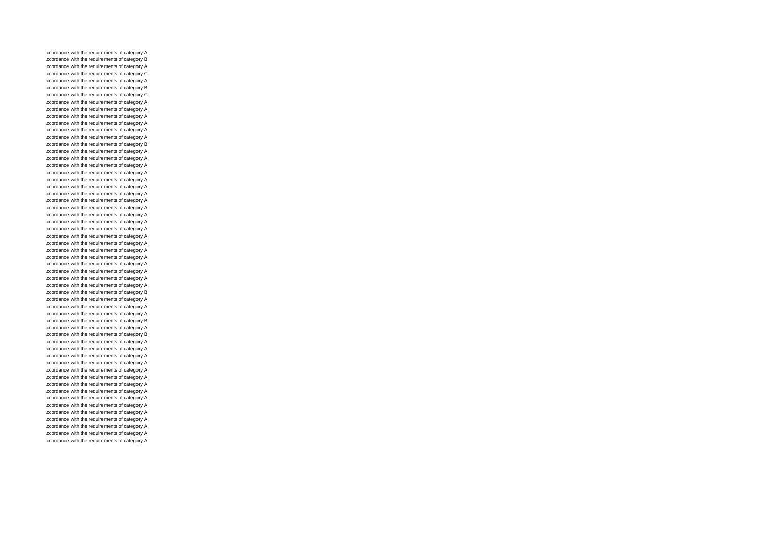ıccordance with the requirements of category A
ıccordance with the requirements of category B
ıccordance with the requirements of category A
ıccordance with the requirements of category C
ıccordance with the requirements of category A
ıccordance with the requirements of category B
ıccordance with the requirements of category C
ıccordance with the requirements of category A
ıccordance with the requirements of category A
ıccordance with the requirements of category A
ıccordance with the requirements of category A
ıccordance with the requirements of category A
ıccordance with the requirements of category A
ıccordance with the requirements of category B
ıccordance with the requirements of category A
ıccordance with the requirements of category A
ıccordance with the requirements of category A
ıccordance with the requirements of category A
ıccordance with the requirements of category A
ıccordance with the requirements of category A
ıccordance with the requirements of category A
ıccordance with the requirements of category A
ıccordance with the requirements of category A
ıccordance with the requirements of category A
ıccordance with the requirements of category A
ıccordance with the requirements of category A
ıccordance with the requirements of category A
ıccordance with the requirements of category A
ıccordance with the requirements of category A
ıccordance with the requirements of category A
ıccordance with the requirements of category A
ıccordance with the requirements of category A
ıccordance with the requirements of category A
ıccordance with the requirements of category A
ıccordance with the requirements of category B
ıccordance with the requirements of category A
ıccordance with the requirements of category A
ıccordance with the requirements of category A
ıccordance with the requirements of category B
ıccordance with the requirements of category A
ıccordance with the requirements of category B
ıccordance with the requirements of category A
ıccordance with the requirements of category A
ıccordance with the requirements of category A
ıccordance with the requirements of category A
ıccordance with the requirements of category A
ıccordance with the requirements of category A
ıccordance with the requirements of category A
ıccordance with the requirements of category A
ıccordance with the requirements of category A
ıccordance with the requirements of category A
ıccordance with the requirements of category A
ıccordance with the requirements of category A
ıccordance with the requirements of category A
ıccordance with the requirements of category A
ıccordance with the requirements of category A